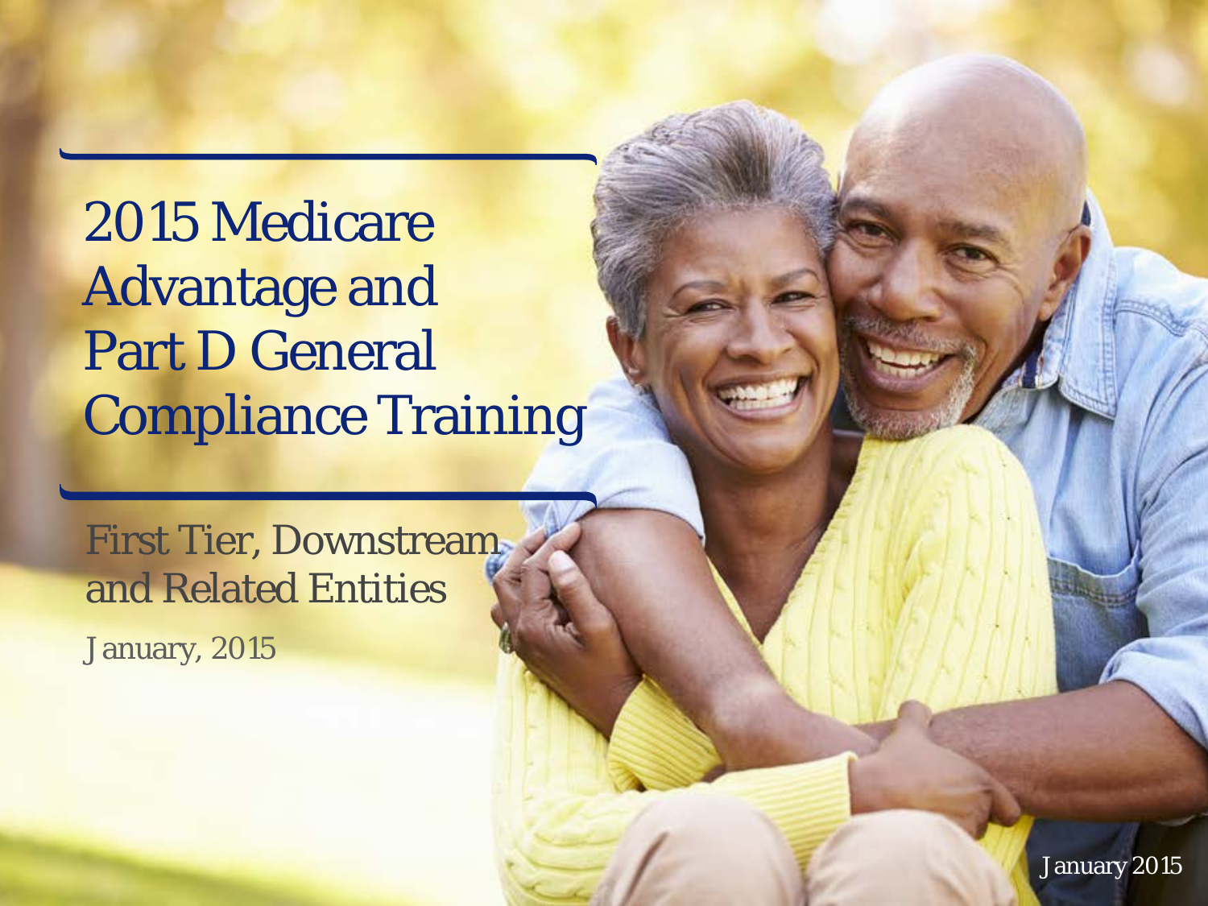# 2015 Medicare Advantage and Part D General Compliance Training

First Tier, Downstream and Related Entities

January, 2015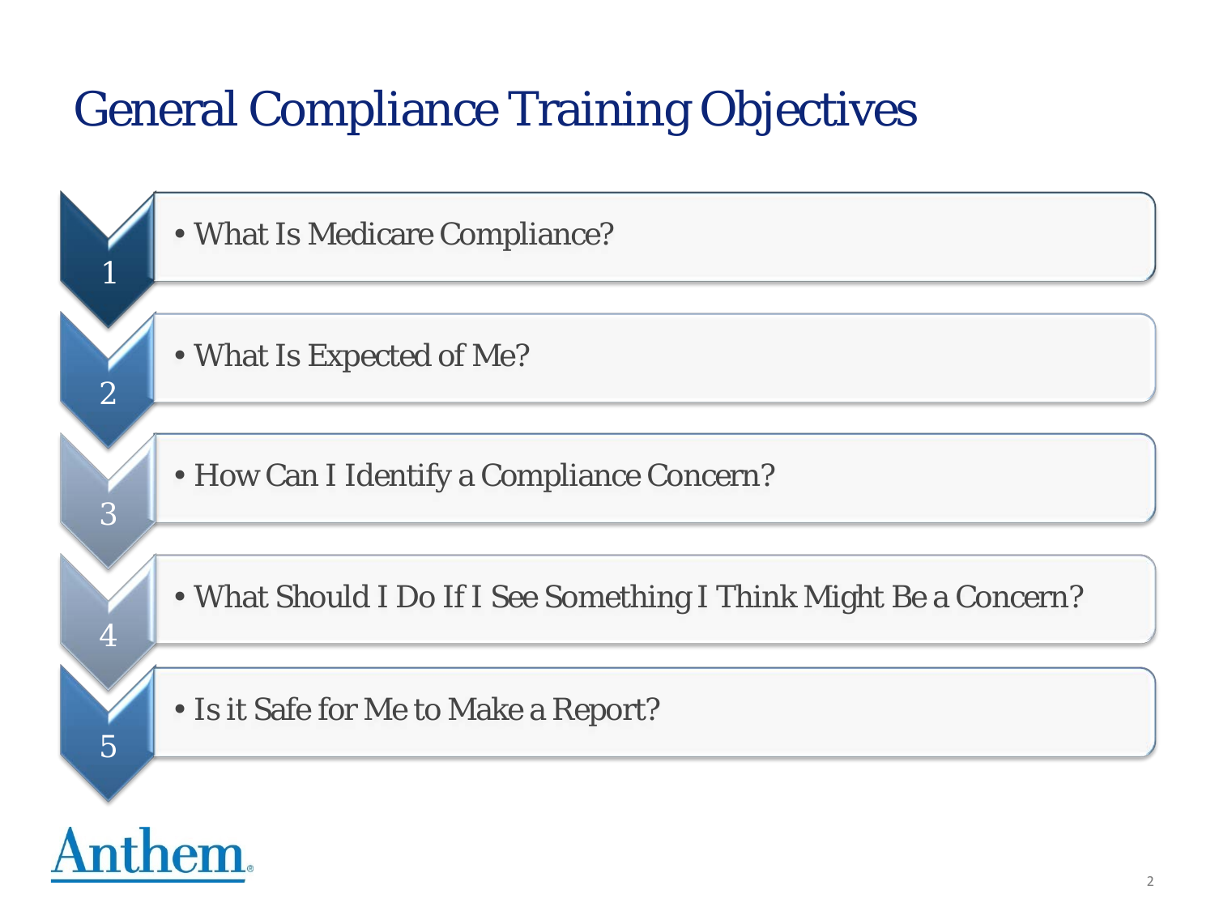# General Compliance Training Objectives

1. What Is Medicare Compliance?
2. What Is Expected of Me?
3. How Can I Identify a Compliance Concern?
4. What Should I Do If I See Something I Think Might Be a Concern?
5. Is it Safe for Me to Make a Report?

Anthem®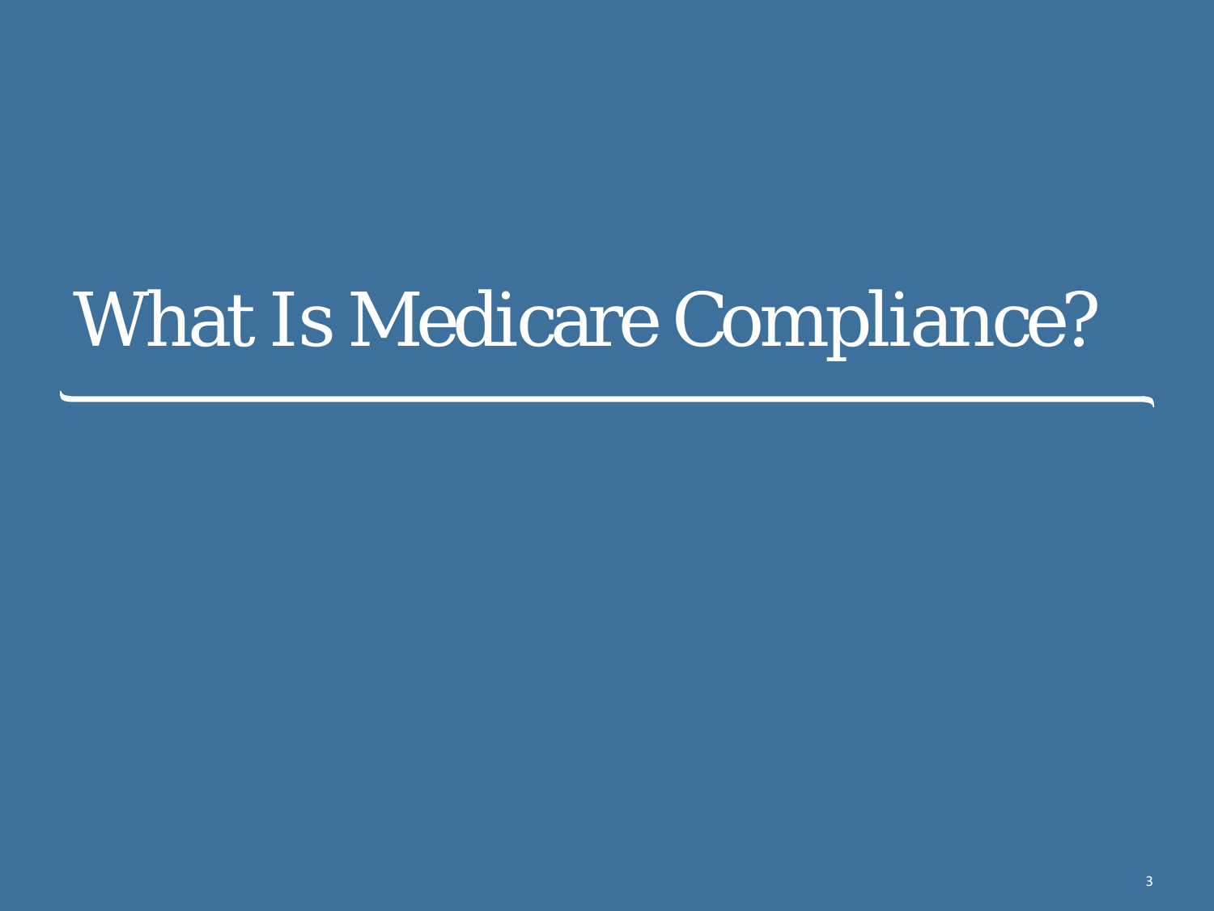# What Is Medicare Compliance?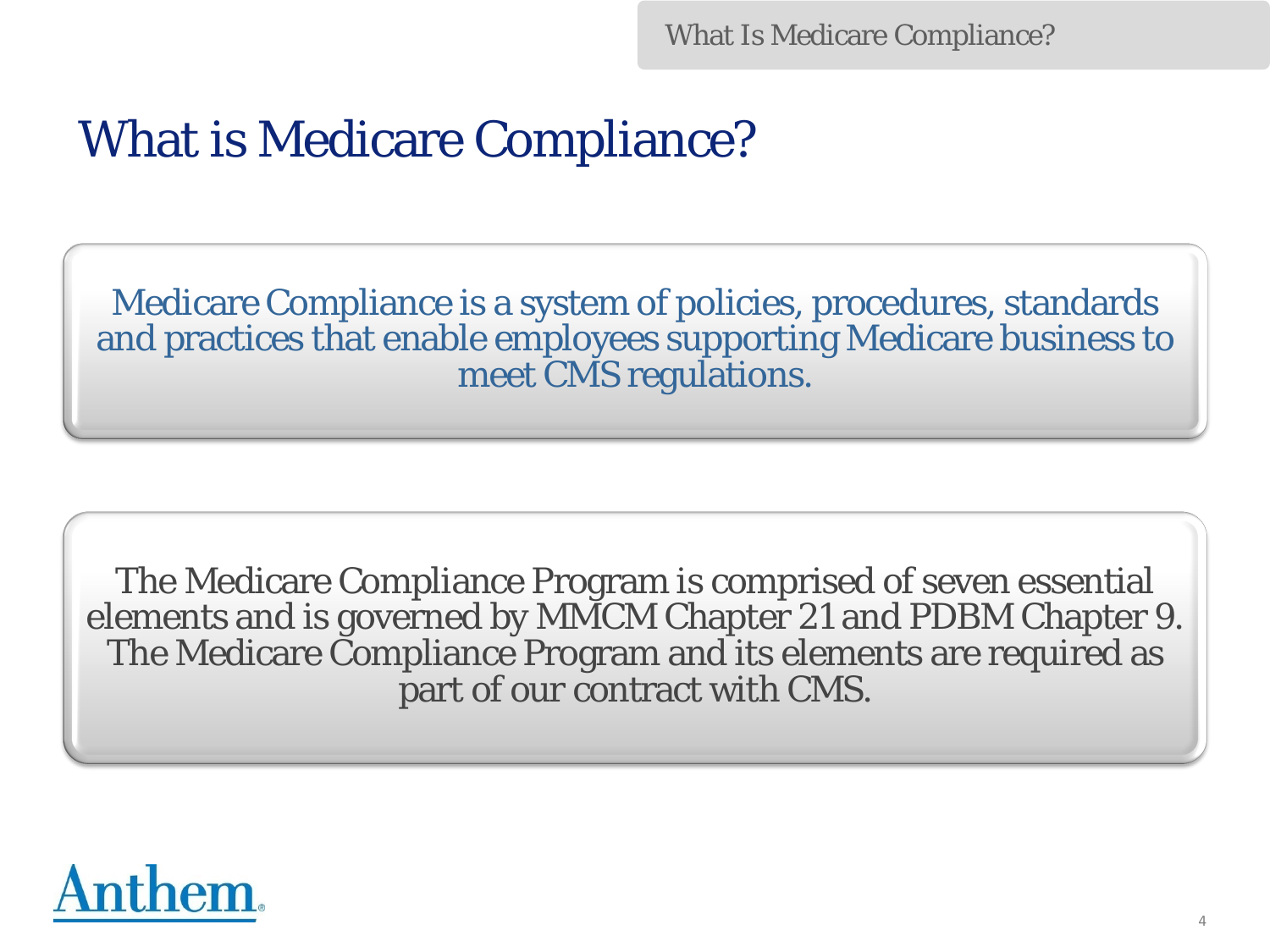# What is Medicare Compliance?

Medicare Compliance is a system of policies, procedures, standards and practices that enable employees supporting Medicare business to meet CMS regulations.

The Medicare Compliance Program is comprised of seven essential elements and is governed by MMCM Chapter 21 and PDBM Chapter 9. The Medicare Compliance Program and its elements are required as part of our contract with CMS.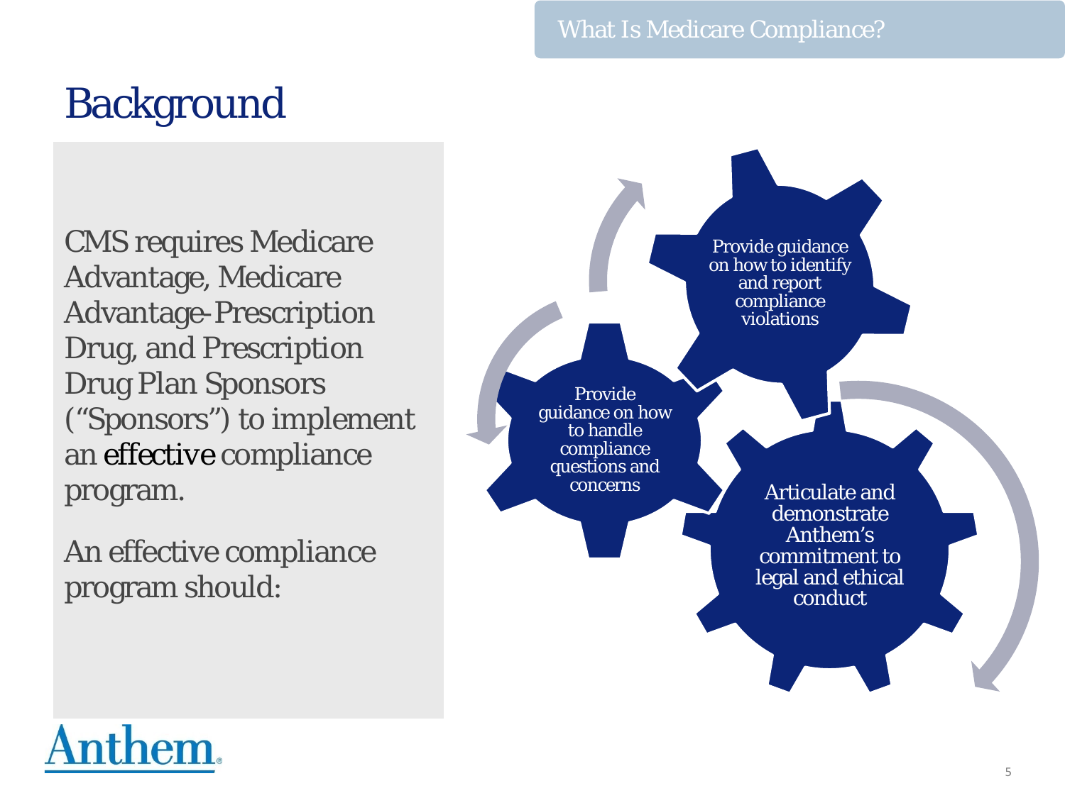# Background

CMS requires Medicare Advantage, Medicare Advantage-Prescription Drug, and Prescription Drug Plan Sponsors ("Sponsors") to implement an effective compliance program.

An effective compliance program should:

- Articulate and demonstrate Anthem's commitment to legal and ethical conduct
- Provide guidance on how to handle compliance questions and concerns
- Provide guidance on how to identify and report compliance violations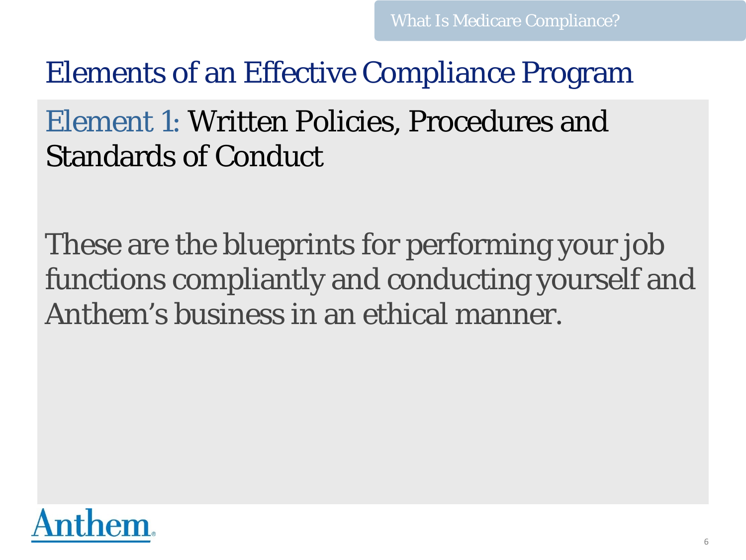# Elements of an Effective Compliance Program

## Element 1: Written Policies, Procedures and Standards of Conduct

These are the blueprints for performing your job functions compliantly and conducting yourself and Anthem's business in an ethical manner.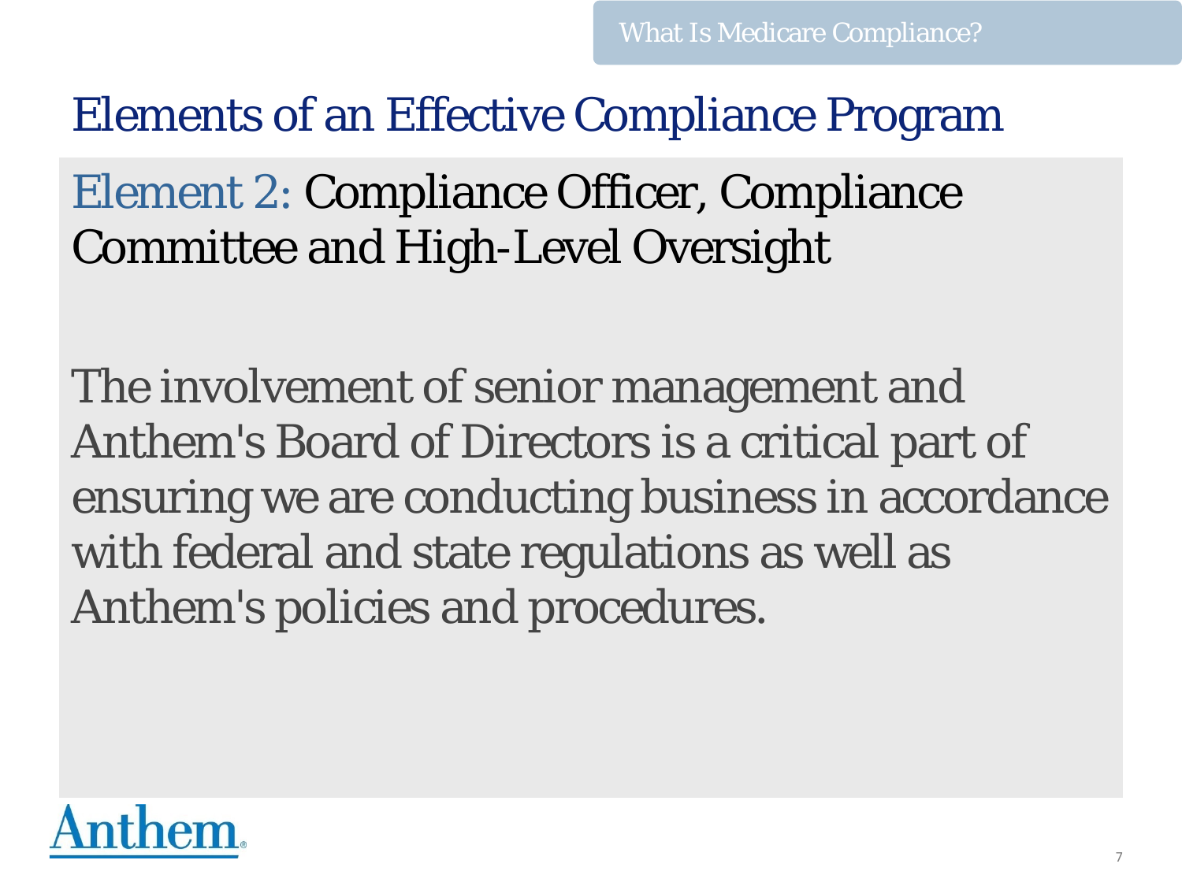# Elements of an Effective Compliance Program

## Element 2: Compliance Officer, Compliance Committee and High-Level Oversight

The involvement of senior management and Anthem's Board of Directors is a critical part of ensuring we are conducting business in accordance with federal and state regulations as well as Anthem's policies and procedures.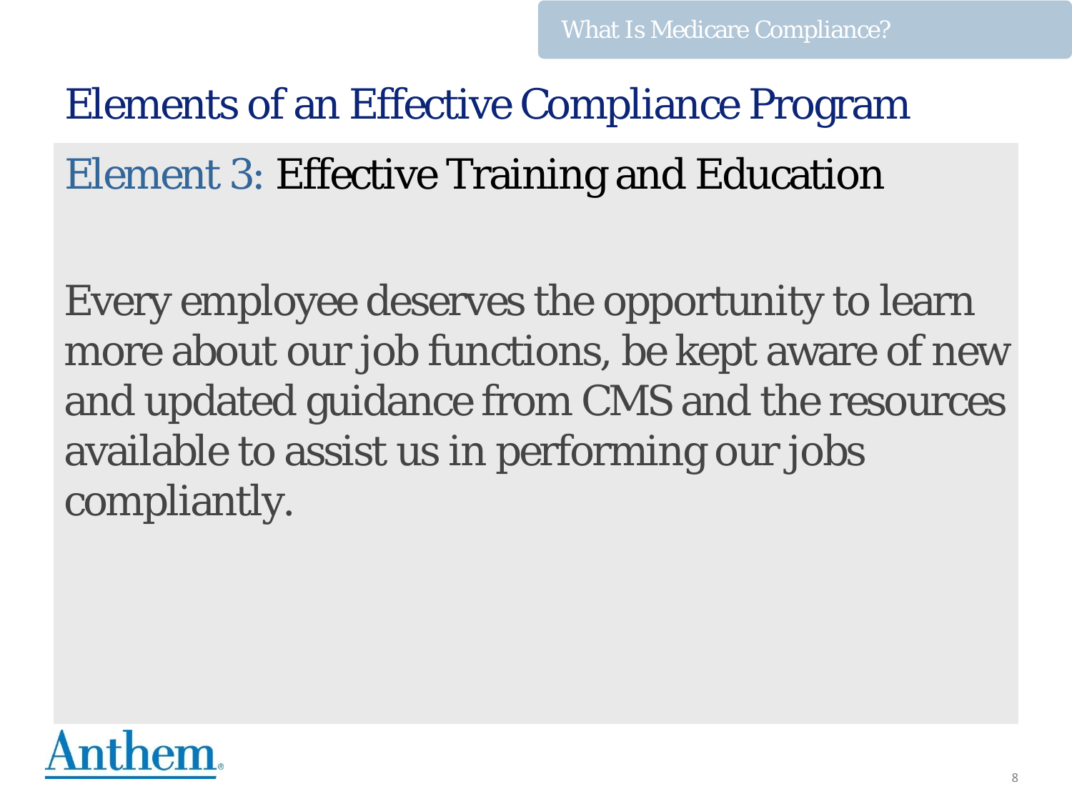## Elements of an Effective Compliance Program

### Element 3: Effective Training and Education

Every employee deserves the opportunity to learn more about our job functions, be kept aware of new and updated guidance from CMS and the resources available to assist us in performing our jobs compliantly.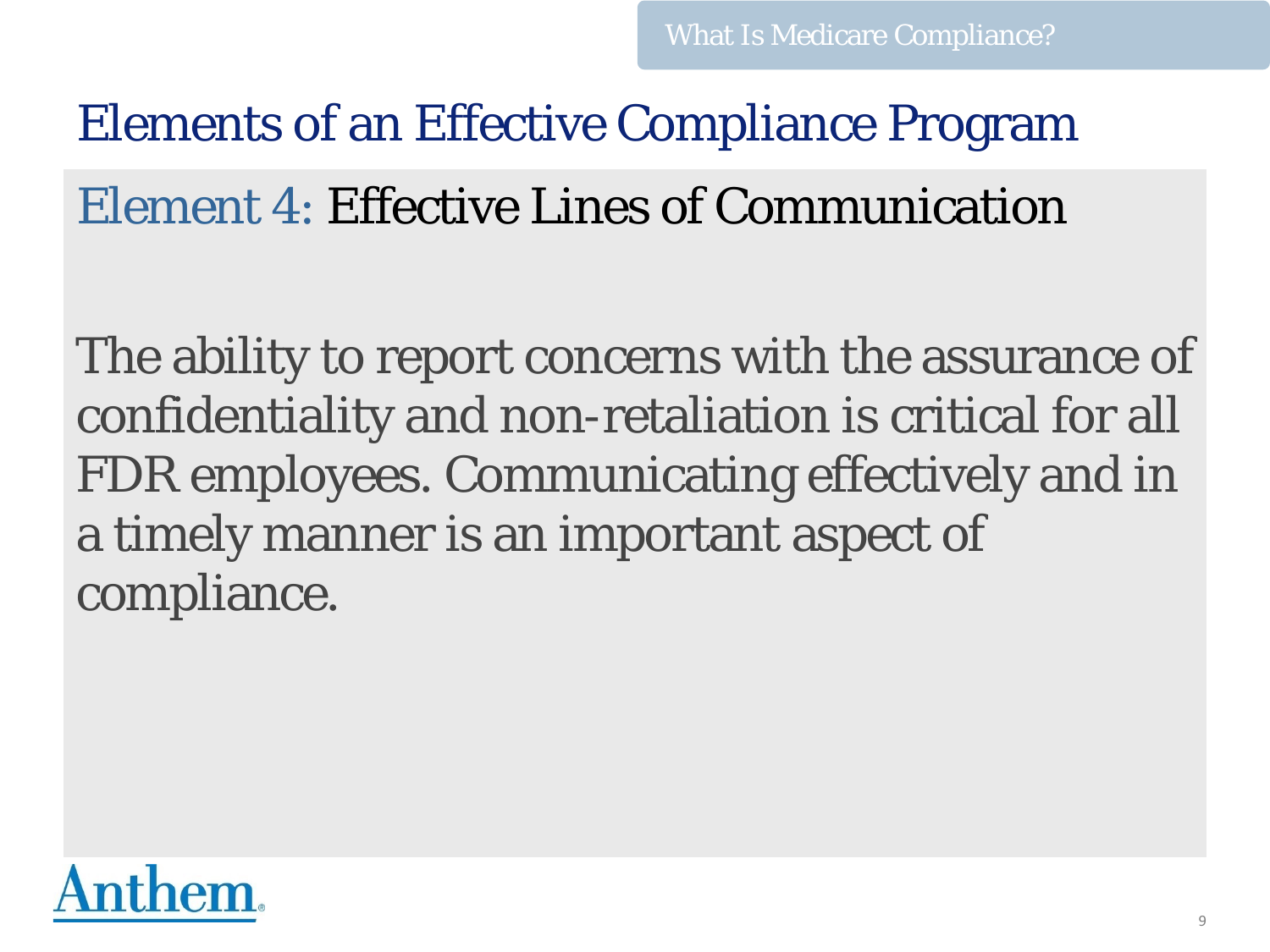# Elements of an Effective Compliance Program

## Element 4: Effective Lines of Communication

The ability to report concerns with the assurance of confidentiality and non-retaliation is critical for all FDR employees. Communicating effectively and in a timely manner is an important aspect of compliance.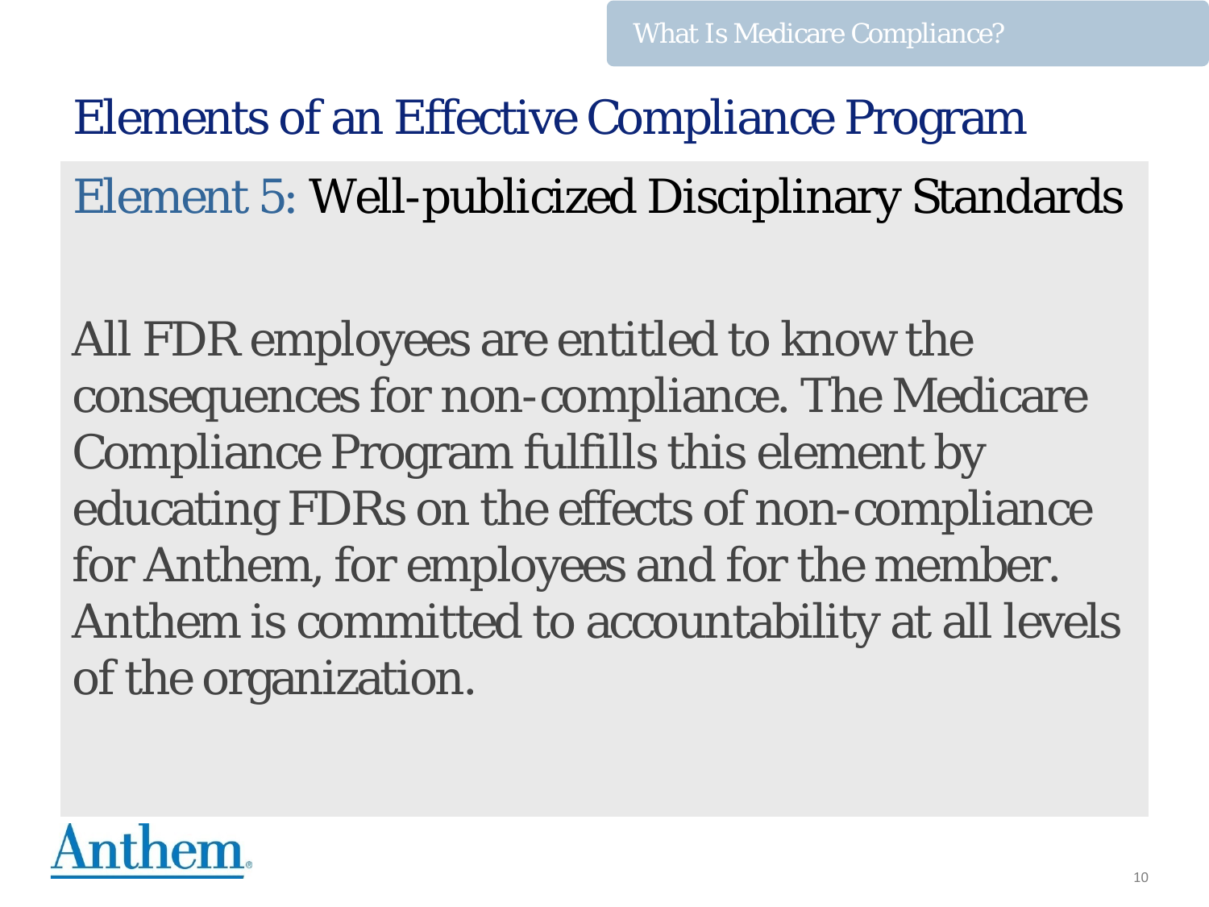# Elements of an Effective Compliance Program

## Element 5: Well-publicized Disciplinary Standards

All FDR employees are entitled to know the consequences for non-compliance. The Medicare Compliance Program fulfills this element by educating FDRs on the effects of non-compliance for Anthem, for employees and for the member. Anthem is committed to accountability at all levels of the organization.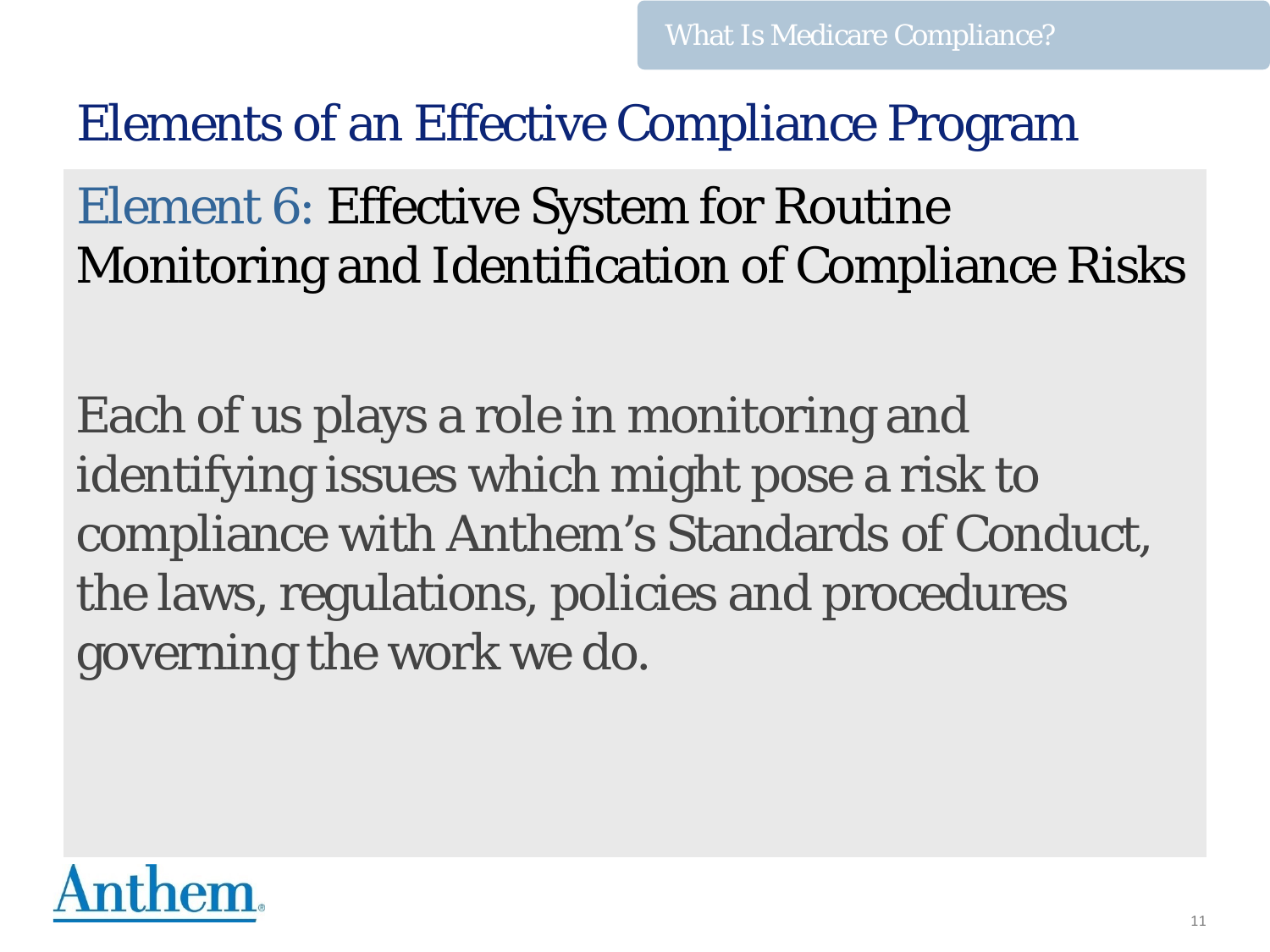# Elements of an Effective Compliance Program

## Element 6: Effective System for Routine Monitoring and Identification of Compliance Risks

Each of us plays a role in monitoring and identifying issues which might pose a risk to compliance with Anthem's Standards of Conduct, the laws, regulations, policies and procedures governing the work we do.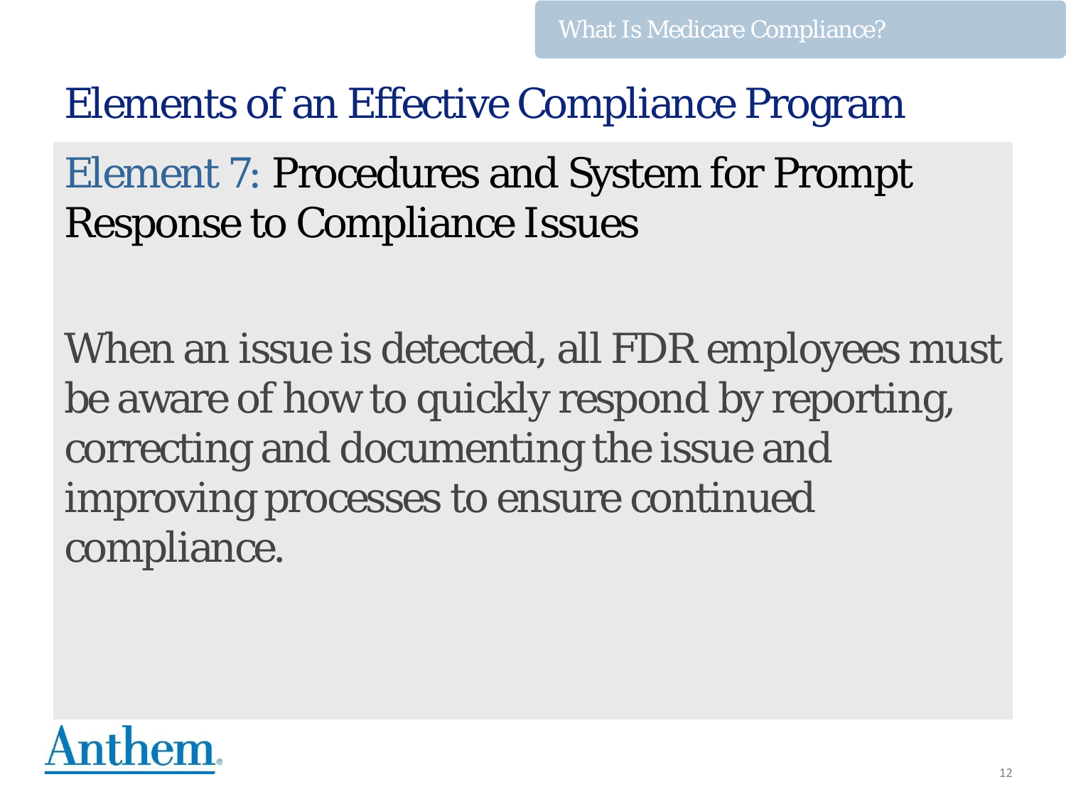# Elements of an Effective Compliance Program

## Element 7: Procedures and System for Prompt Response to Compliance Issues

When an issue is detected, all FDR employees must be aware of how to quickly respond by reporting, correcting and documenting the issue and improving processes to ensure continued compliance.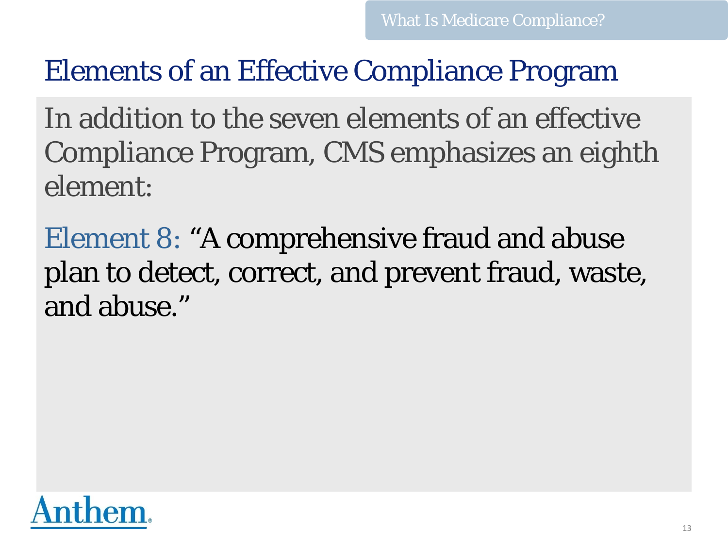# Elements of an Effective Compliance Program

In addition to the seven elements of an effective Compliance Program, CMS emphasizes an eighth element:

Element 8: "A comprehensive fraud and abuse plan to detect, correct, and prevent fraud, waste, and abuse."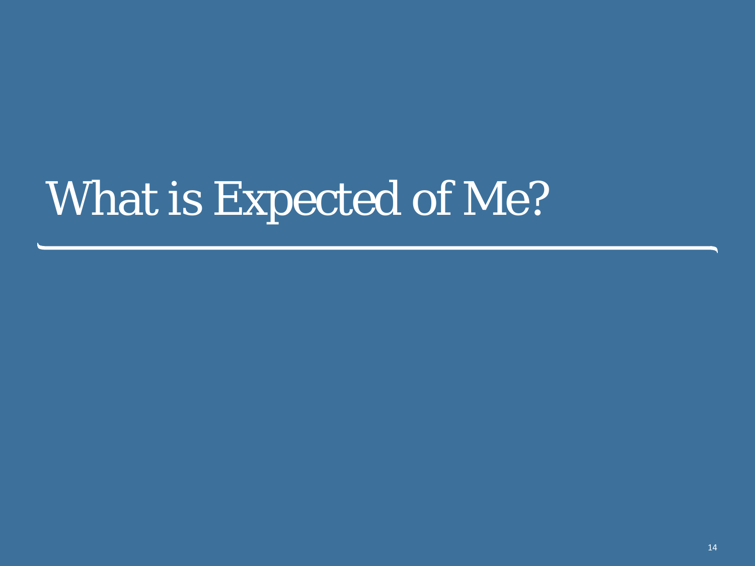# What is Expected of Me?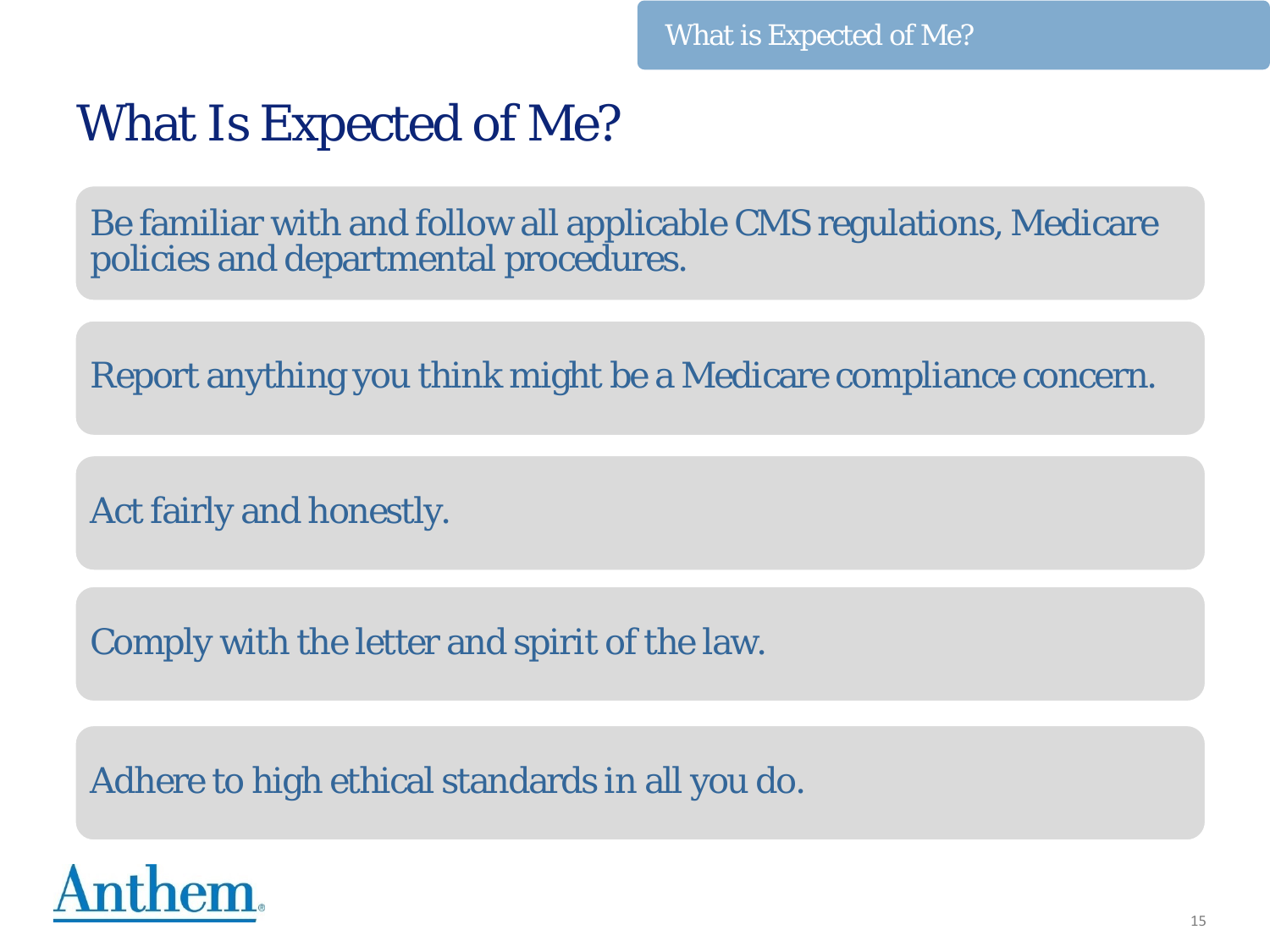# What Is Expected of Me?

- Be familiar with and follow all applicable CMS regulations, Medicare policies and departmental procedures.
- Report anything you think might be a Medicare compliance concern.
- Act fairly and honestly.
- Comply with the letter and spirit of the law.
- Adhere to high ethical standards in all you do.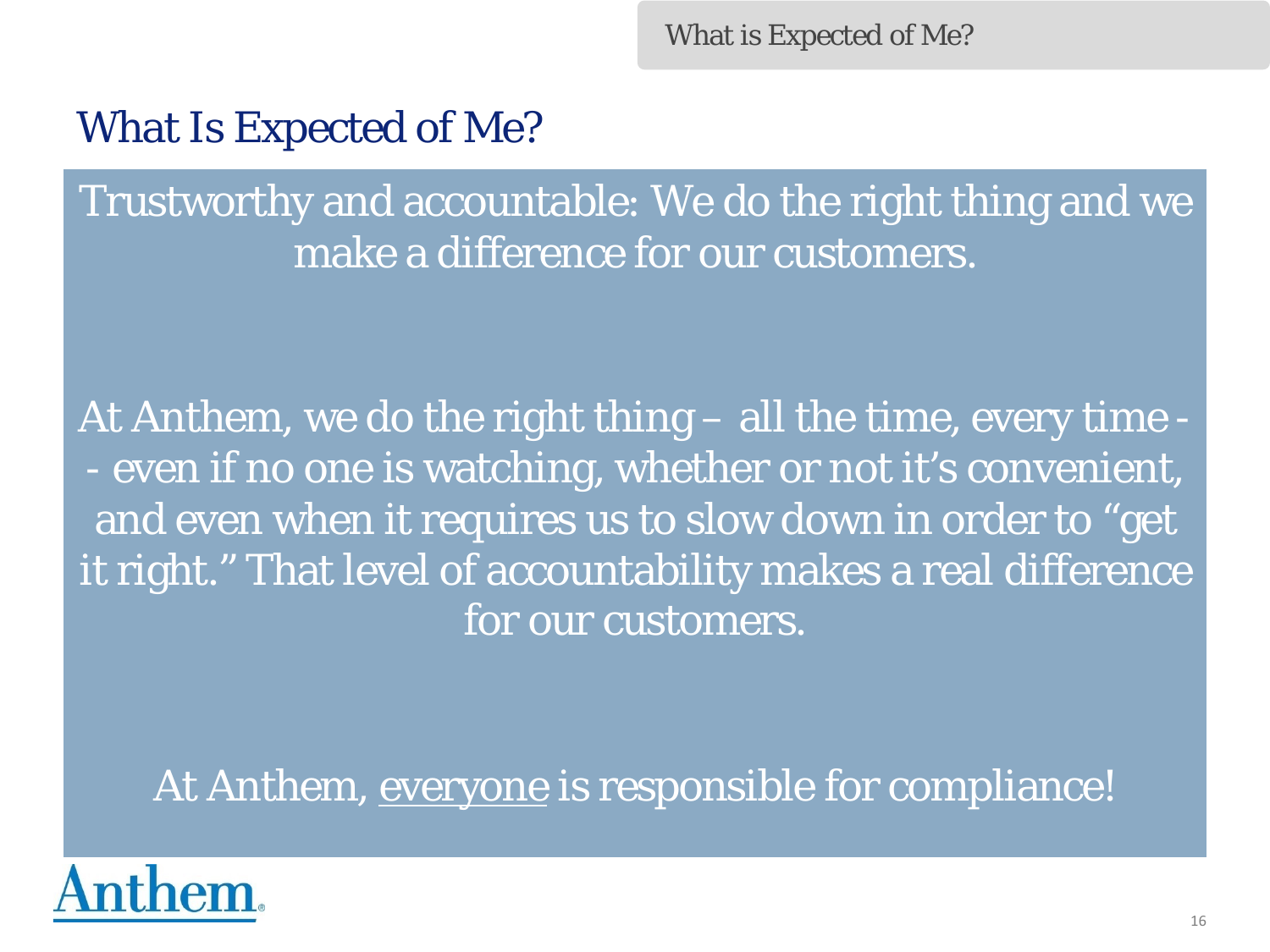# What Is Expected of Me?

Trustworthy and accountable: We do the right thing and we make a difference for our customers.

At Anthem, we do the right thing – all the time, every time -- even if no one is watching, whether or not it's convenient, and even when it requires us to slow down in order to "get it right." That level of accountability makes a real difference for our customers.

At Anthem, <u>everyone</u> is responsible for compliance!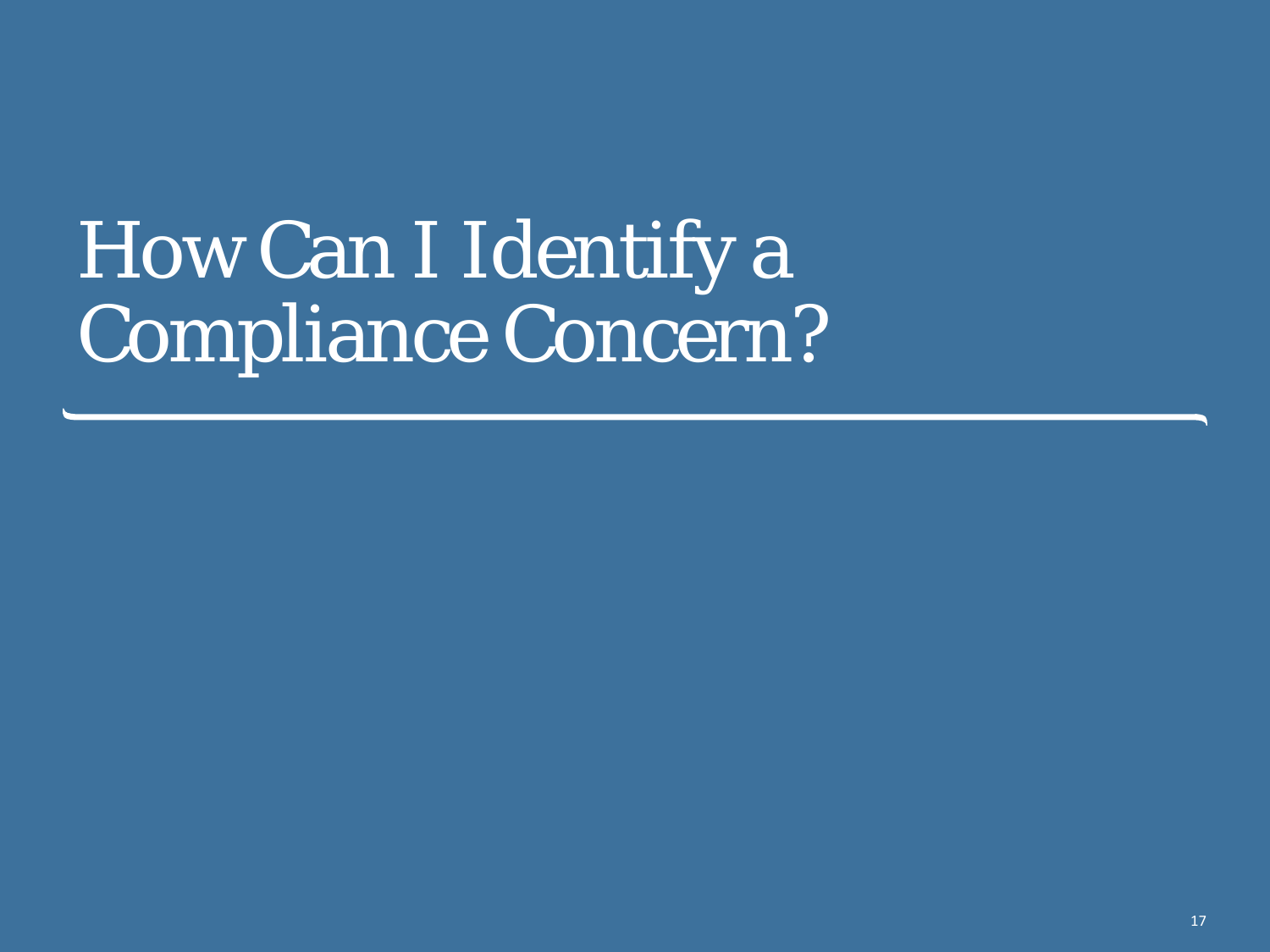# How Can I Identify a Compliance Concern?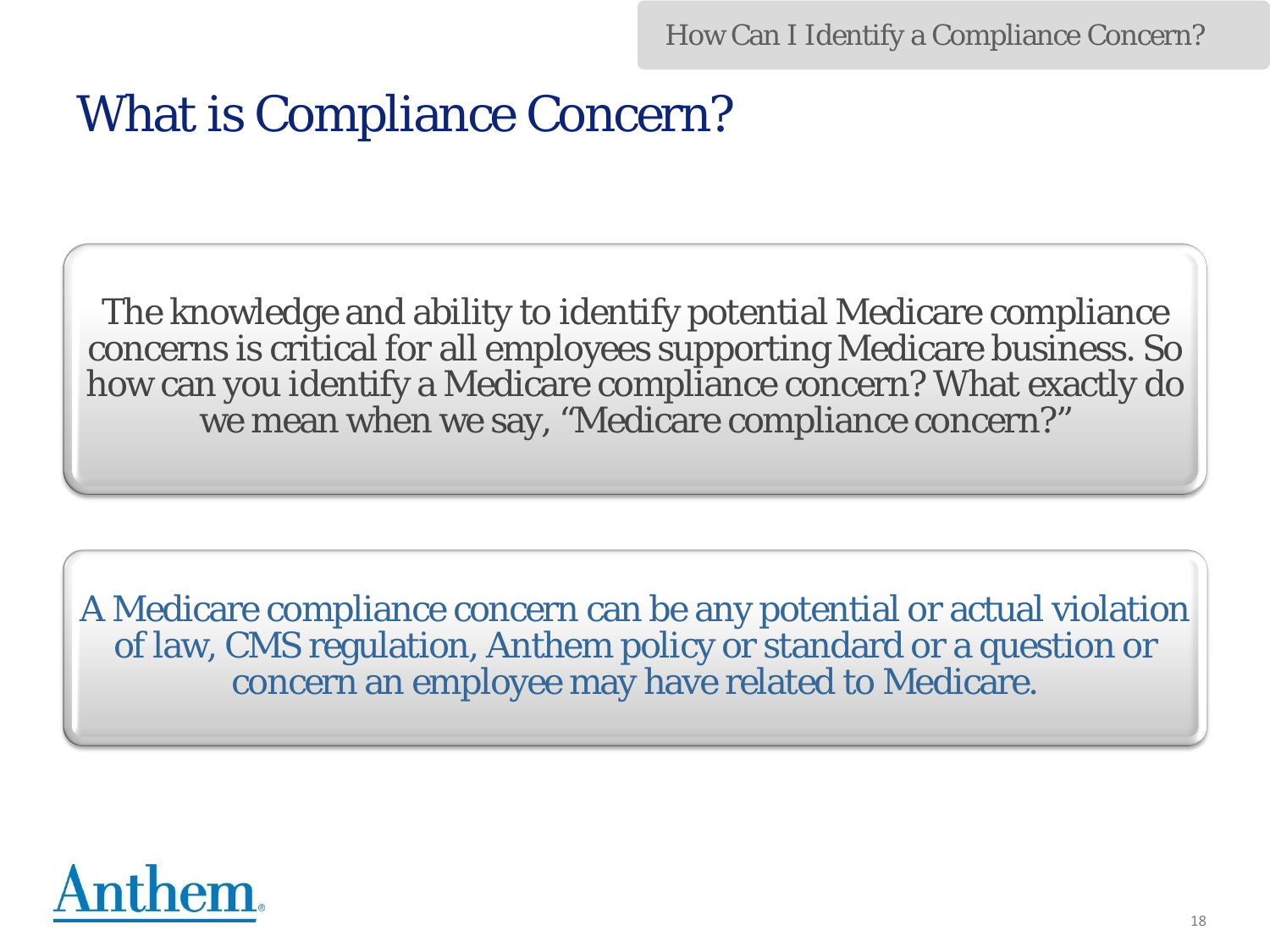# What is Compliance Concern?

The knowledge and ability to identify potential Medicare compliance concerns is critical for all employees supporting Medicare business. So how can you identify a Medicare compliance concern? What exactly do we mean when we say, "Medicare compliance concern?"

A Medicare compliance concern can be any potential or actual violation of law, CMS regulation, Anthem policy or standard or a question or concern an employee may have related to Medicare.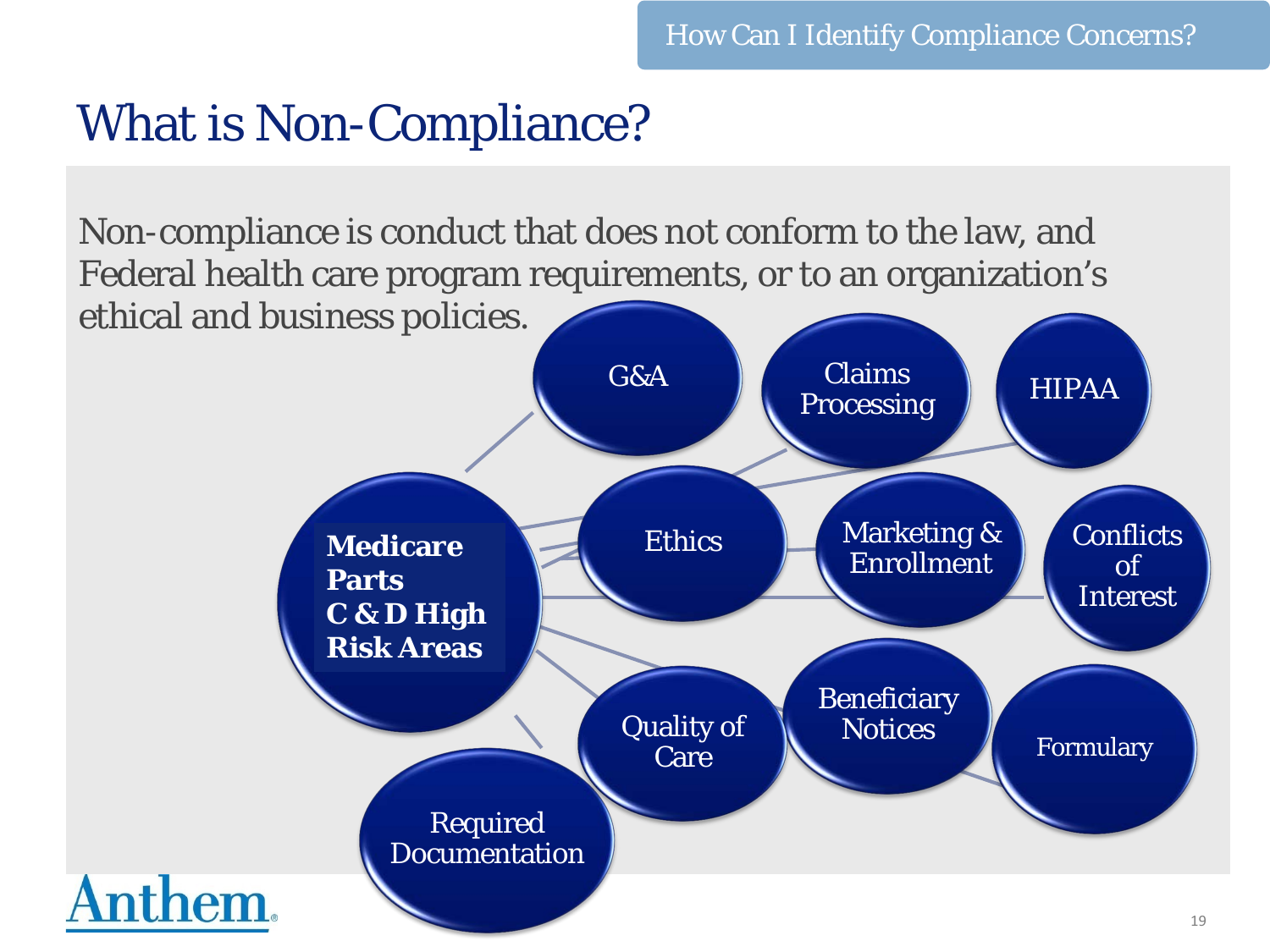# What is Non-Compliance?

Non-compliance is conduct that does not conform to the law, and Federal health care program requirements, or to an organization's ethical and business policies.

**Medicare Parts C & D High Risk Areas**

- G&A
- Claims Processing
- HIPAA
- Ethics
- Marketing & Enrollment
- Conflicts of Interest
- Quality of Care
- Beneficiary Notices
- Formulary
- Required Documentation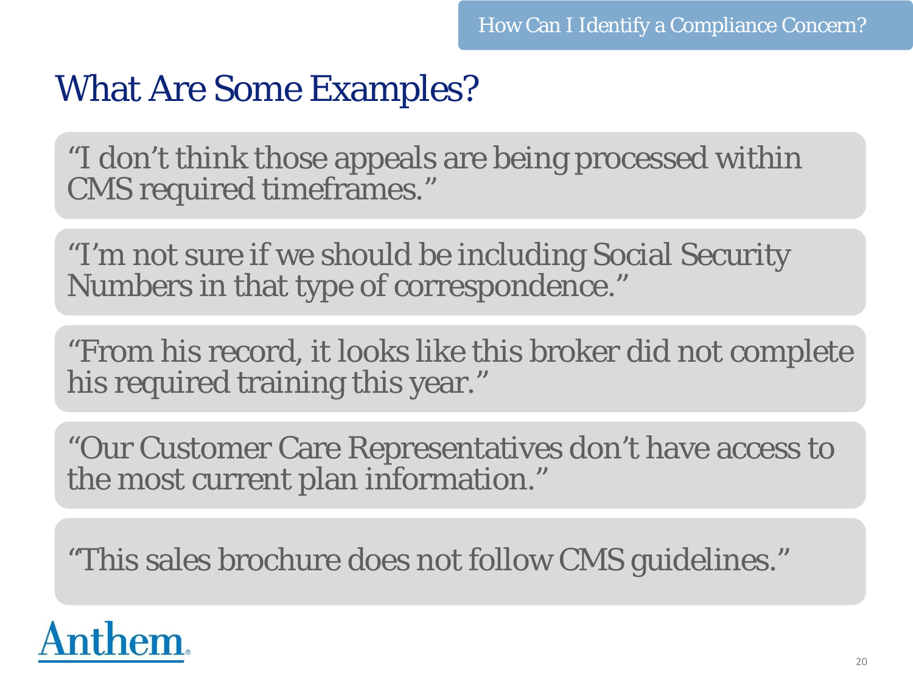How Can I Identify a Compliance Concern?

# What Are Some Examples?

“I don’t think those appeals are being processed within CMS required timeframes.”

“I’m not sure if we should be including Social Security Numbers in that type of correspondence.”

“From his record, it looks like this broker did not complete his required training this year.”

“Our Customer Care Representatives don’t have access to the most current plan information.”

“This sales brochure does not follow CMS guidelines.”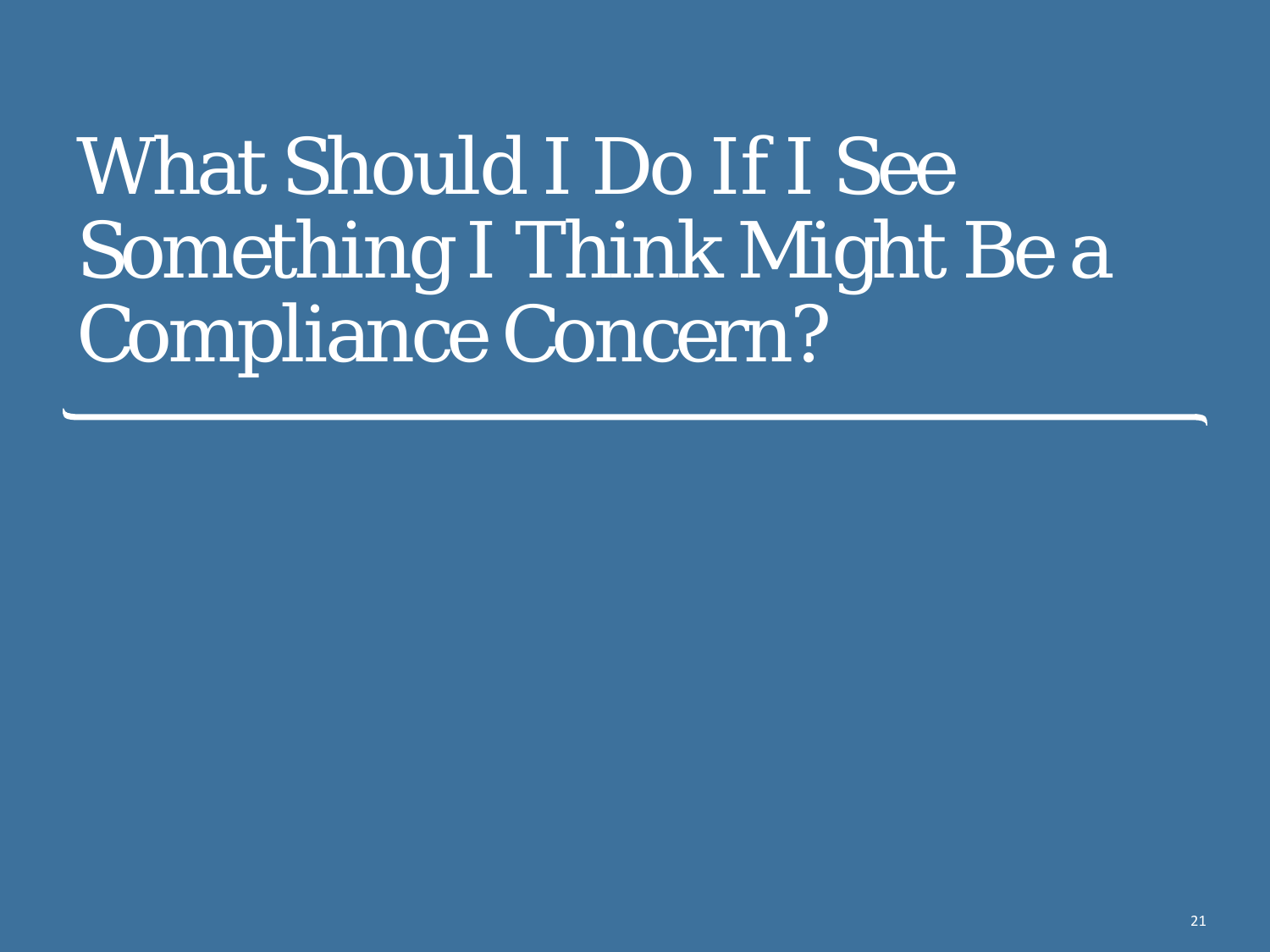# What Should I Do If I See Something I Think Might Be a Compliance Concern?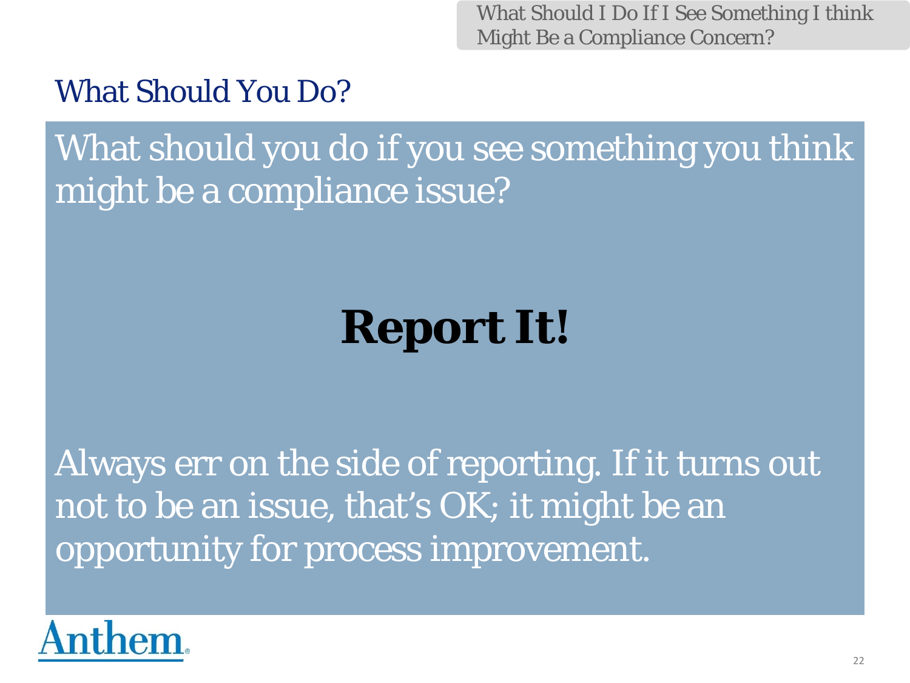## What Should You Do?

What should you do if you see something you think might be a compliance issue?

**Report It!**

Always err on the side of reporting. If it turns out not to be an issue, that's OK; it might be an opportunity for process improvement.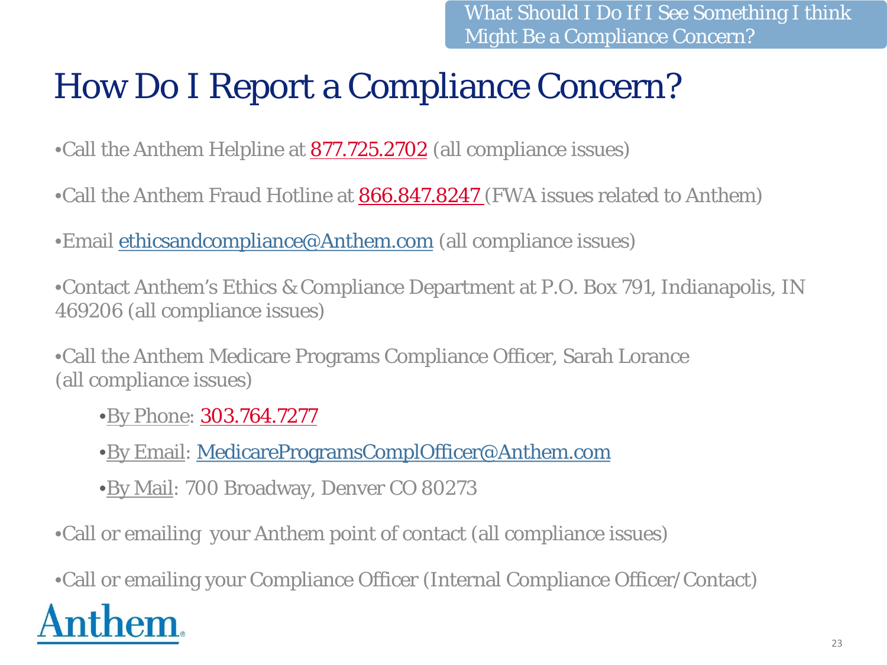What Should I Do If I See Something I think Might Be a Compliance Concern?

# How Do I Report a Compliance Concern?

- Call the Anthem Helpline at 877.725.2702 (all compliance issues)
- Call the Anthem Fraud Hotline at 866.847.8247 (FWA issues related to Anthem)
- Email ethicsandcompliance@Anthem.com (all compliance issues)
- Contact Anthem's Ethics & Compliance Department at P.O. Box 791, Indianapolis, IN 469206 (all compliance issues)
- Call the Anthem Medicare Programs Compliance Officer, Sarah Lorance (all compliance issues)
  - By Phone: 303.764.7277
  - By Email: MedicareProgramsComplOfficer@Anthem.com
  - By Mail: 700 Broadway, Denver CO 80273
- Call or emailing your Anthem point of contact (all compliance issues)
- Call or emailing your Compliance Officer (Internal Compliance Officer/Contact)

Anthem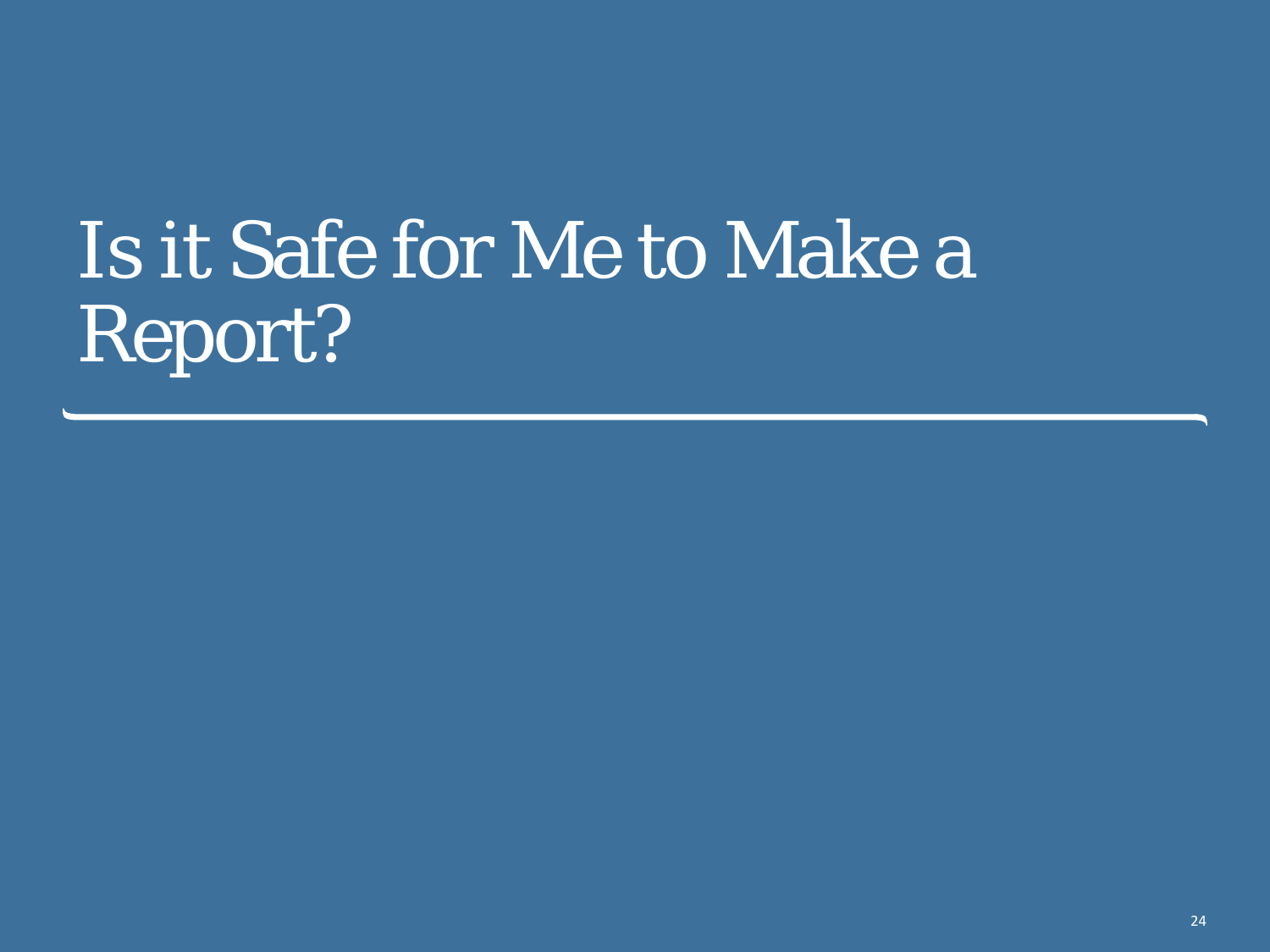# Is it Safe for Me to Make a Report?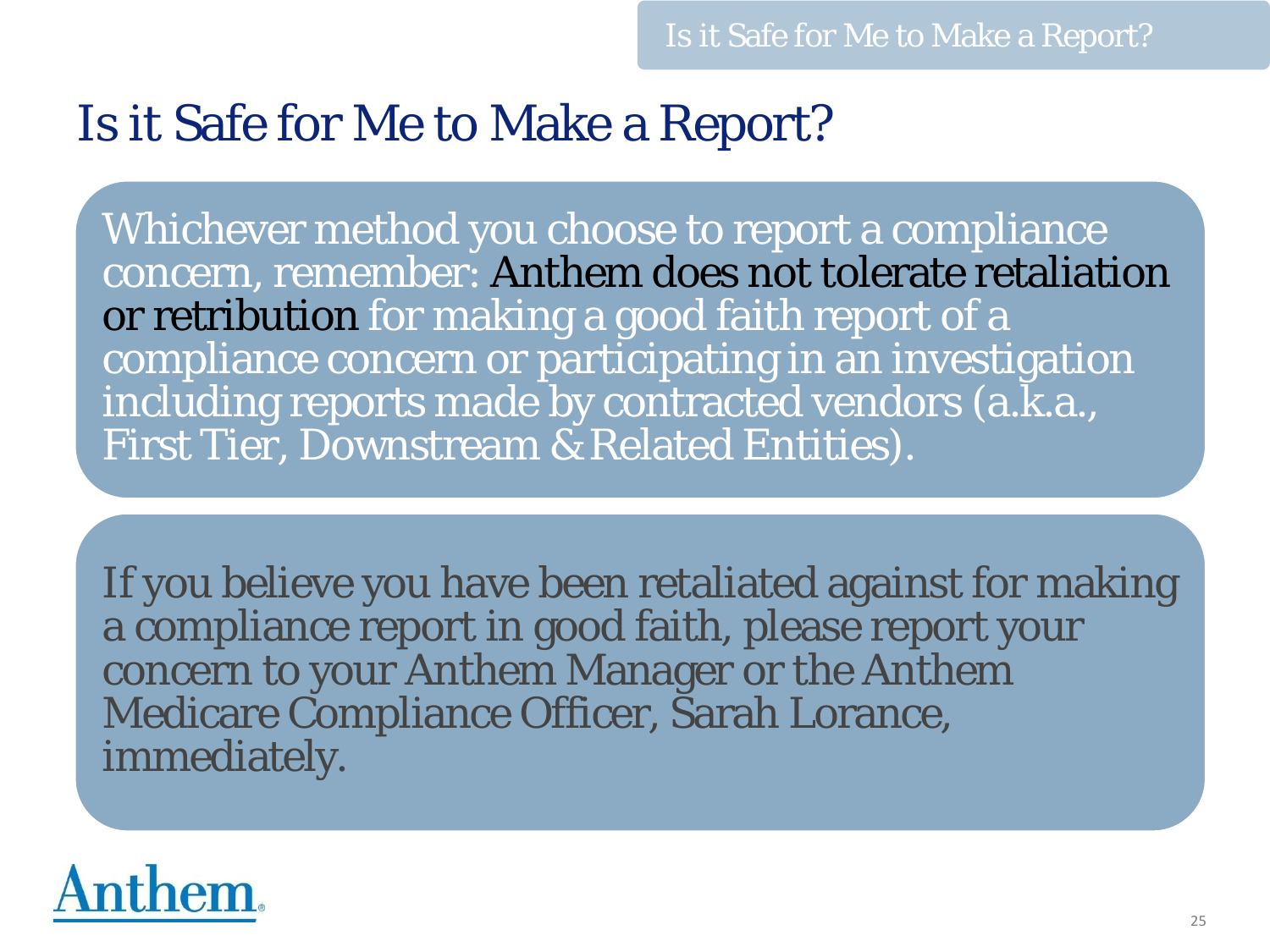# Is it Safe for Me to Make a Report?

Whichever method you choose to report a compliance concern, remember: **Anthem does not tolerate retaliation or retribution** for making a good faith report of a compliance concern or participating in an investigation including reports made by contracted vendors (a.k.a., First Tier, Downstream & Related Entities).

If you believe you have been retaliated against for making a compliance report in good faith, please report your concern to your Anthem Manager or the Anthem Medicare Compliance Officer, Sarah Lorance, immediately.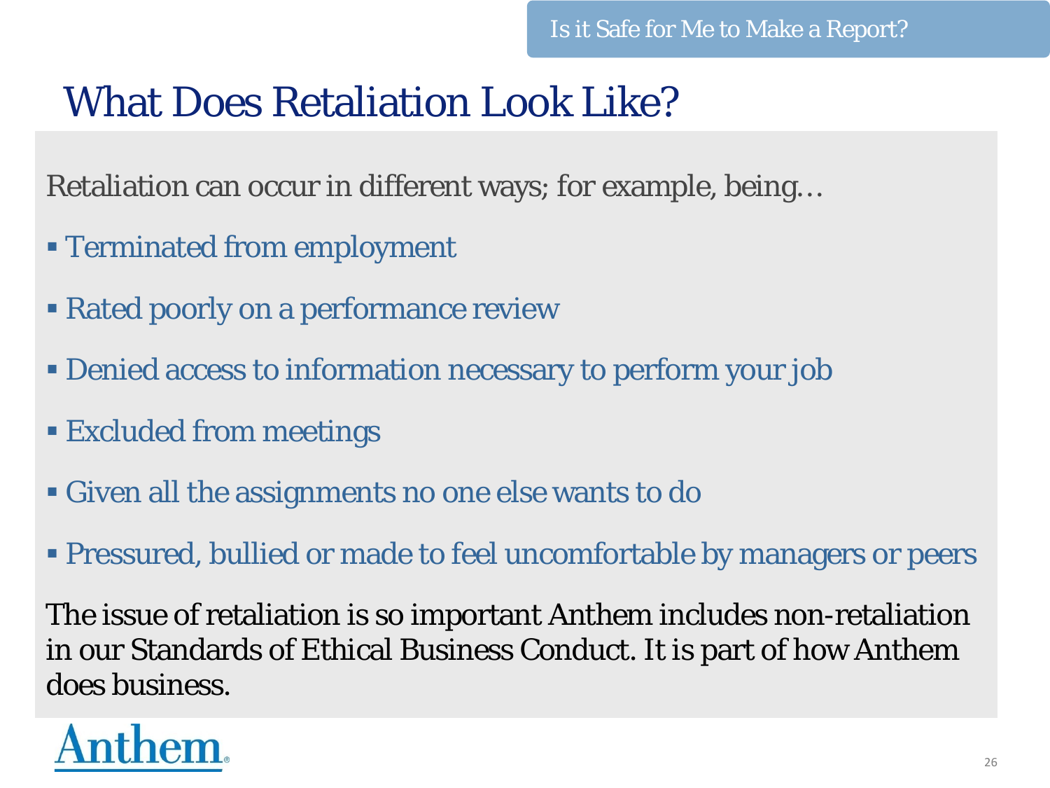Is it Safe for Me to Make a Report?

# What Does Retaliation Look Like?

Retaliation can occur in different ways; for example, being…

- Terminated from employment
- Rated poorly on a performance review
- Denied access to information necessary to perform your job
- Excluded from meetings
- Given all the assignments no one else wants to do
- Pressured, bullied or made to feel uncomfortable by managers or peers

The issue of retaliation is so important Anthem includes non-retaliation in our Standards of Ethical Business Conduct. It is part of how Anthem does business.

Anthem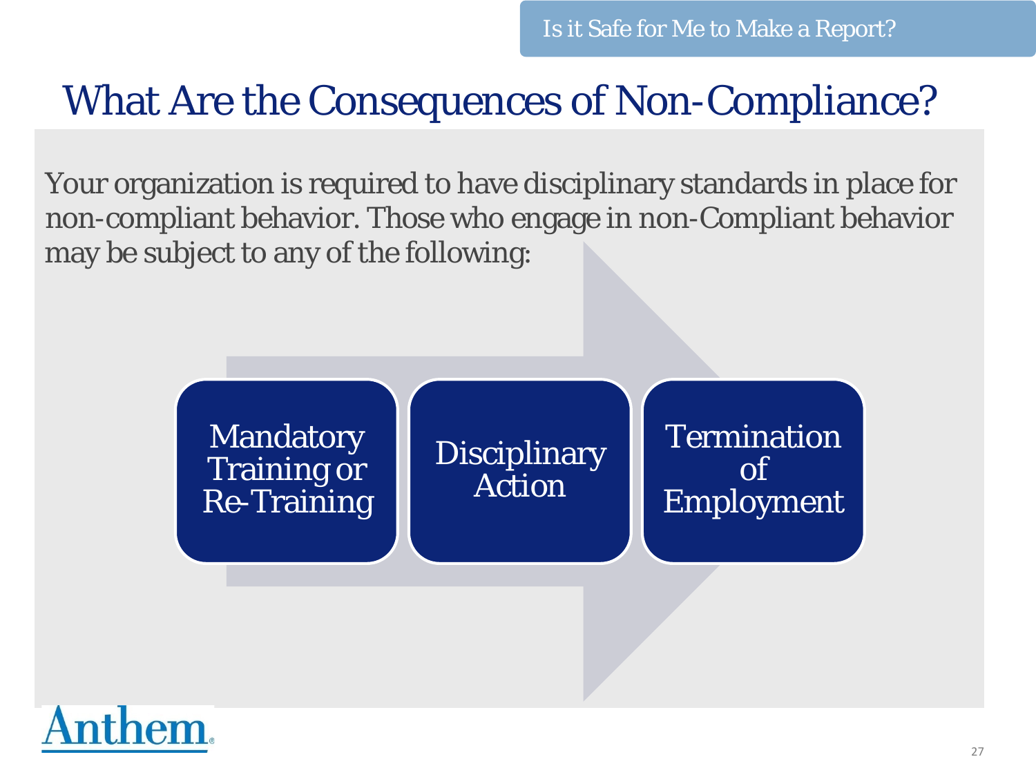Is it Safe for Me to Make a Report?

# What Are the Consequences of Non-Compliance?

Your organization is required to have disciplinary standards in place for non-compliant behavior. Those who engage in non-Compliant behavior may be subject to any of the following:

- Mandatory Training or Re-Training
- Disciplinary Action
- Termination of Employment

Anthem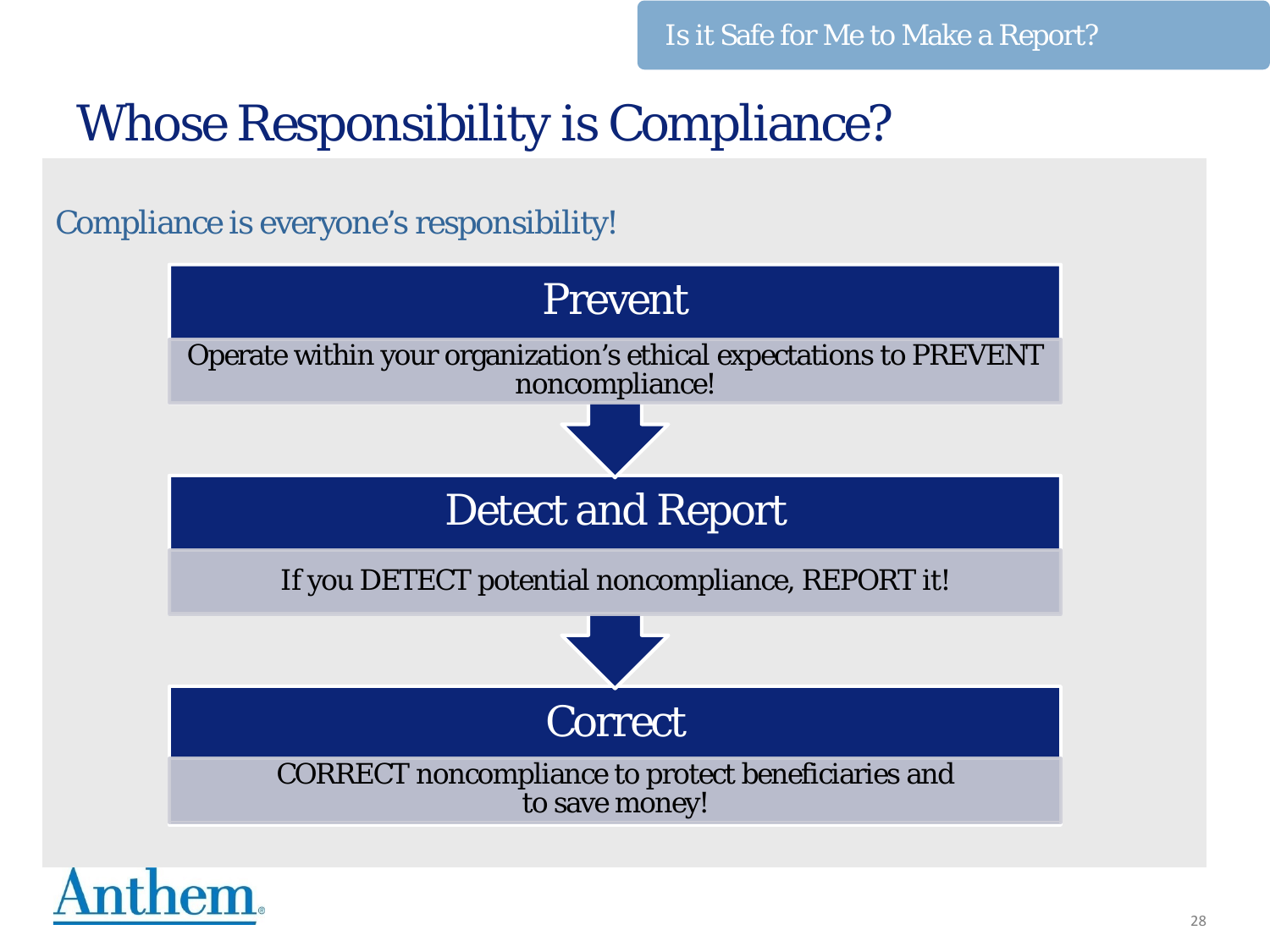Is it Safe for Me to Make a Report?

# Whose Responsibility is Compliance?

Compliance is everyone's responsibility!

## Prevent

Operate within your organization's ethical expectations to PREVENT noncompliance!

## Detect and Report

If you DETECT potential noncompliance, REPORT it!

## Correct

CORRECT noncompliance to protect beneficiaries and to save money!

Anthem.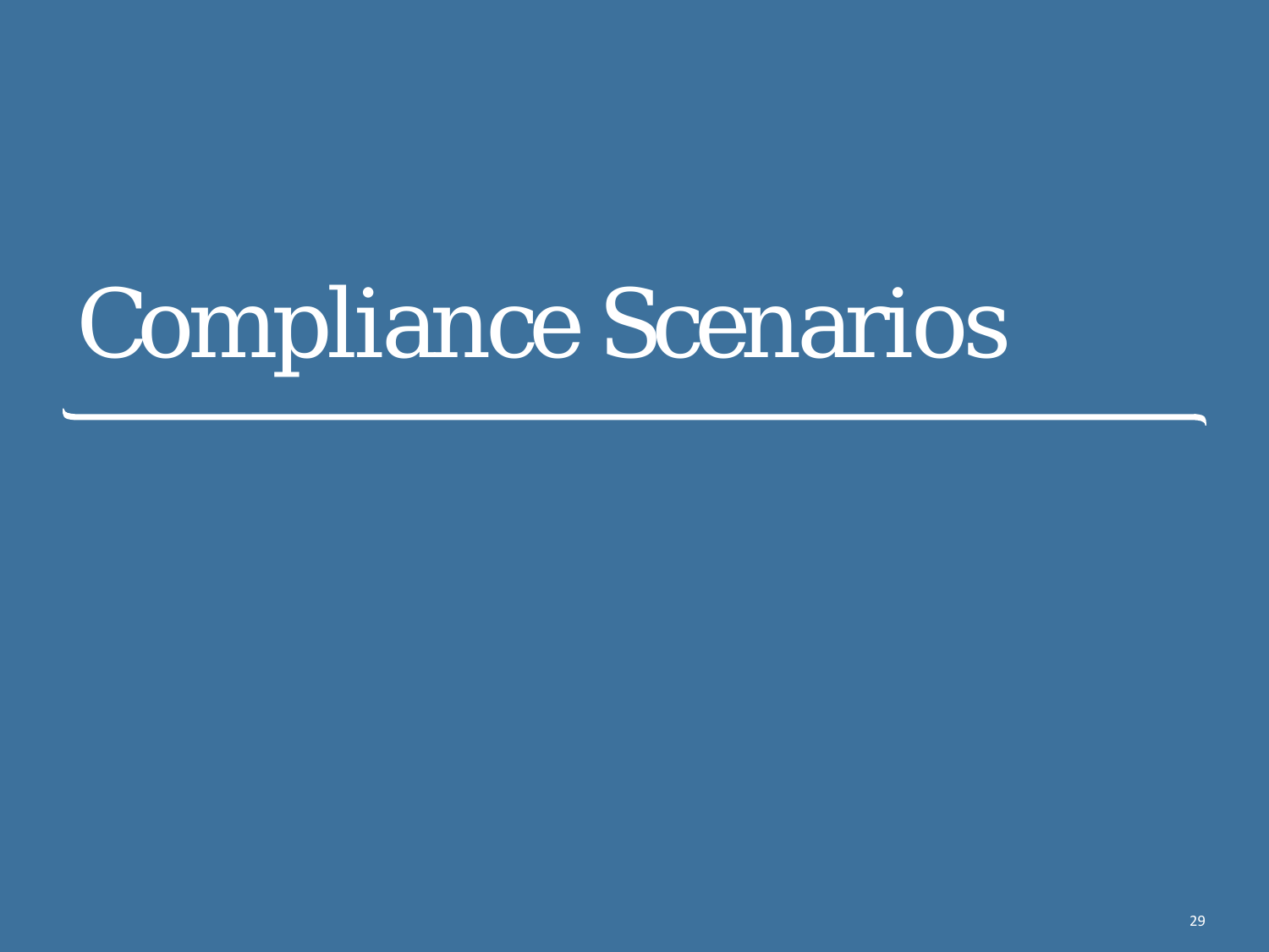# Compliance Scenarios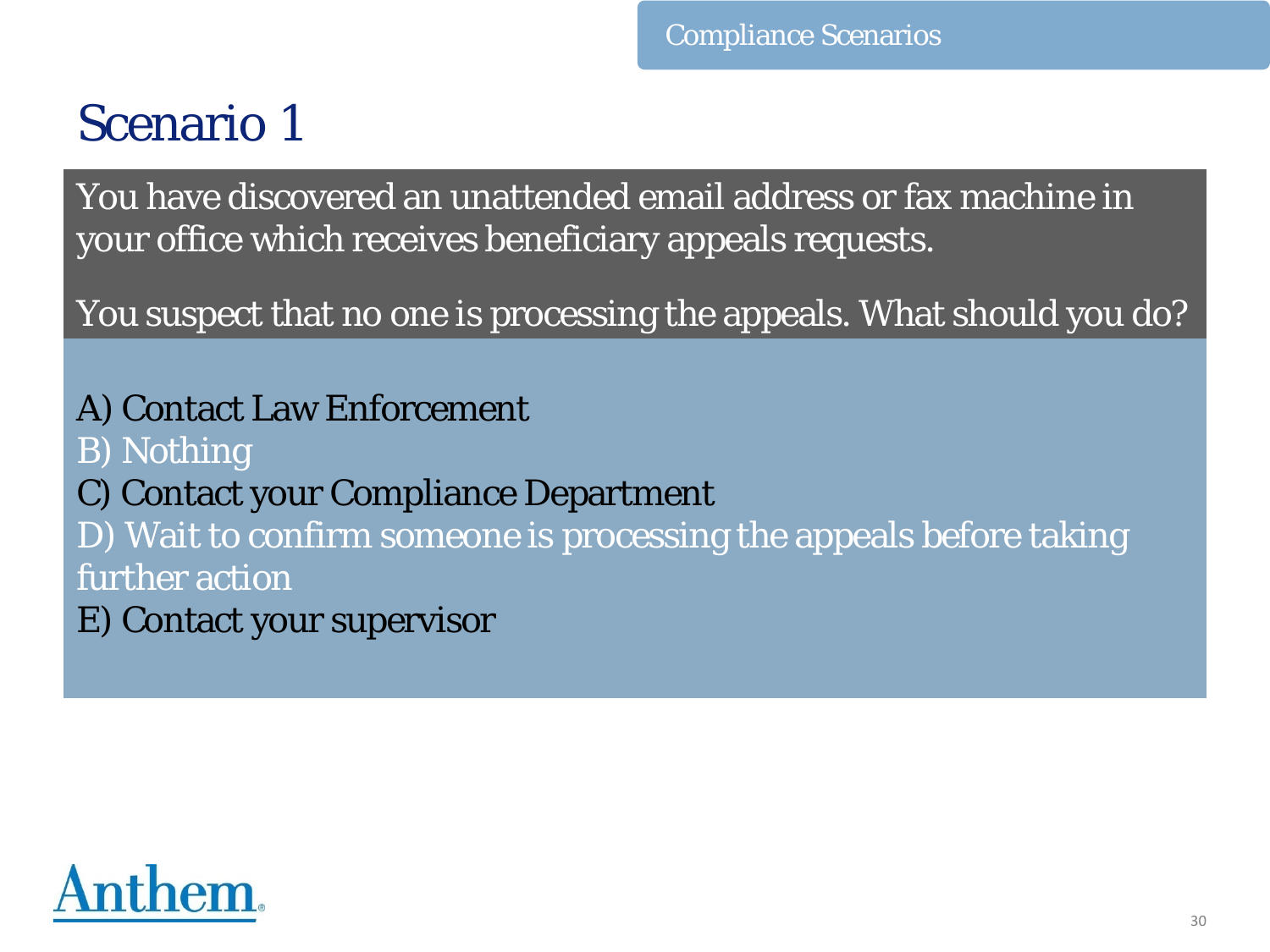# Scenario 1

You have discovered an unattended email address or fax machine in your office which receives beneficiary appeals requests.

You suspect that no one is processing the appeals. What should you do?

A) Contact Law Enforcement
B) Nothing
C) Contact your Compliance Department
D) Wait to confirm someone is processing the appeals before taking further action
E) Contact your supervisor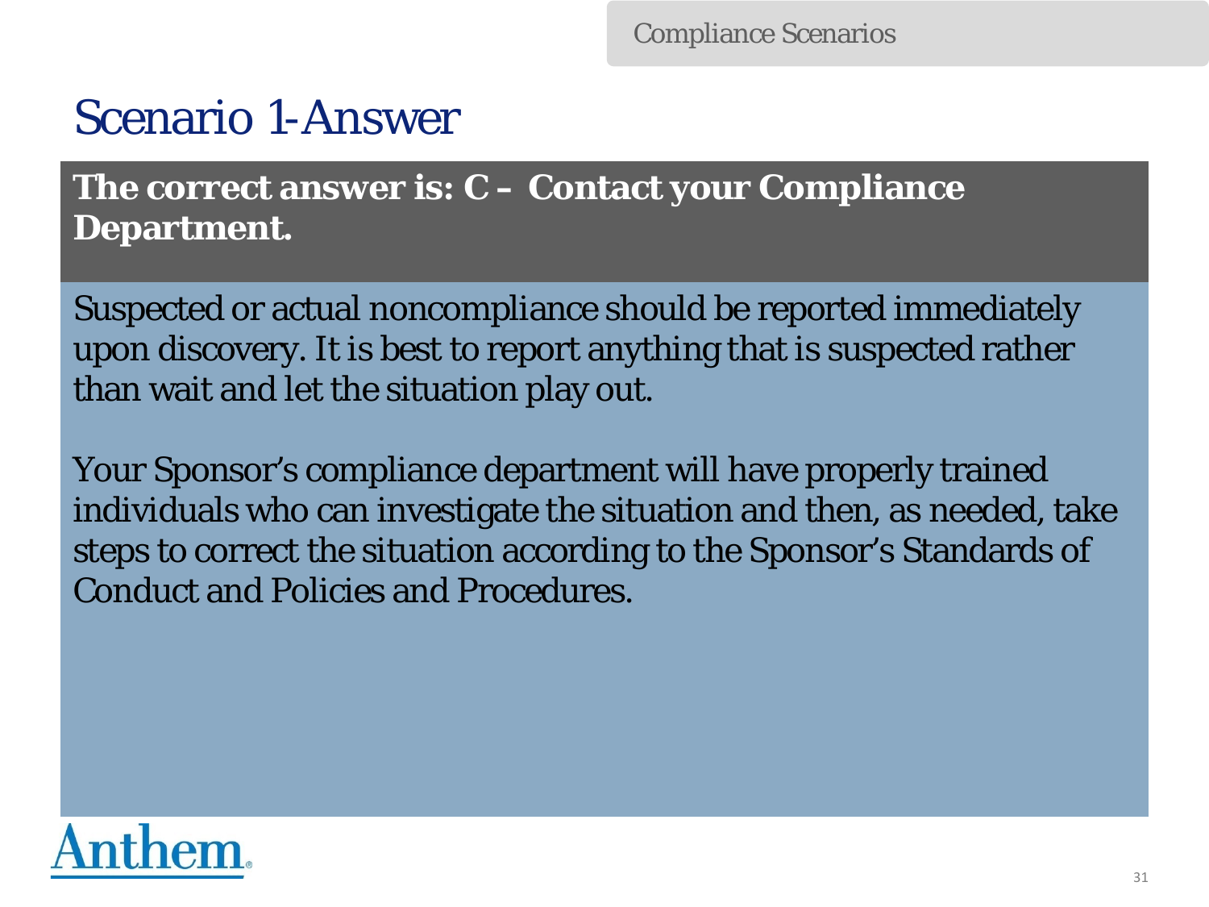# Scenario 1-Answer

**The correct answer is: C – Contact your Compliance Department.**

Suspected or actual noncompliance should be reported immediately upon discovery. It is best to report anything that is suspected rather than wait and let the situation play out.

Your Sponsor's compliance department will have properly trained individuals who can investigate the situation and then, as needed, take steps to correct the situation according to the Sponsor's Standards of Conduct and Policies and Procedures.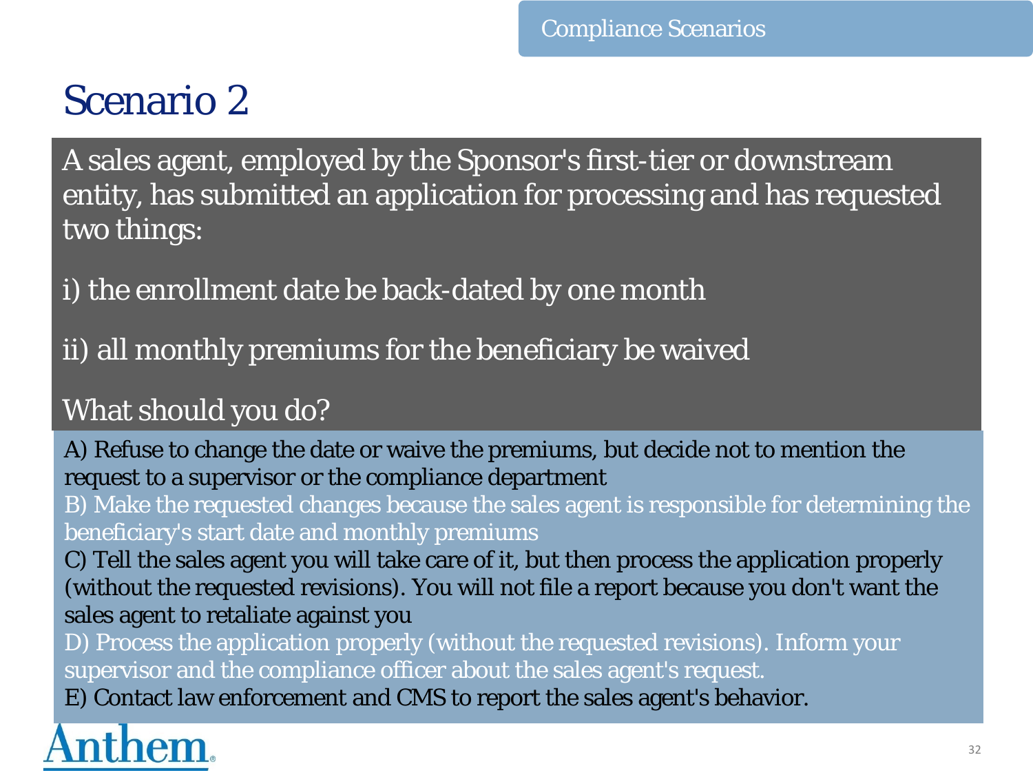# Scenario 2

A sales agent, employed by the Sponsor's first-tier or downstream entity, has submitted an application for processing and has requested two things:

i) the enrollment date be back-dated by one month

ii) all monthly premiums for the beneficiary be waived

What should you do?

A) Refuse to change the date or waive the premiums, but decide not to mention the request to a supervisor or the compliance department

B) Make the requested changes because the sales agent is responsible for determining the beneficiary's start date and monthly premiums

C) Tell the sales agent you will take care of it, but then process the application properly (without the requested revisions). You will not file a report because you don't want the sales agent to retaliate against you

D) Process the application properly (without the requested revisions). Inform your supervisor and the compliance officer about the sales agent's request.

E) Contact law enforcement and CMS to report the sales agent's behavior.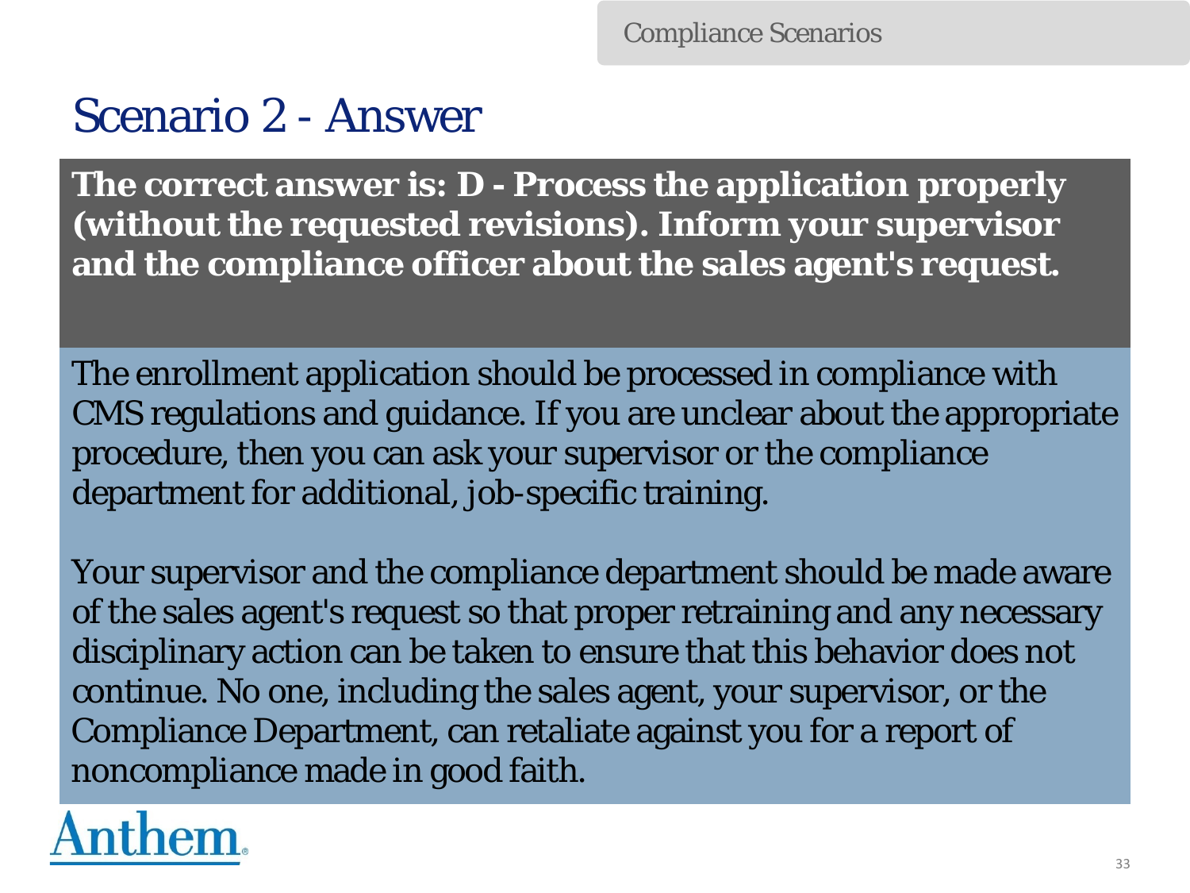# Scenario 2 - Answer

**The correct answer is: D - Process the application properly (without the requested revisions). Inform your supervisor and the compliance officer about the sales agent's request.**

The enrollment application should be processed in compliance with CMS regulations and guidance. If you are unclear about the appropriate procedure, then you can ask your supervisor or the compliance department for additional, job-specific training.

Your supervisor and the compliance department should be made aware of the sales agent's request so that proper retraining and any necessary disciplinary action can be taken to ensure that this behavior does not continue. No one, including the sales agent, your supervisor, or the Compliance Department, can retaliate against you for a report of noncompliance made in good faith.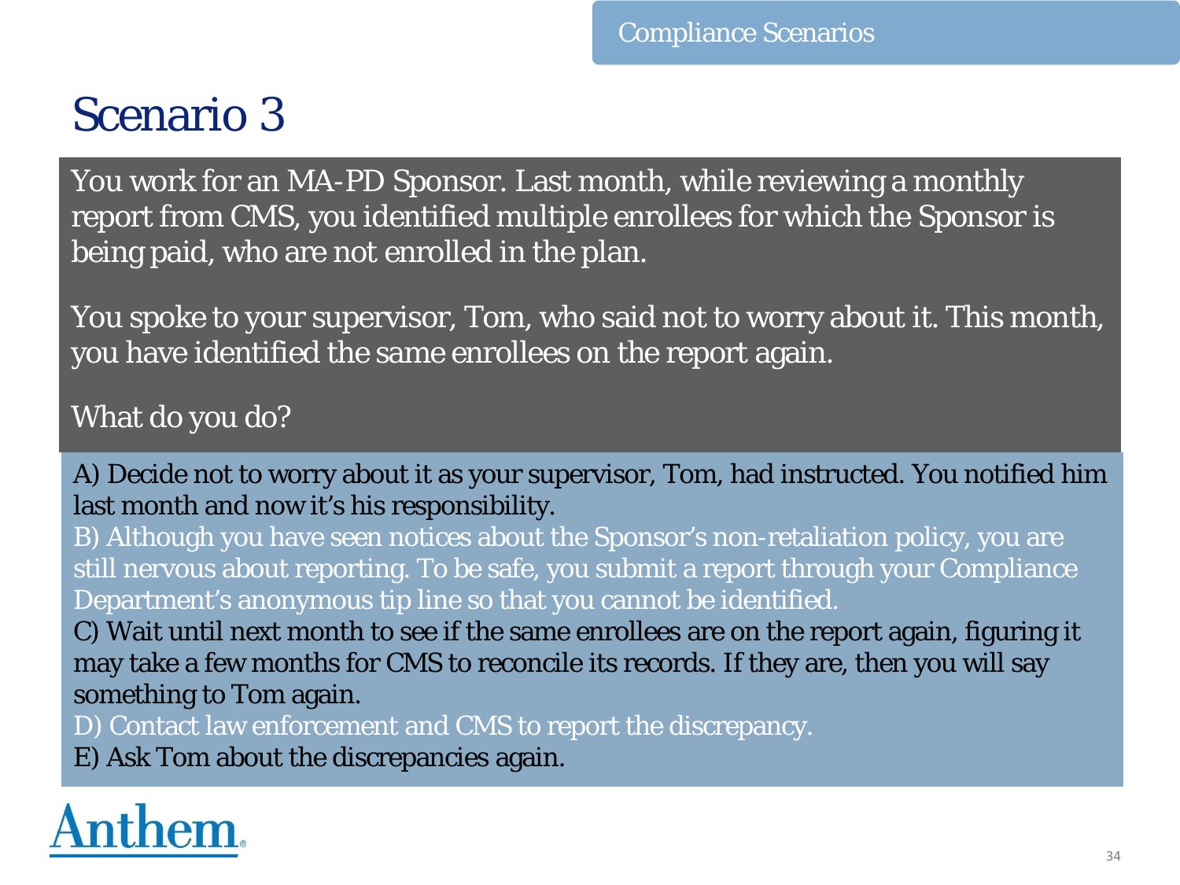# Scenario 3

You work for an MA-PD Sponsor. Last month, while reviewing a monthly report from CMS, you identified multiple enrollees for which the Sponsor is being paid, who are not enrolled in the plan.

You spoke to your supervisor, Tom, who said not to worry about it. This month, you have identified the same enrollees on the report again.

What do you do?

A) Decide not to worry about it as your supervisor, Tom, had instructed. You notified him last month and now it's his responsibility.

B) Although you have seen notices about the Sponsor's non-retaliation policy, you are still nervous about reporting. To be safe, you submit a report through your Compliance Department's anonymous tip line so that you cannot be identified.

C) Wait until next month to see if the same enrollees are on the report again, figuring it may take a few months for CMS to reconcile its records. If they are, then you will say something to Tom again.

D) Contact law enforcement and CMS to report the discrepancy.

E) Ask Tom about the discrepancies again.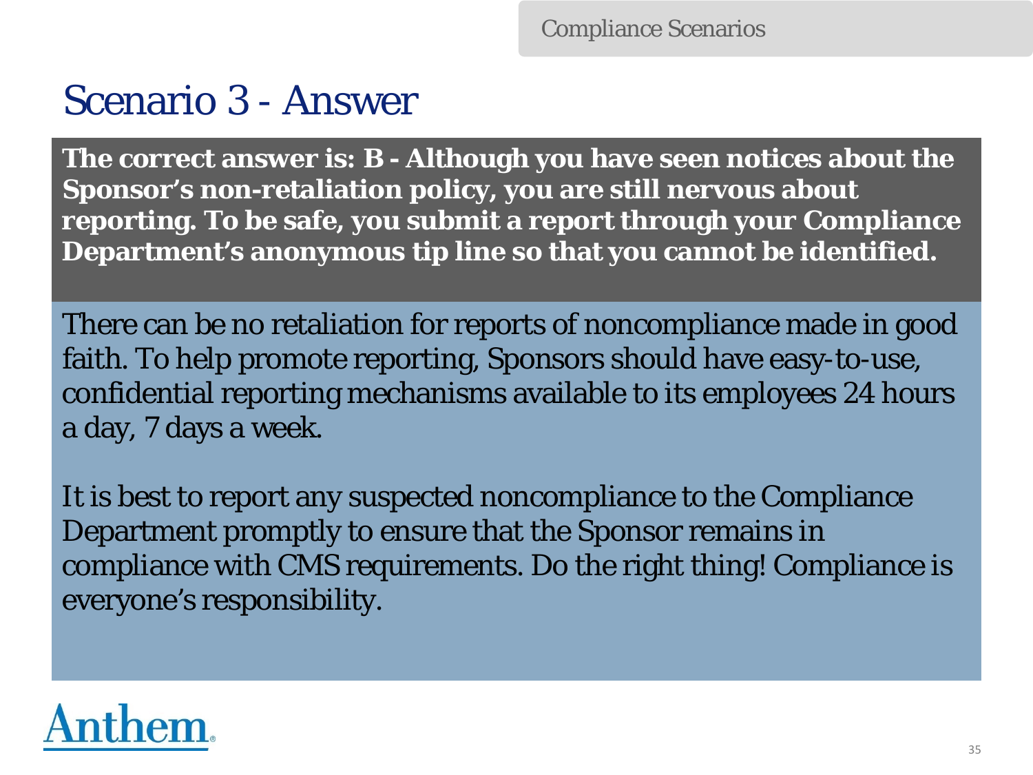# Scenario 3 - Answer

**The correct answer is: B - Although you have seen notices about the Sponsor's non-retaliation policy, you are still nervous about reporting. To be safe, you submit a report through your Compliance Department's anonymous tip line so that you cannot be identified.**

There can be no retaliation for reports of noncompliance made in good faith. To help promote reporting, Sponsors should have easy-to-use, confidential reporting mechanisms available to its employees 24 hours a day, 7 days a week.

It is best to report any suspected noncompliance to the Compliance Department promptly to ensure that the Sponsor remains in compliance with CMS requirements. Do the right thing! Compliance is everyone's responsibility.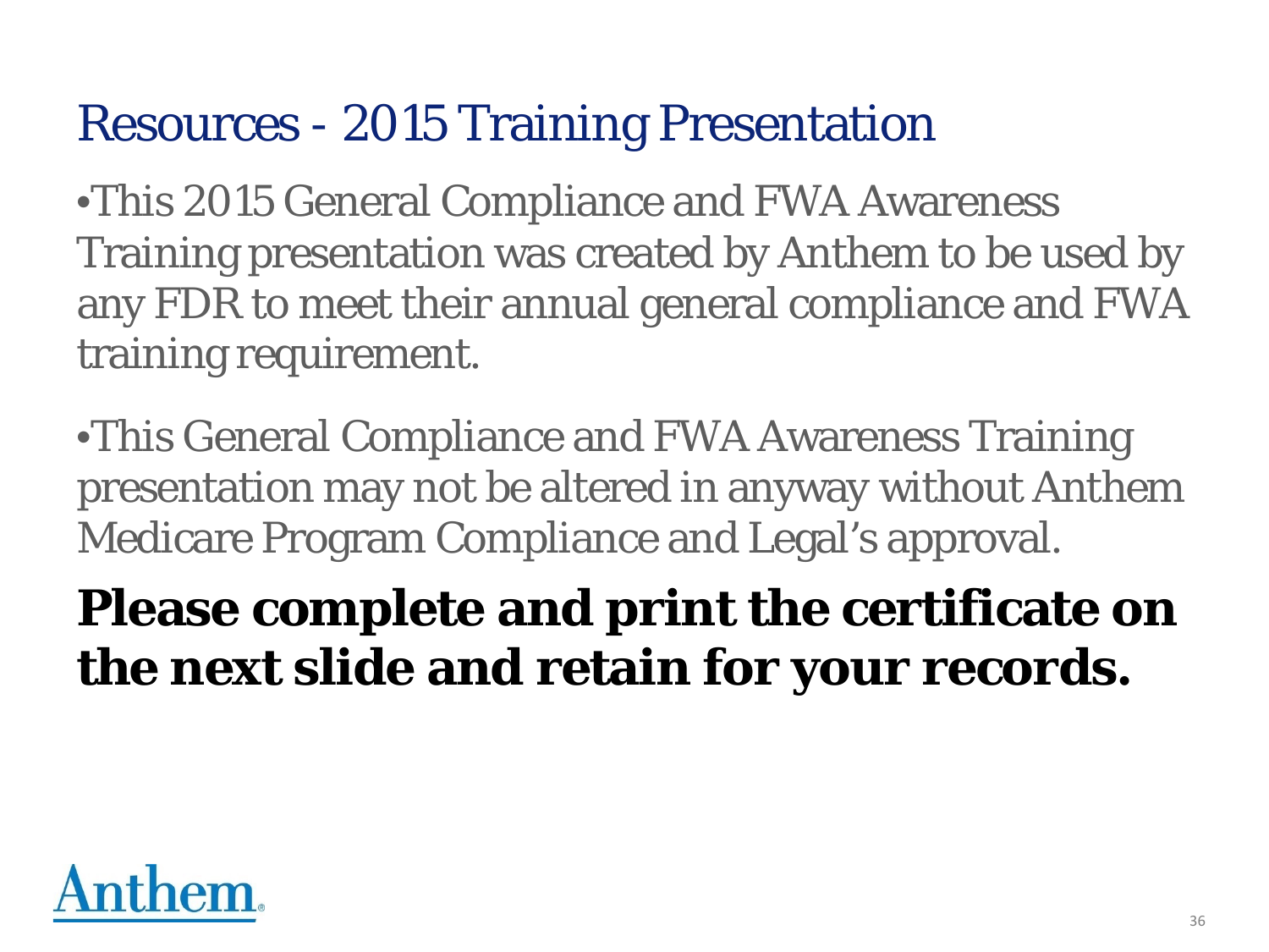# Resources - 2015 Training Presentation

- This 2015 General Compliance and FWA Awareness Training presentation was created by Anthem to be used by any FDR to meet their annual general compliance and FWA training requirement.
- This General Compliance and FWA Awareness Training presentation may not be altered in anyway without Anthem Medicare Program Compliance and Legal's approval.

**Please complete and print the certificate on the next slide and retain for your records.**

Anthem.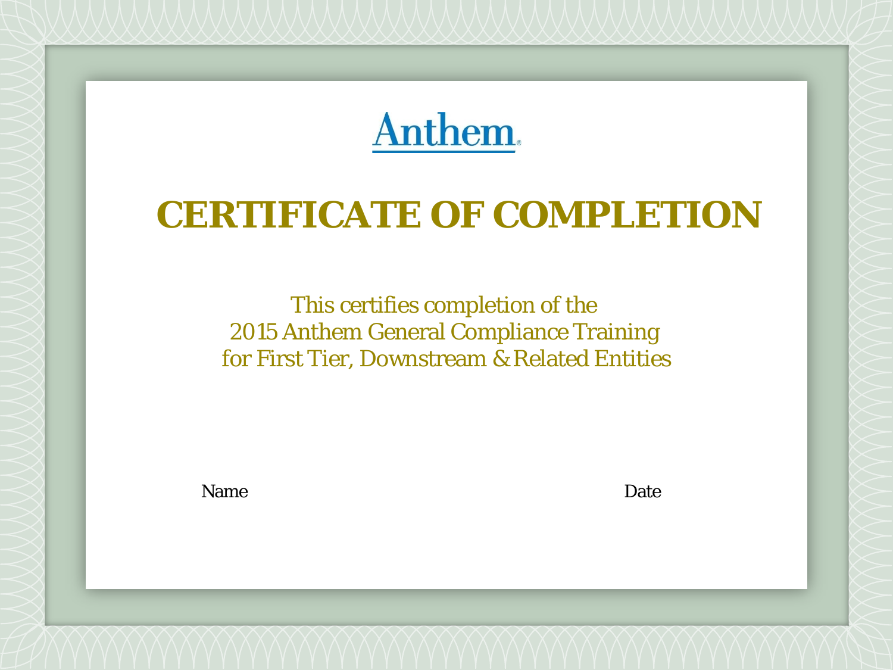Anthem

# CERTIFICATE OF COMPLETION

This certifies completion of the
2015 Anthem General Compliance Training
for First Tier, Downstream & Related Entities

Name

Date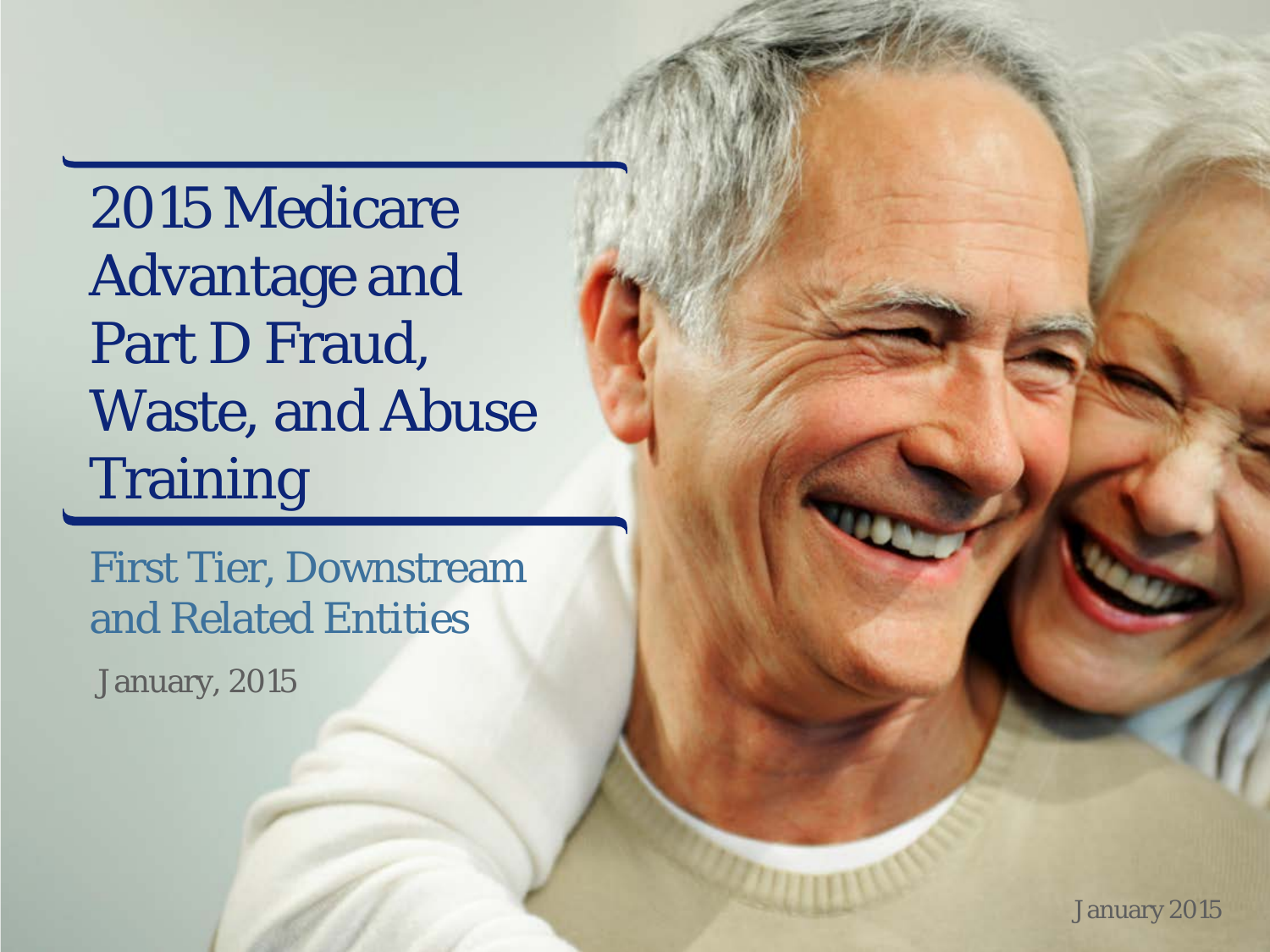# 2015 Medicare Advantage and Part D Fraud, Waste, and Abuse Training

## First Tier, Downstream and Related Entities

January, 2015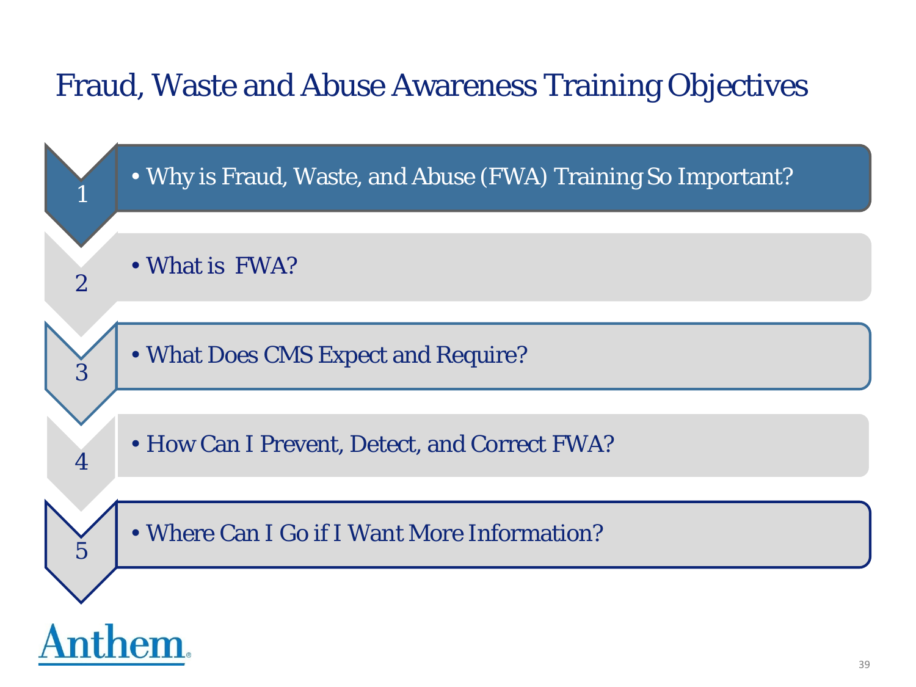# Fraud, Waste and Abuse Awareness Training Objectives

1. Why is Fraud, Waste, and Abuse (FWA) Training So Important?
2. What is FWA?
3. What Does CMS Expect and Require?
4. How Can I Prevent, Detect, and Correct FWA?
5. Where Can I Go if I Want More Information?

Anthem.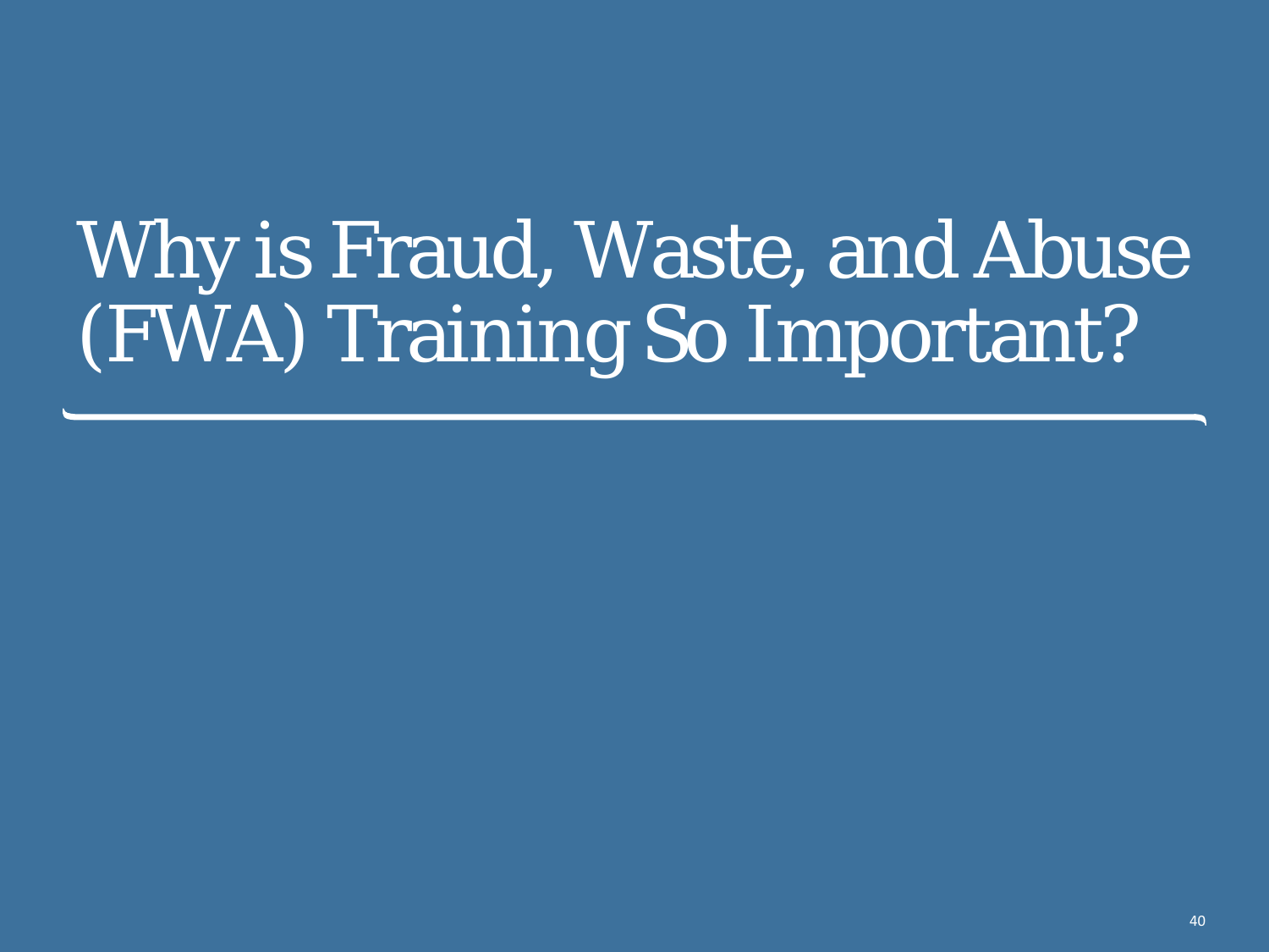# Why is Fraud, Waste, and Abuse (FWA) Training So Important?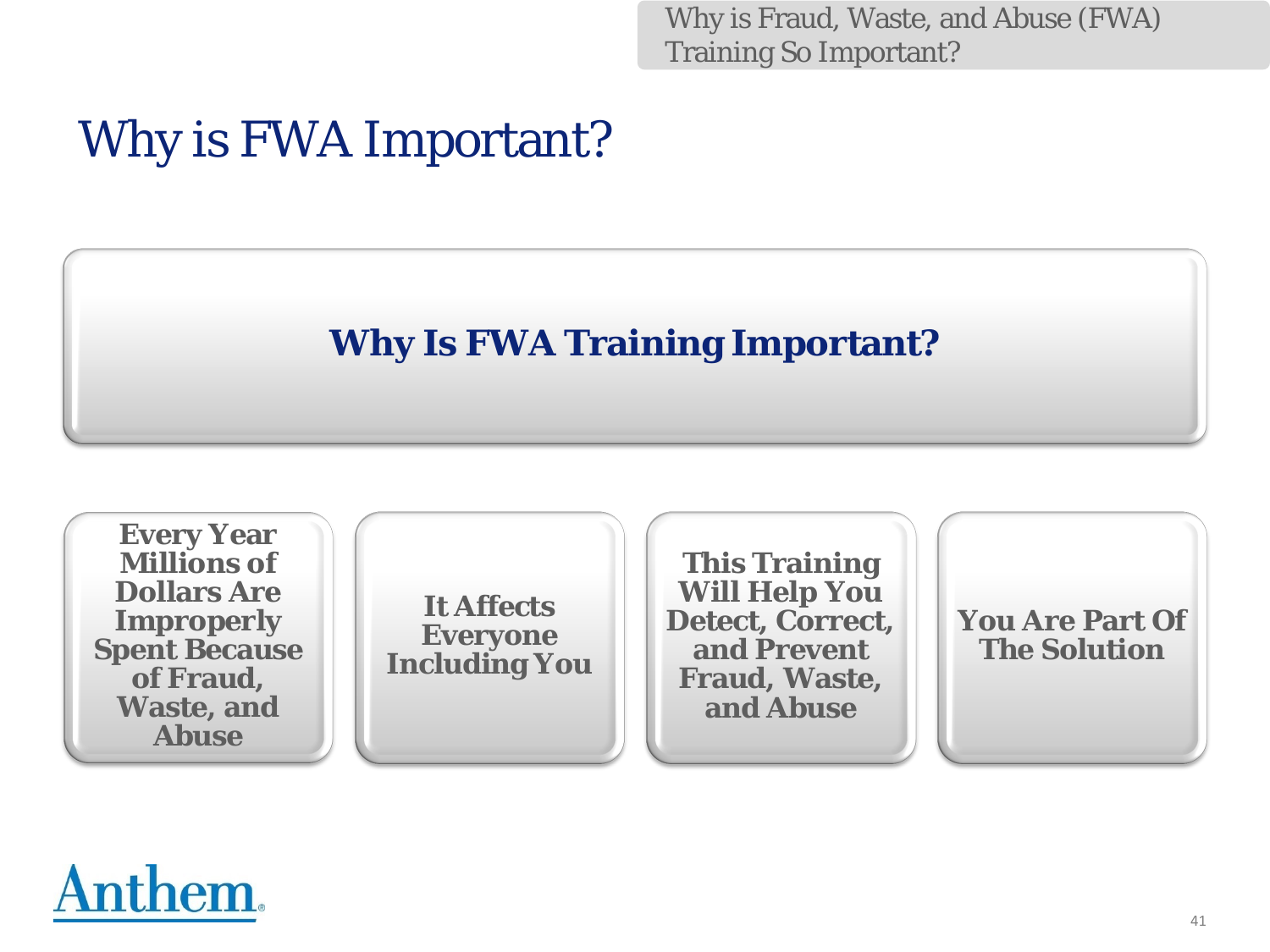Why is Fraud, Waste, and Abuse (FWA) Training So Important?

# Why is FWA Important?

## Why Is FWA Training Important?

- **Every Year Millions of Dollars Are Improperly Spent Because of Fraud, Waste, and Abuse**
- **It Affects Everyone Including You**
- **This Training Will Help You Detect, Correct, and Prevent Fraud, Waste, and Abuse**
- **You Are Part Of The Solution**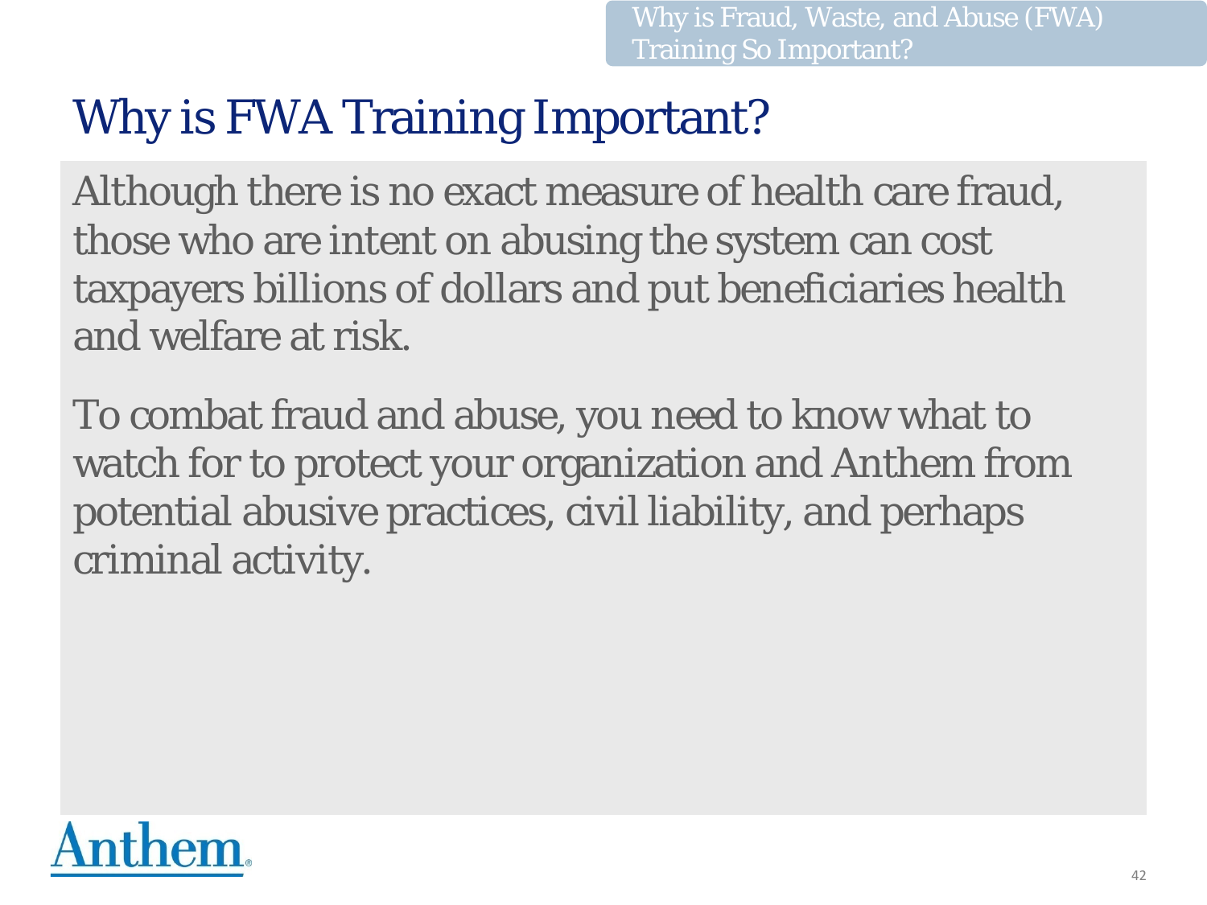# Why is FWA Training Important?

Although there is no exact measure of health care fraud, those who are intent on abusing the system can cost taxpayers billions of dollars and put beneficiaries health and welfare at risk.

To combat fraud and abuse, you need to know what to watch for to protect your organization and Anthem from potential abusive practices, civil liability, and perhaps criminal activity.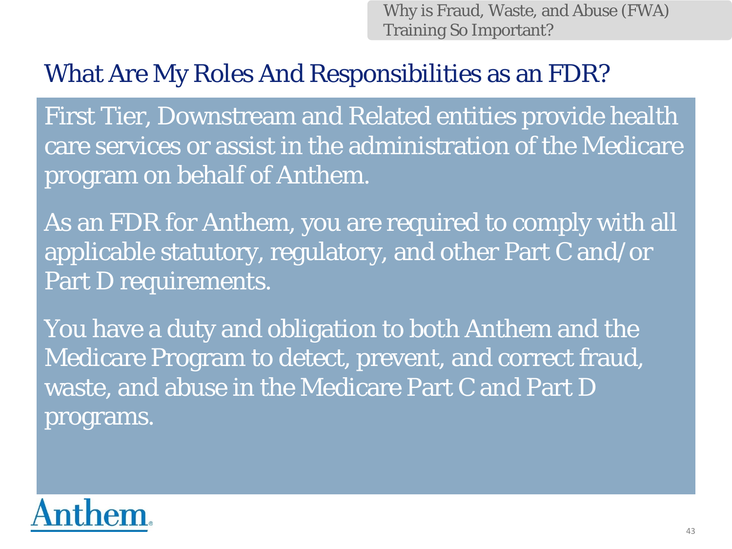Why is Fraud, Waste, and Abuse (FWA) Training So Important?

## What Are My Roles And Responsibilities as an FDR?

First Tier, Downstream and Related entities provide health care services or assist in the administration of the Medicare program on behalf of Anthem.

As an FDR for Anthem, you are required to comply with all applicable statutory, regulatory, and other Part C and/or Part D requirements.

You have a duty and obligation to both Anthem and the Medicare Program to detect, prevent, and correct fraud, waste, and abuse in the Medicare Part C and Part D programs.

Anthem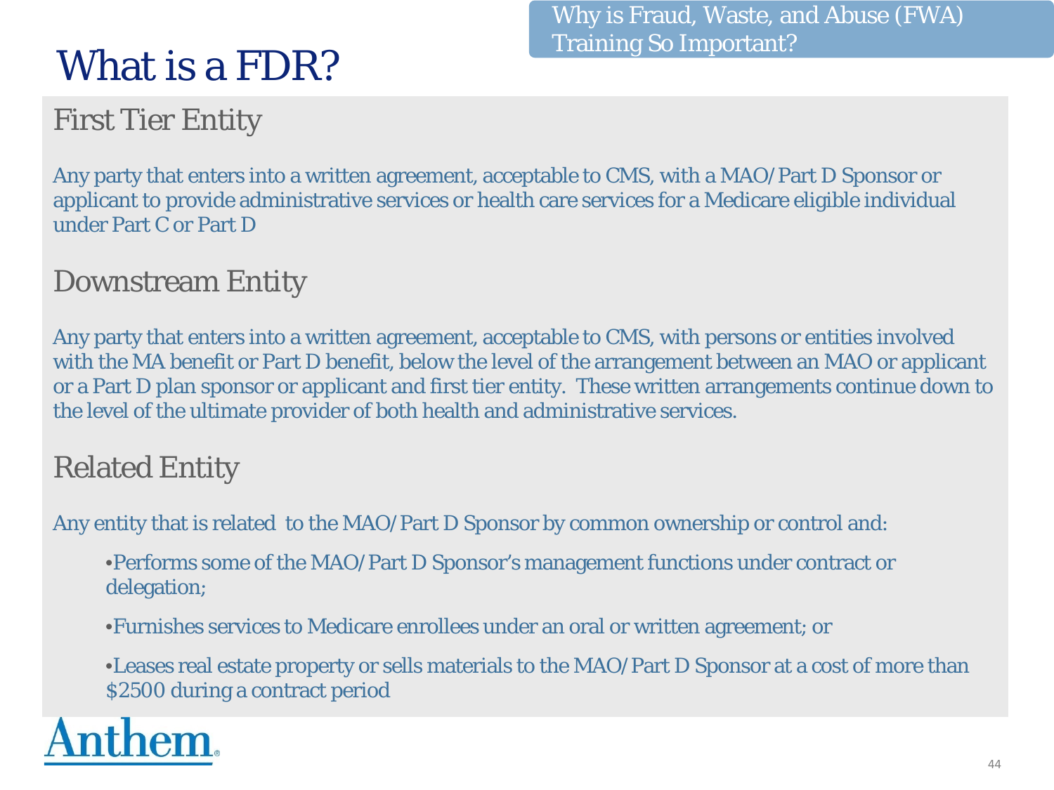Why is Fraud, Waste, and Abuse (FWA) Training So Important?

# What is a FDR?

## First Tier Entity

Any party that enters into a written agreement, acceptable to CMS, with a MAO/Part D Sponsor or applicant to provide administrative services or health care services for a Medicare eligible individual under Part C or Part D

## Downstream Entity

Any party that enters into a written agreement, acceptable to CMS, with persons or entities involved with the MA benefit or Part D benefit, below the level of the arrangement between an MAO or applicant or a Part D plan sponsor or applicant and first tier entity. These written arrangements continue down to the level of the ultimate provider of both health and administrative services.

## Related Entity

Any entity that is related to the MAO/Part D Sponsor by common ownership or control and:

- Performs some of the MAO/Part D Sponsor's management functions under contract or delegation;
- Furnishes services to Medicare enrollees under an oral or written agreement; or
- Leases real estate property or sells materials to the MAO/Part D Sponsor at a cost of more than $2500 during a contract period

Anthem®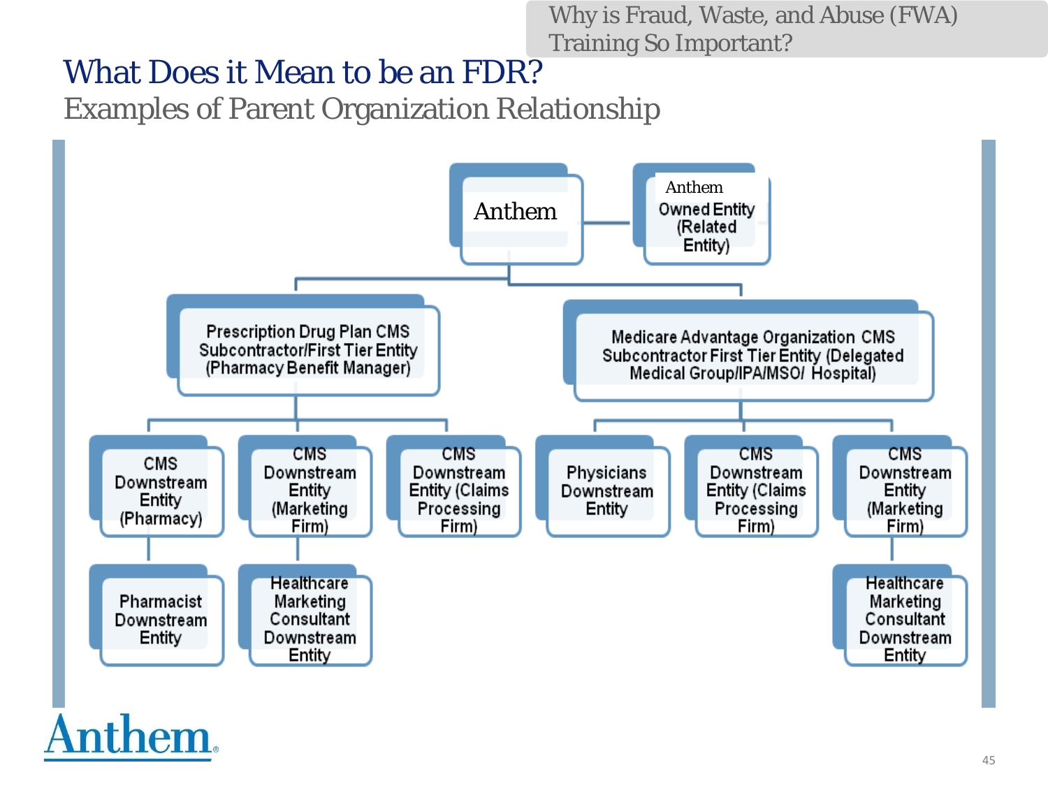Why is Fraud, Waste, and Abuse (FWA) Training So Important?

# What Does it Mean to be an FDR?

## Examples of Parent Organization Relationship

- Anthem
  - Anthem Owned Entity (Related Entity)
  - Prescription Drug Plan CMS Subcontractor/First Tier Entity (Pharmacy Benefit Manager)
    - CMS Downstream Entity (Pharmacy)
      - Pharmacist Downstream Entity
    - CMS Downstream Entity (Marketing Firm)
      - Healthcare Marketing Consultant Downstream Entity
    - CMS Downstream Entity (Claims Processing Firm)
  - Medicare Advantage Organization CMS Subcontractor First Tier Entity (Delegated Medical Group/IPA/MSO/ Hospital)
    - Physicians Downstream Entity
    - CMS Downstream Entity (Claims Processing Firm)
    - CMS Downstream Entity (Marketing Firm)
      - Healthcare Marketing Consultant Downstream Entity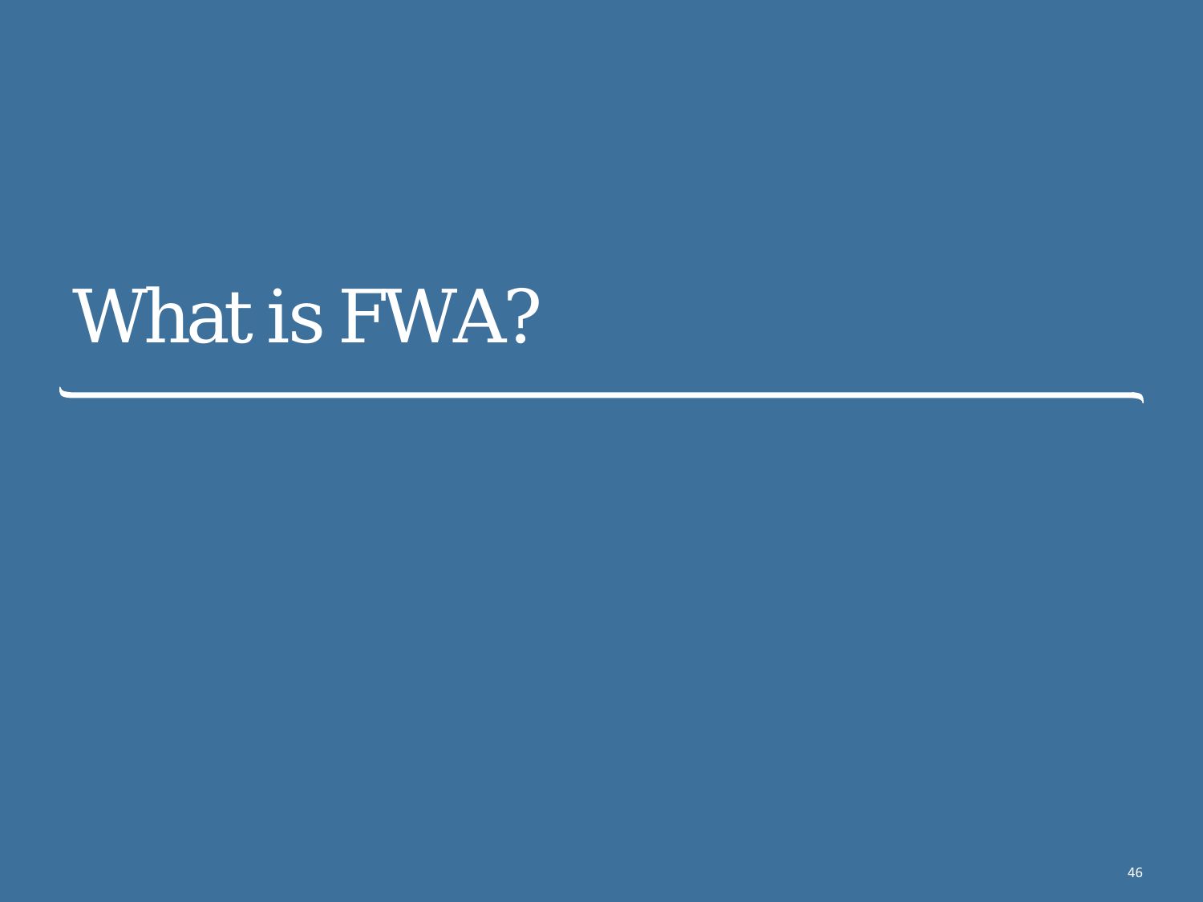# What is FWA?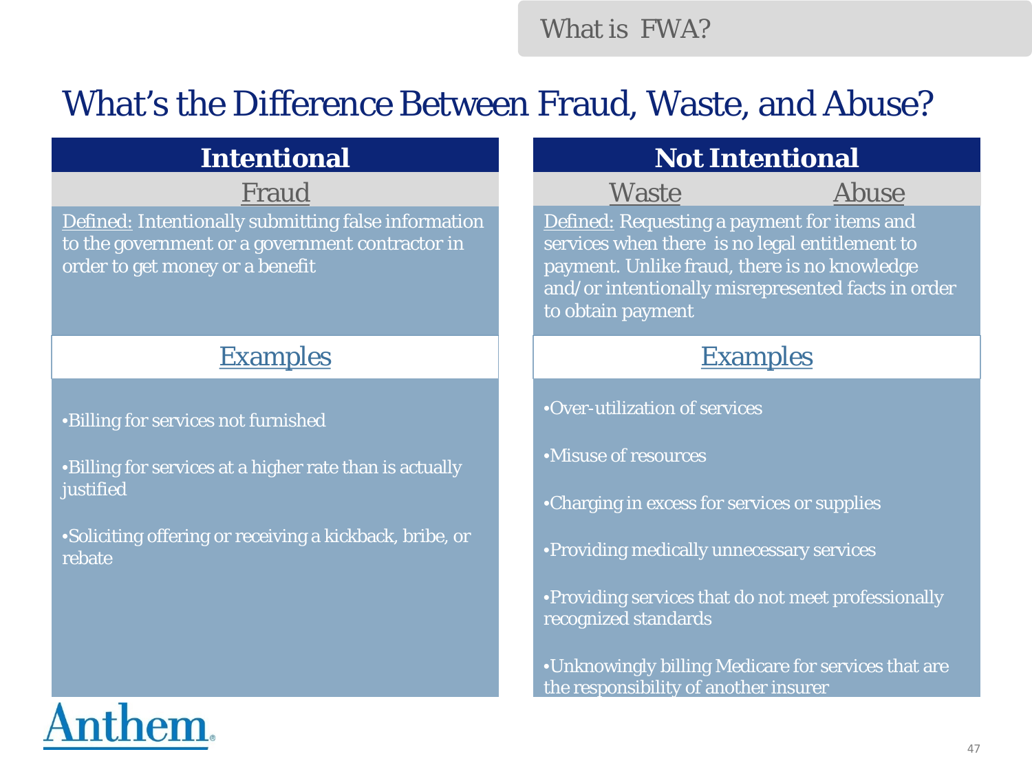What is FWA?

# What's the Difference Between Fraud, Waste, and Abuse?

## Intentional

### Fraud

Defined: Intentionally submitting false information to the government or a government contractor in order to get money or a benefit

#### Examples

- Billing for services not furnished
- Billing for services at a higher rate than is actually justified
- Soliciting offering or receiving a kickback, bribe, or rebate

## Not Intentional

### Waste / Abuse

Defined: Requesting a payment for items and services when there is no legal entitlement to payment. Unlike fraud, there is no knowledge and/or intentionally misrepresented facts in order to obtain payment

#### Examples

- Over-utilization of services
- Misuse of resources
- Charging in excess for services or supplies
- Providing medically unnecessary services
- Providing services that do not meet professionally recognized standards
- Unknowingly billing Medicare for services that are the responsibility of another insurer

Anthem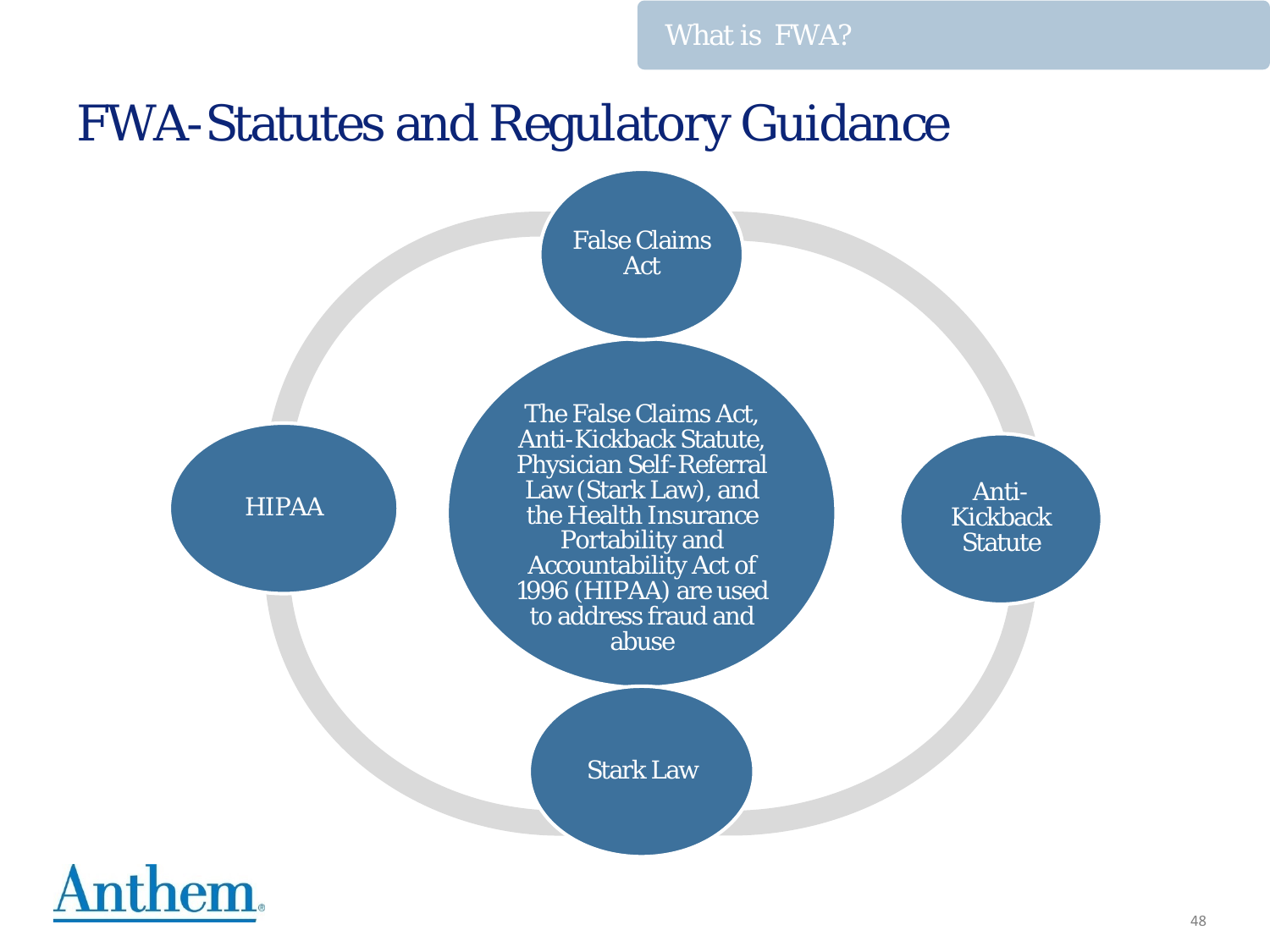# FWA-Statutes and Regulatory Guidance

- False Claims Act
- Anti-Kickback Statute
- Stark Law
- HIPAA

The False Claims Act, Anti-Kickback Statute, Physician Self-Referral Law (Stark Law), and the Health Insurance Portability and Accountability Act of 1996 (HIPAA) are used to address fraud and abuse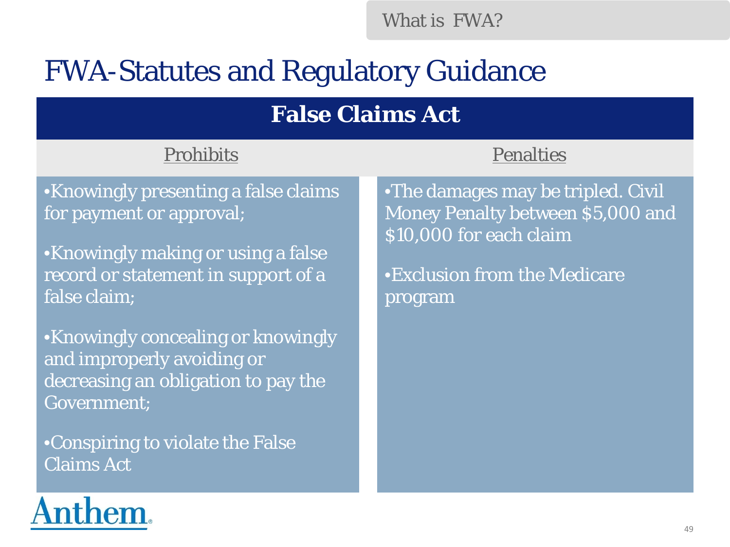What is FWA?

# FWA-Statutes and Regulatory Guidance

## False Claims Act

| Prohibits | Penalties |
| --- | --- |
| •Knowingly presenting a false claims for payment or approval;<br><br>•Knowingly making or using a false record or statement in support of a false claim;<br><br>•Knowingly concealing or knowingly and improperly avoiding or decreasing an obligation to pay the Government;<br><br>•Conspiring to violate the False Claims Act | •The damages may be tripled. Civil Money Penalty between $5,000 and $10,000 for each claim<br><br>•Exclusion from the Medicare program |

Anthem.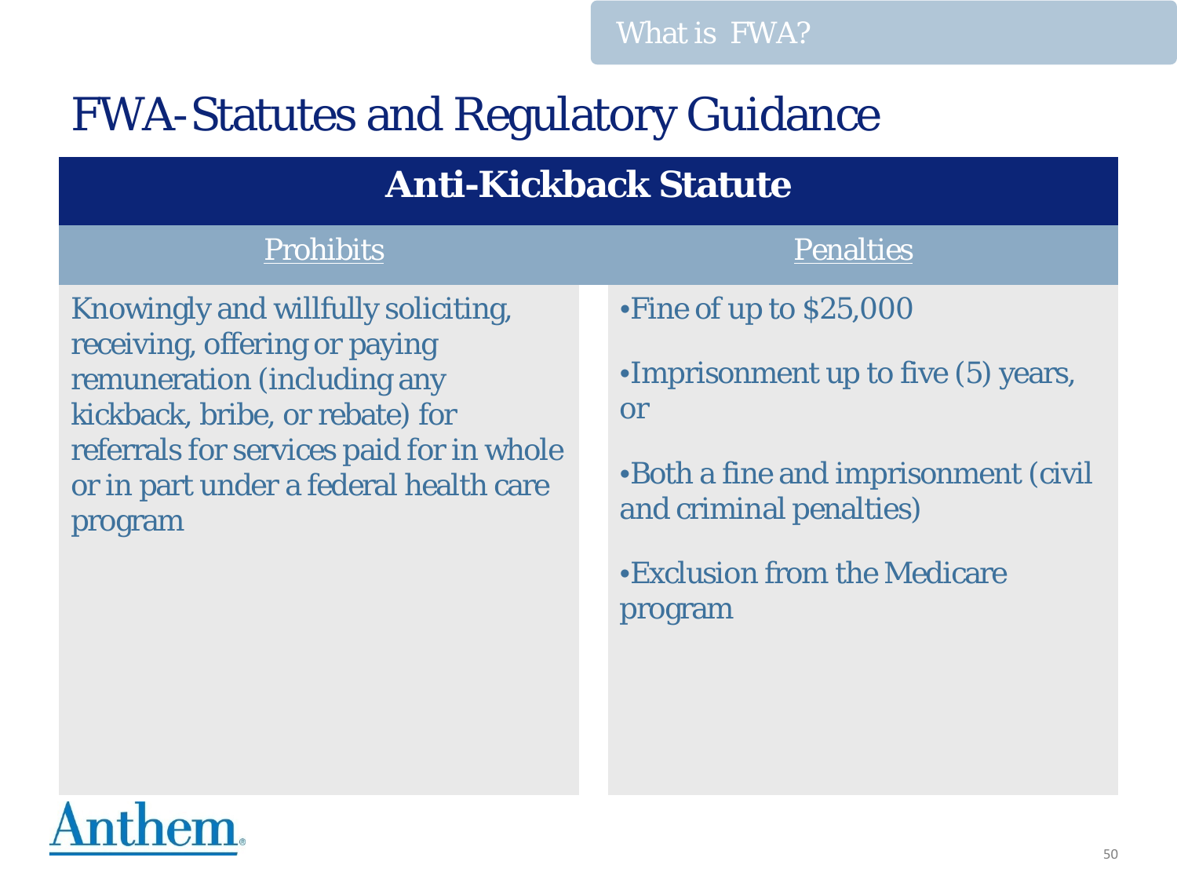# FWA-Statutes and Regulatory Guidance

| Anti-Kickback Statute | |
|---|---|
| Prohibits | Penalties |
| Knowingly and willfully soliciting, receiving, offering or paying remuneration (including any kickback, bribe, or rebate) for referrals for services paid for in whole or in part under a federal health care program | •Fine of up to $25,000<br>•Imprisonment up to five (5) years, or<br>•Both a fine and imprisonment (civil and criminal penalties)<br>•Exclusion from the Medicare program |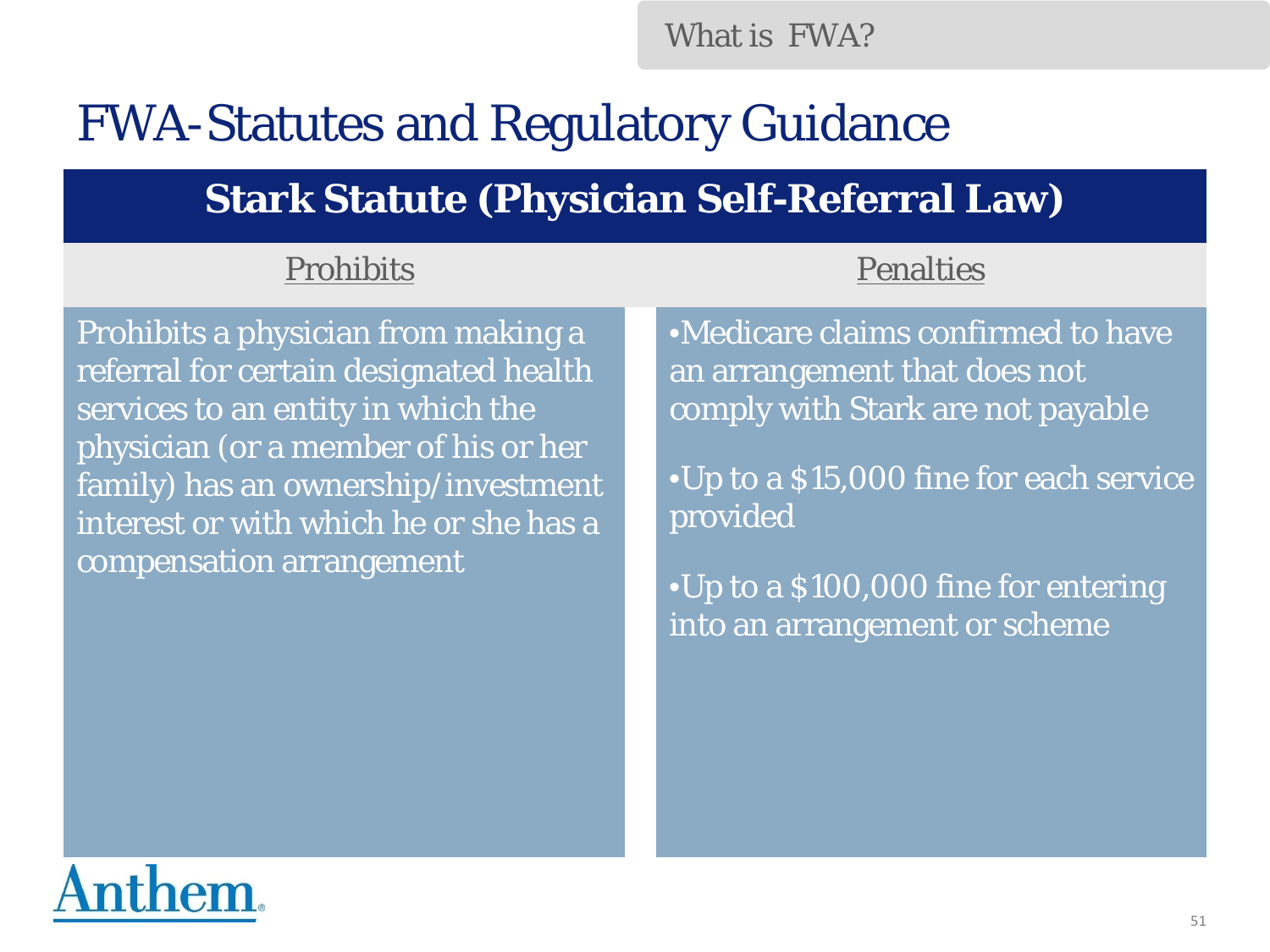What is FWA?

# FWA-Statutes and Regulatory Guidance

## Stark Statute (Physician Self-Referral Law)

| Prohibits | Penalties |
|---|---|
| Prohibits a physician from making a referral for certain designated health services to an entity in which the physician (or a member of his or her family) has an ownership/investment interest or with which he or she has a compensation arrangement | • Medicare claims confirmed to have an arrangement that does not comply with Stark are not payable<br>• Up to a $15,000 fine for each service provided<br>• Up to a $100,000 fine for entering into an arrangement or scheme |

Anthem.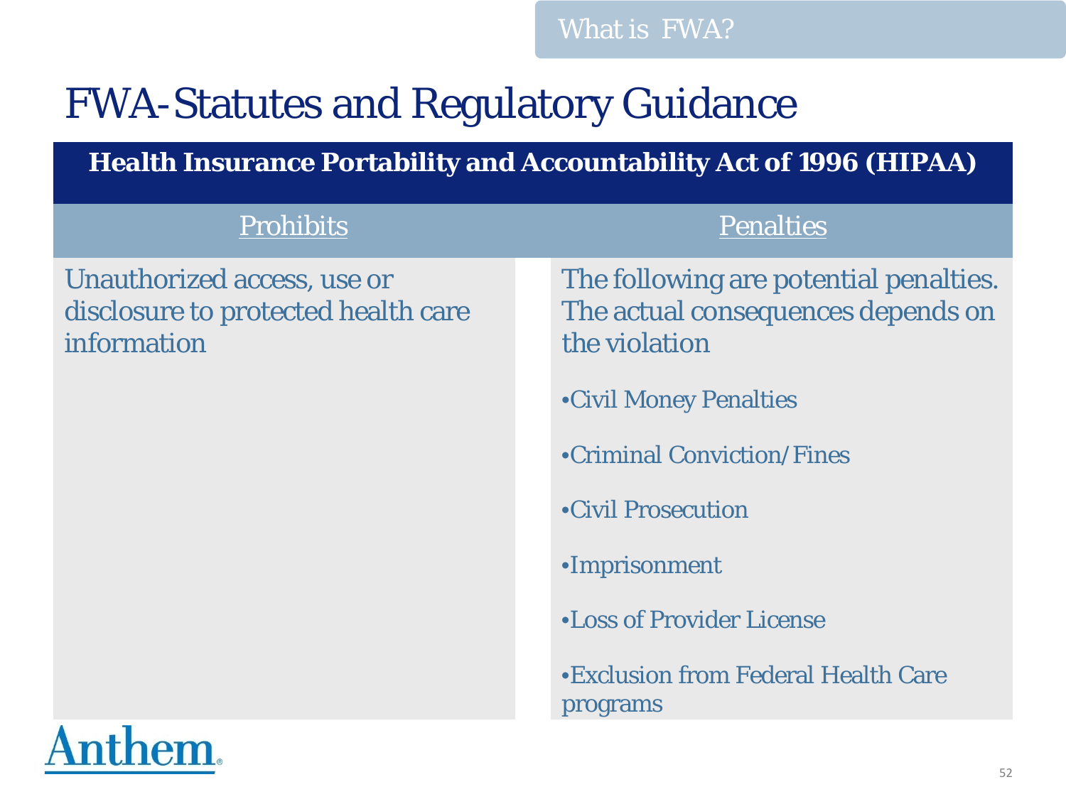What is FWA?

# FWA-Statutes and Regulatory Guidance

| Health Insurance Portability and Accountability Act of 1996 (HIPAA) | |
|---|---|
| Prohibits | Penalties |
| Unauthorized access, use or disclosure to protected health care information | The following are potential penalties. The actual consequences depends on the violation<br><br>•Civil Money Penalties<br>•Criminal Conviction/Fines<br>•Civil Prosecution<br>•Imprisonment<br>•Loss of Provider License<br>•Exclusion from Federal Health Care programs |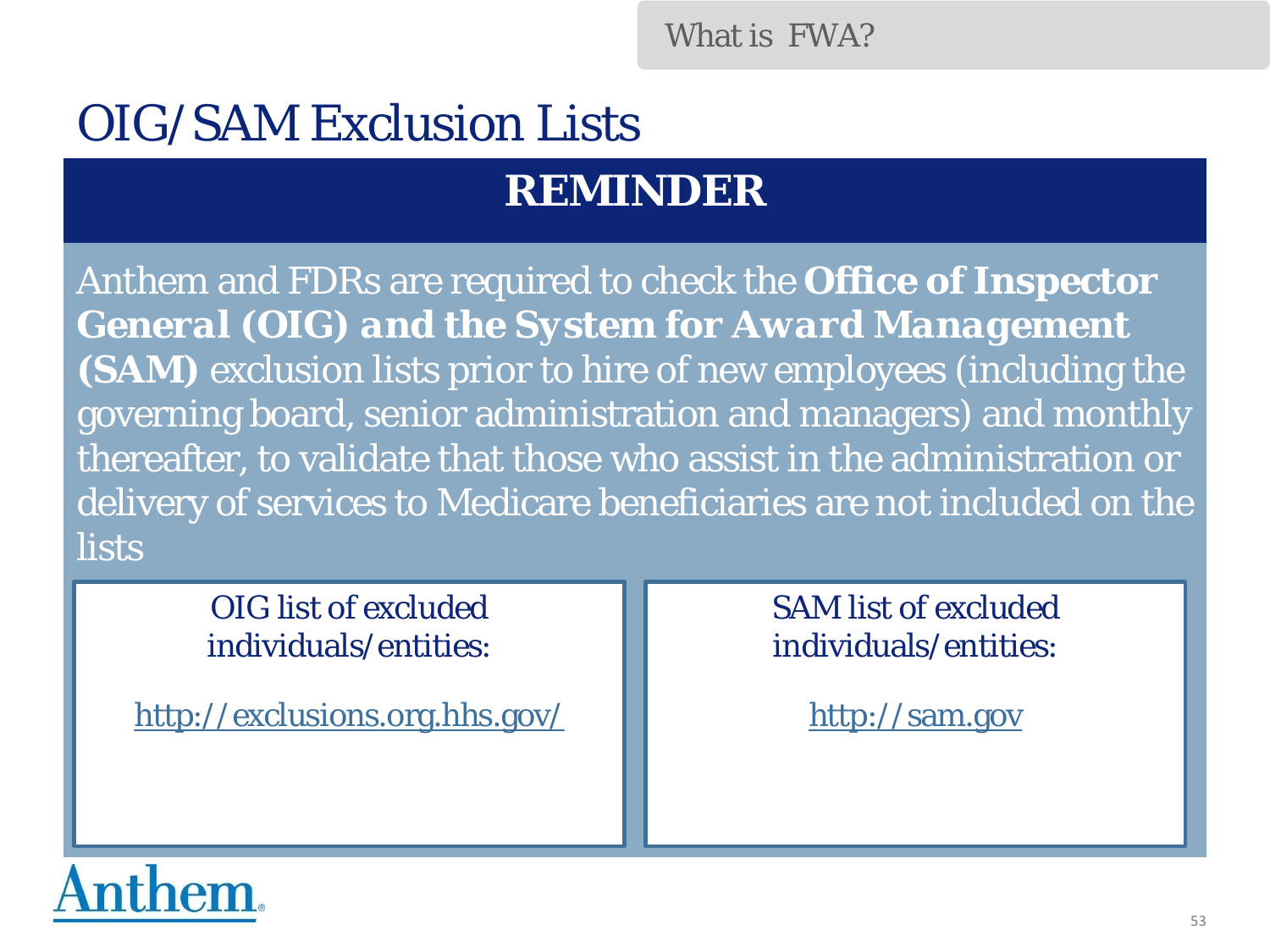# OIG/SAM Exclusion Lists

## REMINDER

Anthem and FDRs are required to check the **Office of Inspector General (OIG) and the System for Award Management (SAM)** exclusion lists prior to hire of new employees (including the governing board, senior administration and managers) and monthly thereafter, to validate that those who assist in the administration or delivery of services to Medicare beneficiaries are not included on the lists

OIG list of excluded individuals/entities:

http://exclusions.org.hhs.gov/

SAM list of excluded individuals/entities:

http://sam.gov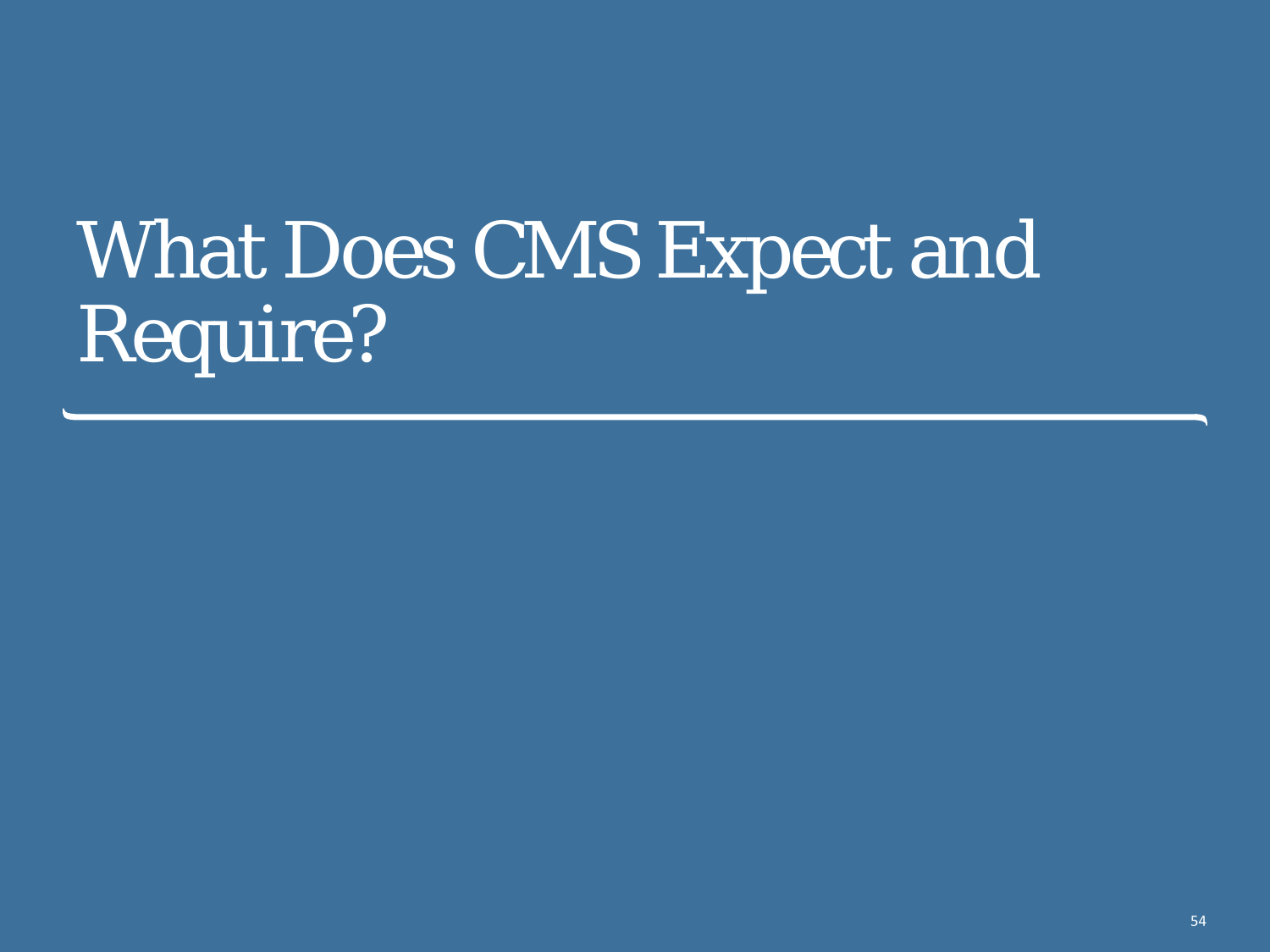# What Does CMS Expect and Require?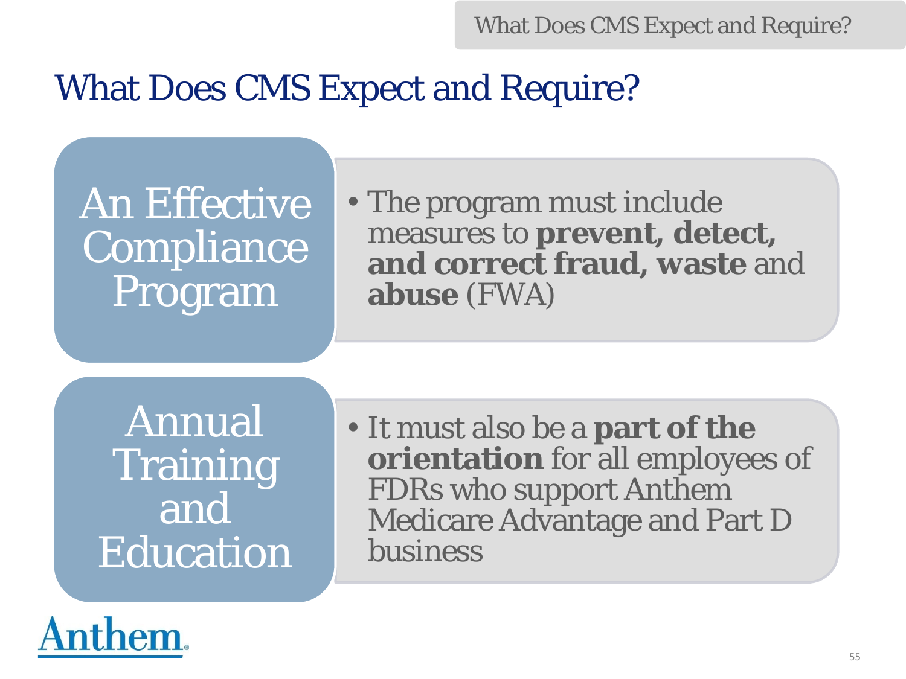# What Does CMS Expect and Require?

**An Effective Compliance Program**

- The program must include measures to **prevent, detect, and correct fraud, waste** and **abuse** (FWA)

**Annual Training and Education**

- It must also be a **part of the orientation** for all employees of FDRs who support Anthem Medicare Advantage and Part D business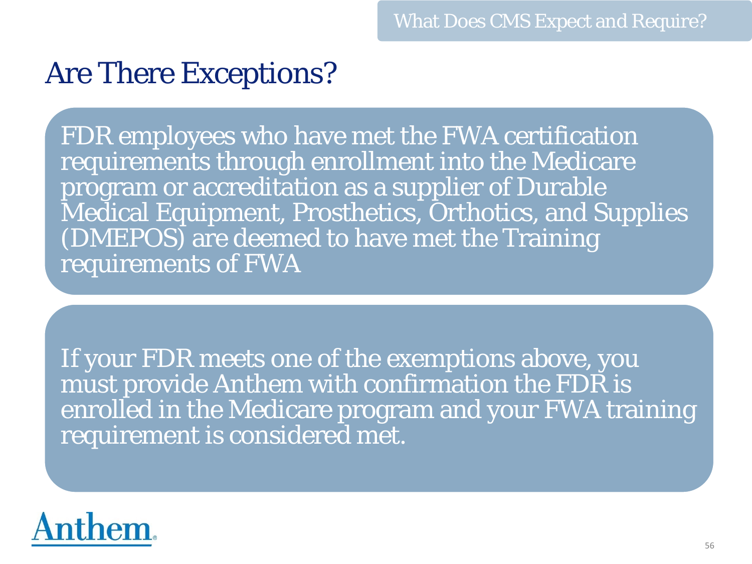What Does CMS Expect and Require?

# Are There Exceptions?

FDR employees who have met the FWA certification requirements through enrollment into the Medicare program or accreditation as a supplier of Durable Medical Equipment, Prosthetics, Orthotics, and Supplies (DMEPOS) are deemed to have met the Training requirements of FWA

If your FDR meets one of the exemptions above, you must provide Anthem with confirmation the FDR is enrolled in the Medicare program and your FWA training requirement is considered met.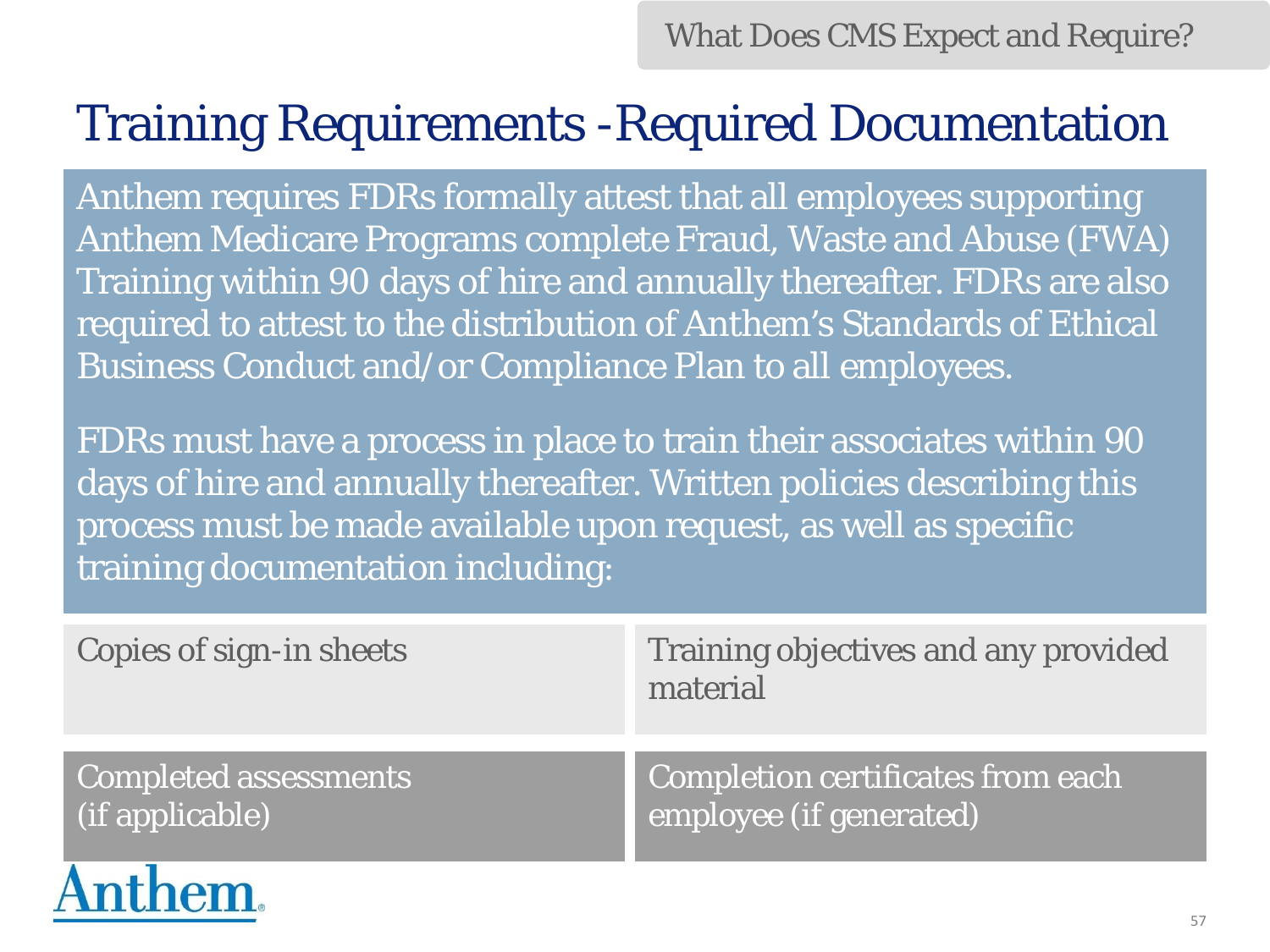What Does CMS Expect and Require?

# Training Requirements -Required Documentation

Anthem requires FDRs formally attest that all employees supporting Anthem Medicare Programs complete Fraud, Waste and Abuse (FWA) Training within 90 days of hire and annually thereafter. FDRs are also required to attest to the distribution of Anthem's Standards of Ethical Business Conduct and/or Compliance Plan to all employees.

FDRs must have a process in place to train their associates within 90 days of hire and annually thereafter. Written policies describing this process must be made available upon request, as well as specific training documentation including:

- Copies of sign-in sheets
- Training objectives and any provided material
- Completed assessments (if applicable)
- Completion certificates from each employee (if generated)

Anthem.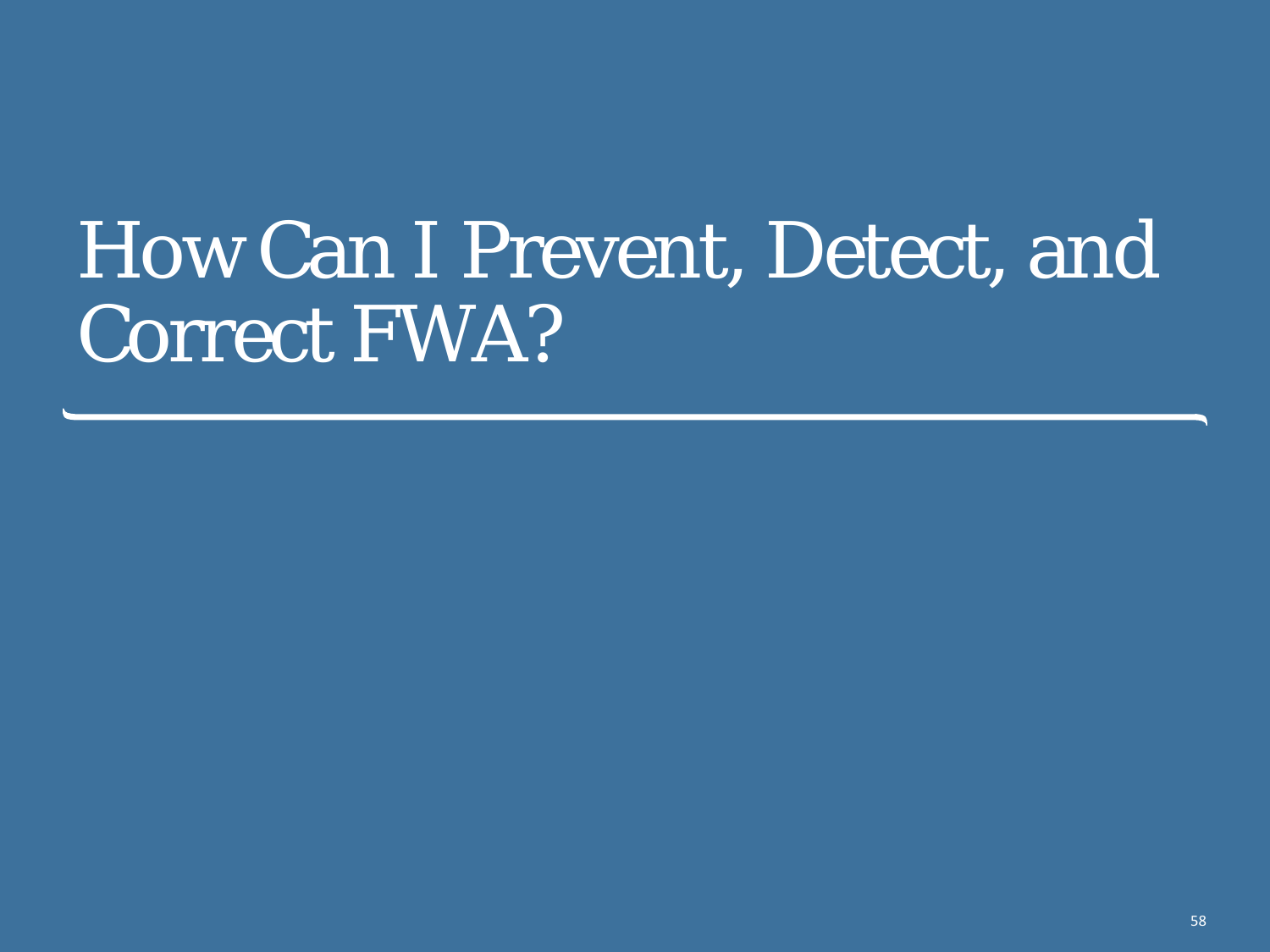# How Can I Prevent, Detect, and Correct FWA?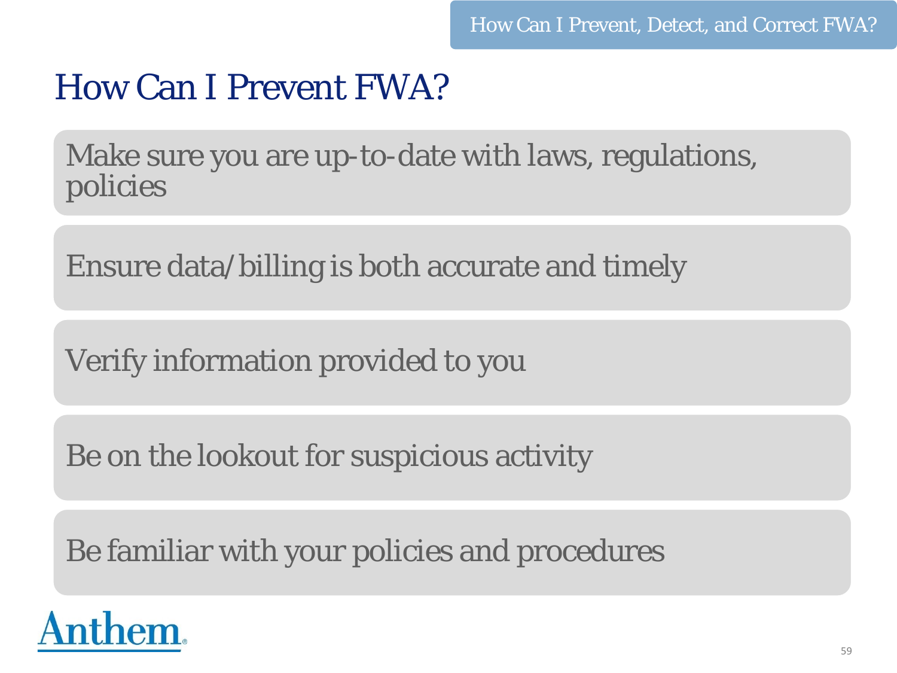# How Can I Prevent FWA?

- Make sure you are up-to-date with laws, regulations, policies
- Ensure data/billing is both accurate and timely
- Verify information provided to you
- Be on the lookout for suspicious activity
- Be familiar with your policies and procedures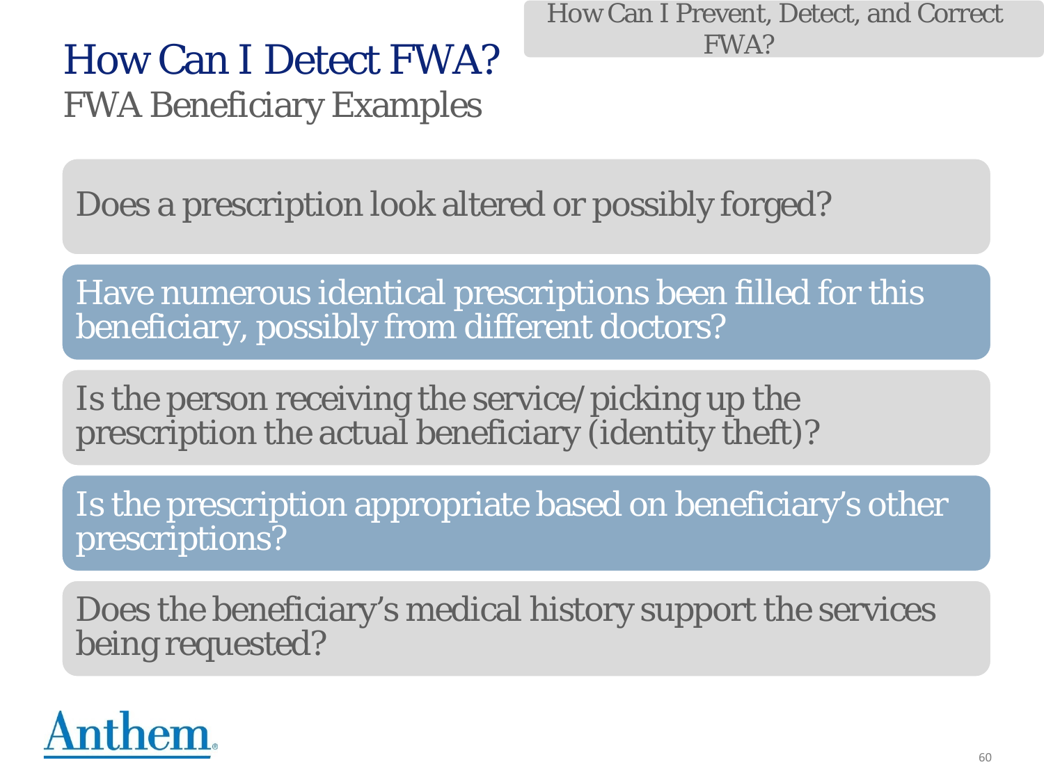How Can I Prevent, Detect, and Correct FWA?

# How Can I Detect FWA?

## FWA Beneficiary Examples

- Does a prescription look altered or possibly forged?
- Have numerous identical prescriptions been filled for this beneficiary, possibly from different doctors?
- Is the person receiving the service/picking up the prescription the actual beneficiary (identity theft)?
- Is the prescription appropriate based on beneficiary's other prescriptions?
- Does the beneficiary's medical history support the services being requested?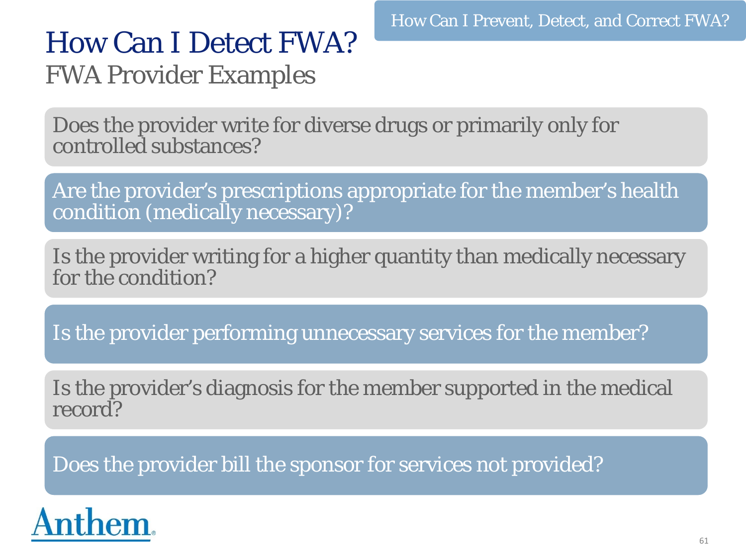# How Can I Detect FWA?

## FWA Provider Examples

- Does the provider write for diverse drugs or primarily only for controlled substances?
- Are the provider's prescriptions appropriate for the member's health condition (medically necessary)?
- Is the provider writing for a higher quantity than medically necessary for the condition?
- Is the provider performing unnecessary services for the member?
- Is the provider's diagnosis for the member supported in the medical record?
- Does the provider bill the sponsor for services not provided?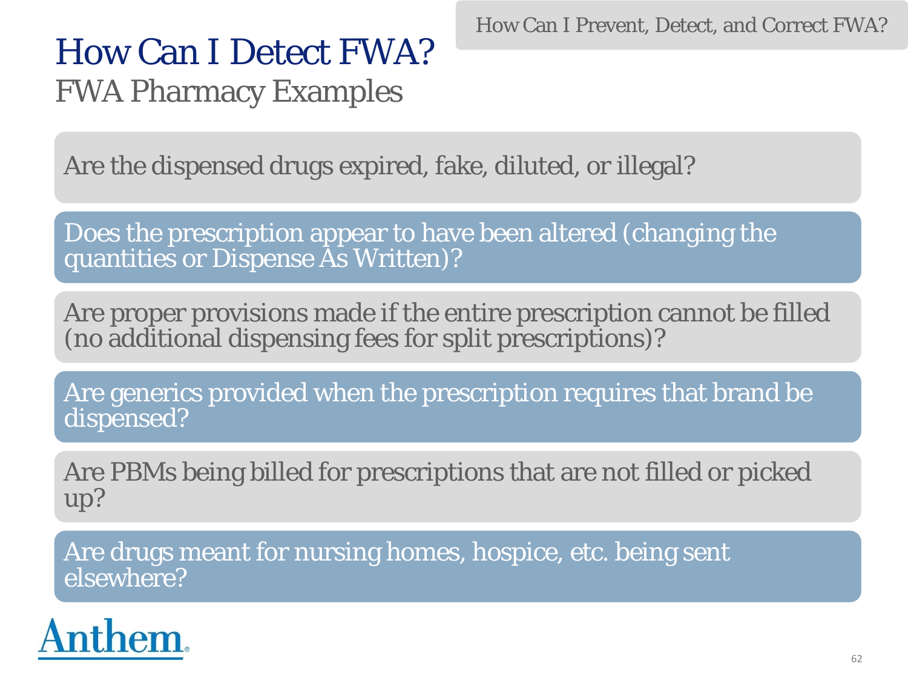# How Can I Detect FWA?

## FWA Pharmacy Examples

- Are the dispensed drugs expired, fake, diluted, or illegal?
- Does the prescription appear to have been altered (changing the quantities or Dispense As Written)?
- Are proper provisions made if the entire prescription cannot be filled (no additional dispensing fees for split prescriptions)?
- Are generics provided when the prescription requires that brand be dispensed?
- Are PBMs being billed for prescriptions that are not filled or picked up?
- Are drugs meant for nursing homes, hospice, etc. being sent elsewhere?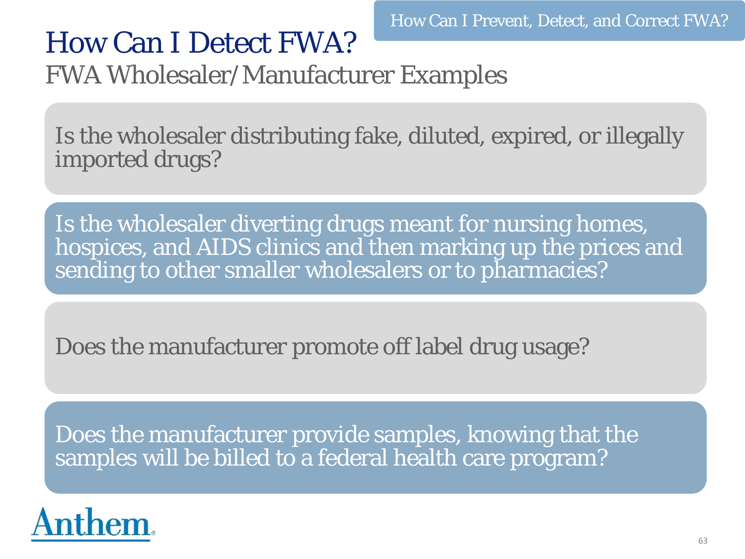# How Can I Detect FWA?

## FWA Wholesaler/Manufacturer Examples

Is the wholesaler distributing fake, diluted, expired, or illegally imported drugs?

Is the wholesaler diverting drugs meant for nursing homes, hospices, and AIDS clinics and then marking up the prices and sending to other smaller wholesalers or to pharmacies?

Does the manufacturer promote off label drug usage?

Does the manufacturer provide samples, knowing that the samples will be billed to a federal health care program?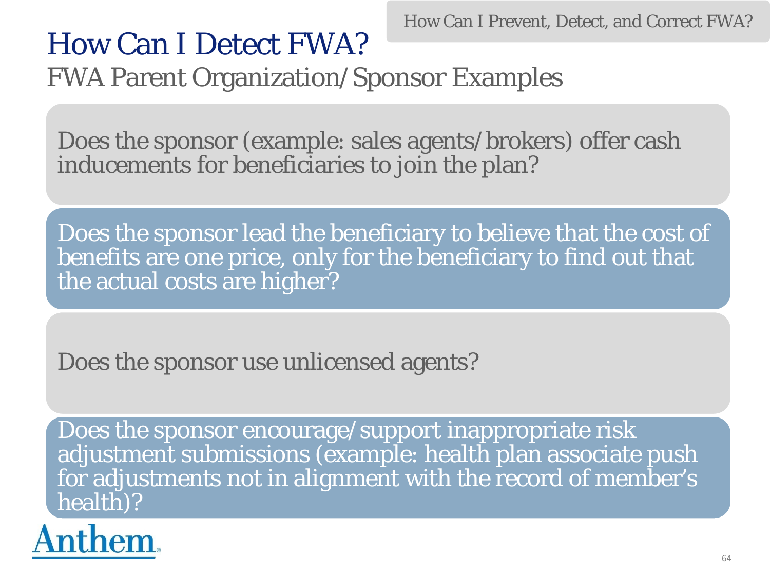# How Can I Detect FWA?

## FWA Parent Organization/Sponsor Examples

Does the sponsor (example: sales agents/brokers) offer cash inducements for beneficiaries to join the plan?

Does the sponsor lead the beneficiary to believe that the cost of benefits are one price, only for the beneficiary to find out that the actual costs are higher?

Does the sponsor use unlicensed agents?

Does the sponsor encourage/support inappropriate risk adjustment submissions (example: health plan associate push for adjustments not in alignment with the record of member's health)?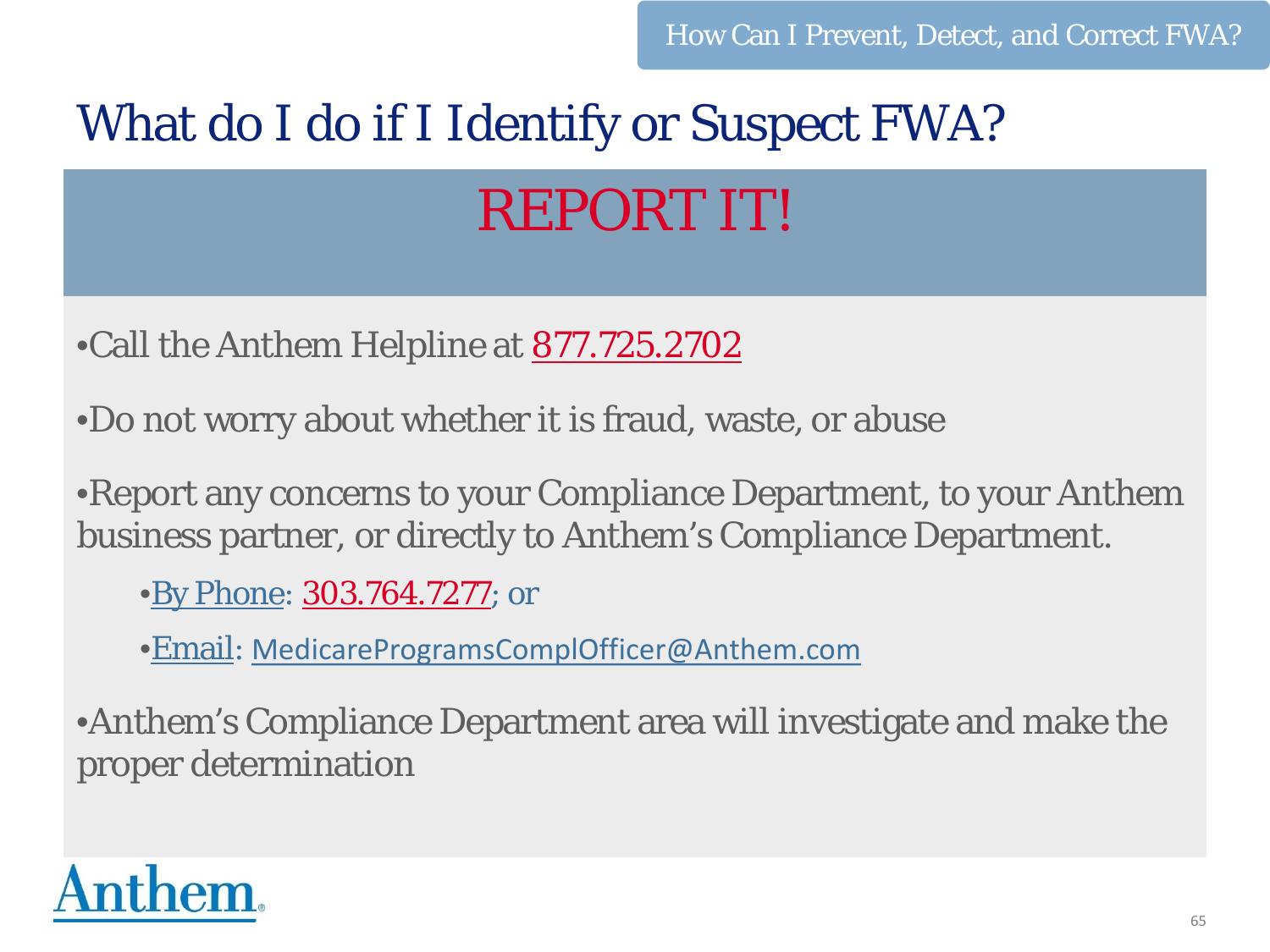# What do I do if I Identify or Suspect FWA?

## REPORT IT!

- Call the Anthem Helpline at 877.725.2702
- Do not worry about whether it is fraud, waste, or abuse
- Report any concerns to your Compliance Department, to your Anthem business partner, or directly to Anthem's Compliance Department.
  - By Phone: 303.764.7277; or
  - Email: MedicareProgramsComplOfficer@Anthem.com
- Anthem's Compliance Department area will investigate and make the proper determination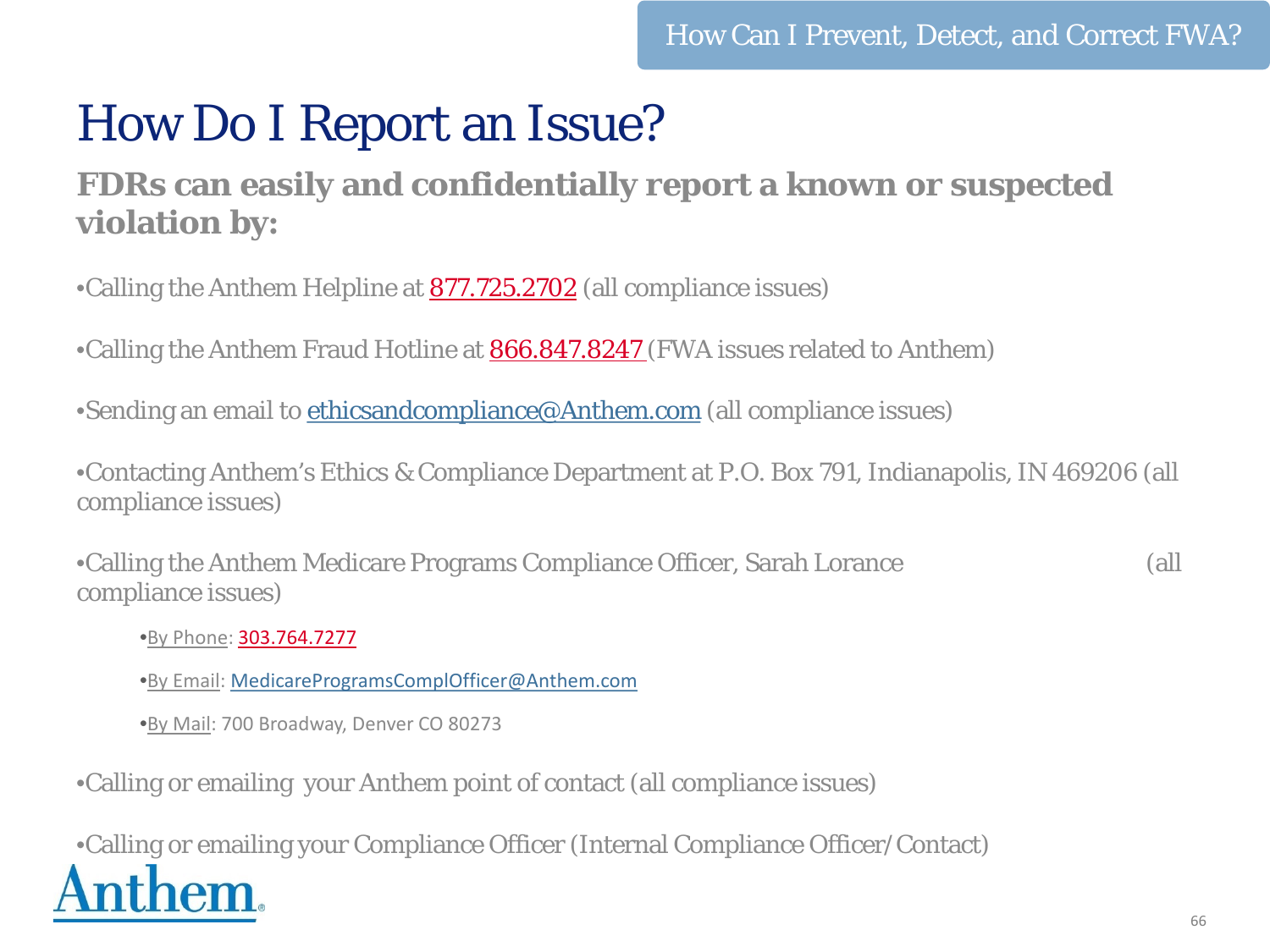# How Do I Report an Issue?

## FDRs can easily and confidentially report a known or suspected violation by:

- Calling the Anthem Helpline at 877.725.2702 (all compliance issues)
- Calling the Anthem Fraud Hotline at 866.847.8247 (FWA issues related to Anthem)
- Sending an email to ethicsandcompliance@Anthem.com (all compliance issues)
- Contacting Anthem's Ethics & Compliance Department at P.O. Box 791, Indianapolis, IN 469206 (all compliance issues)
- Calling the Anthem Medicare Programs Compliance Officer, Sarah Lorance (all compliance issues)
  - By Phone: 303.764.7277
  - By Email: MedicareProgramsComplOfficer@Anthem.com
  - By Mail: 700 Broadway, Denver CO 80273
- Calling or emailing your Anthem point of contact (all compliance issues)
- Calling or emailing your Compliance Officer (Internal Compliance Officer/Contact)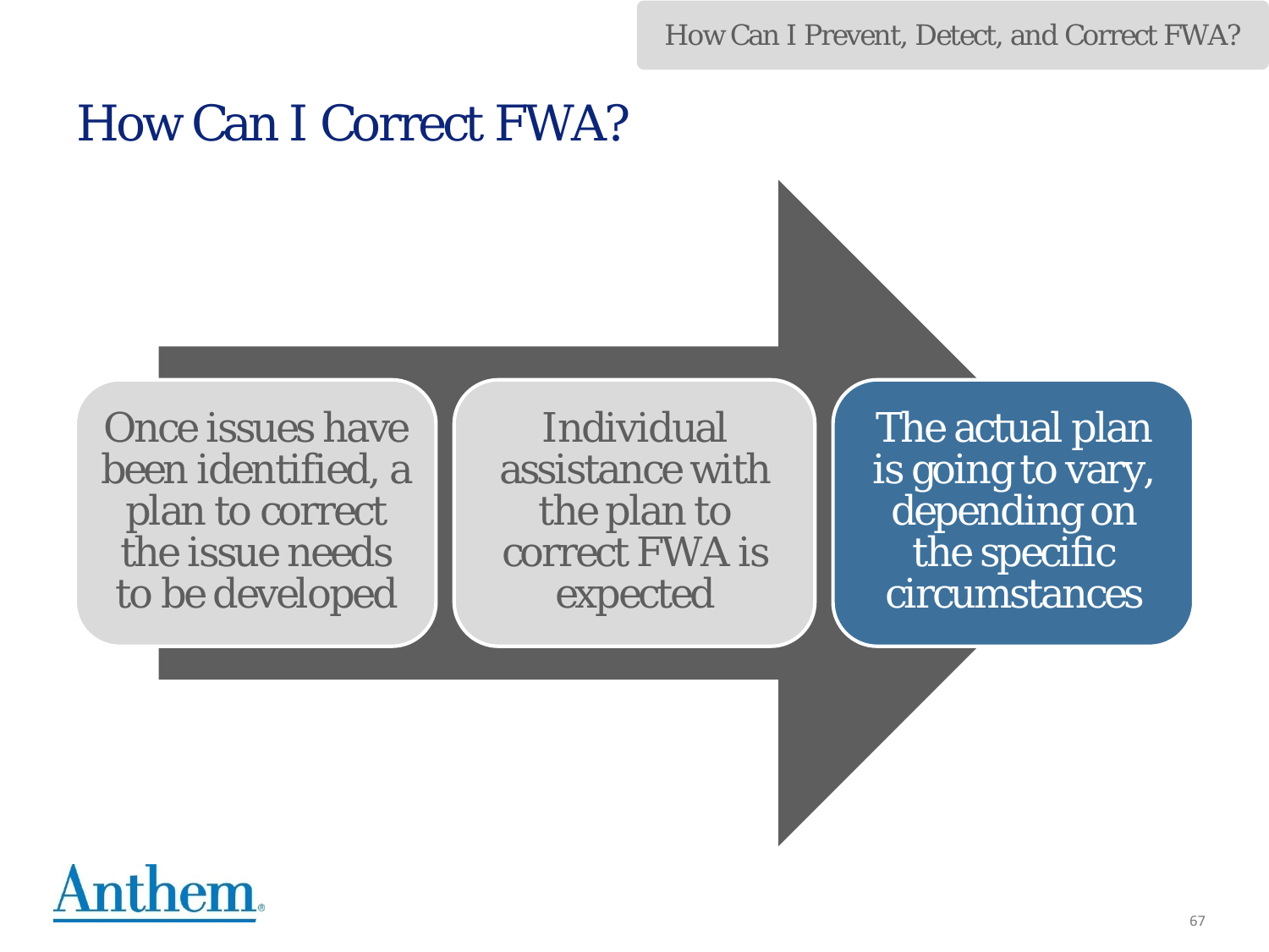# How Can I Correct FWA?

- Once issues have been identified, a plan to correct the issue needs to be developed
- Individual assistance with the plan to correct FWA is expected
- The actual plan is going to vary, depending on the specific circumstances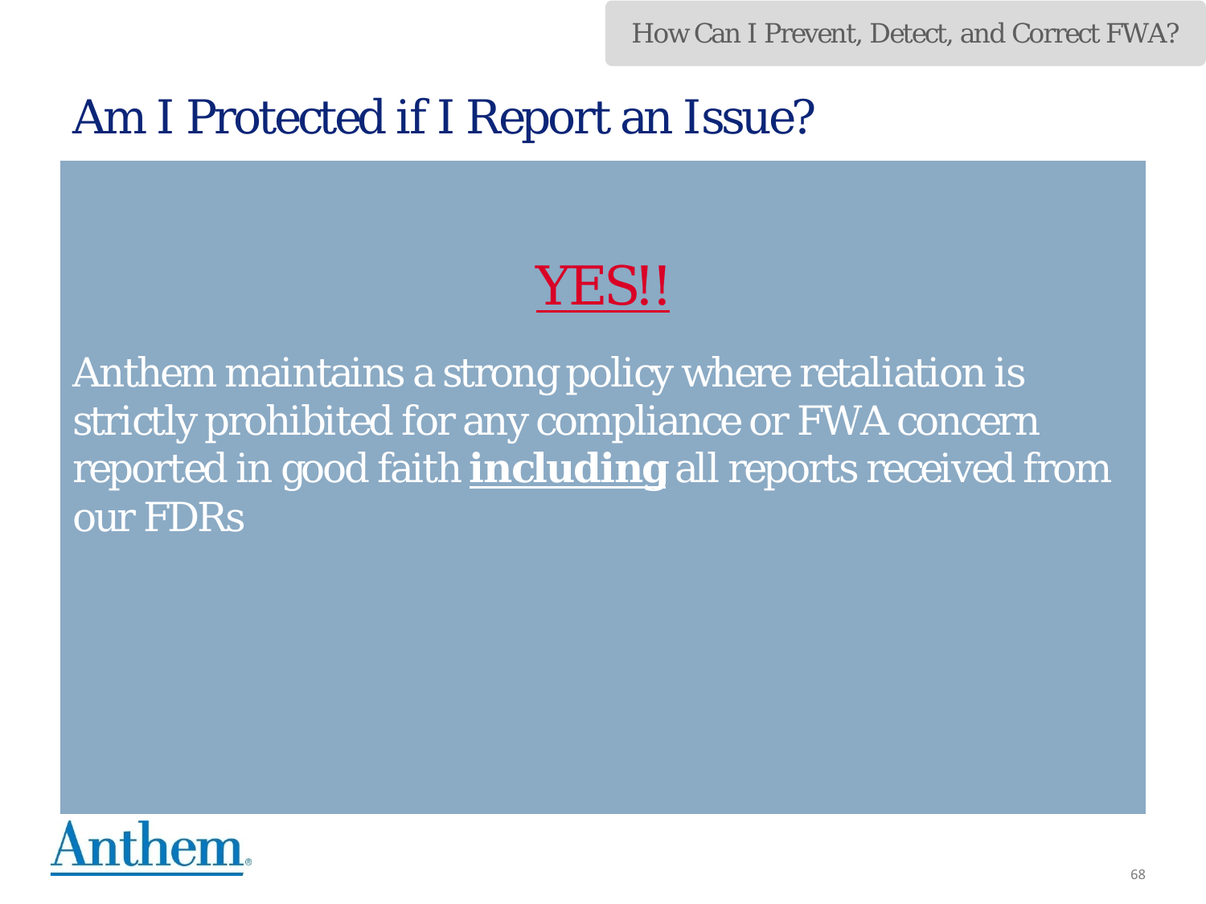# Am I Protected if I Report an Issue?

## YES!!

Anthem maintains a strong policy where retaliation is strictly prohibited for any compliance or FWA concern reported in good faith **including** all reports received from our FDRs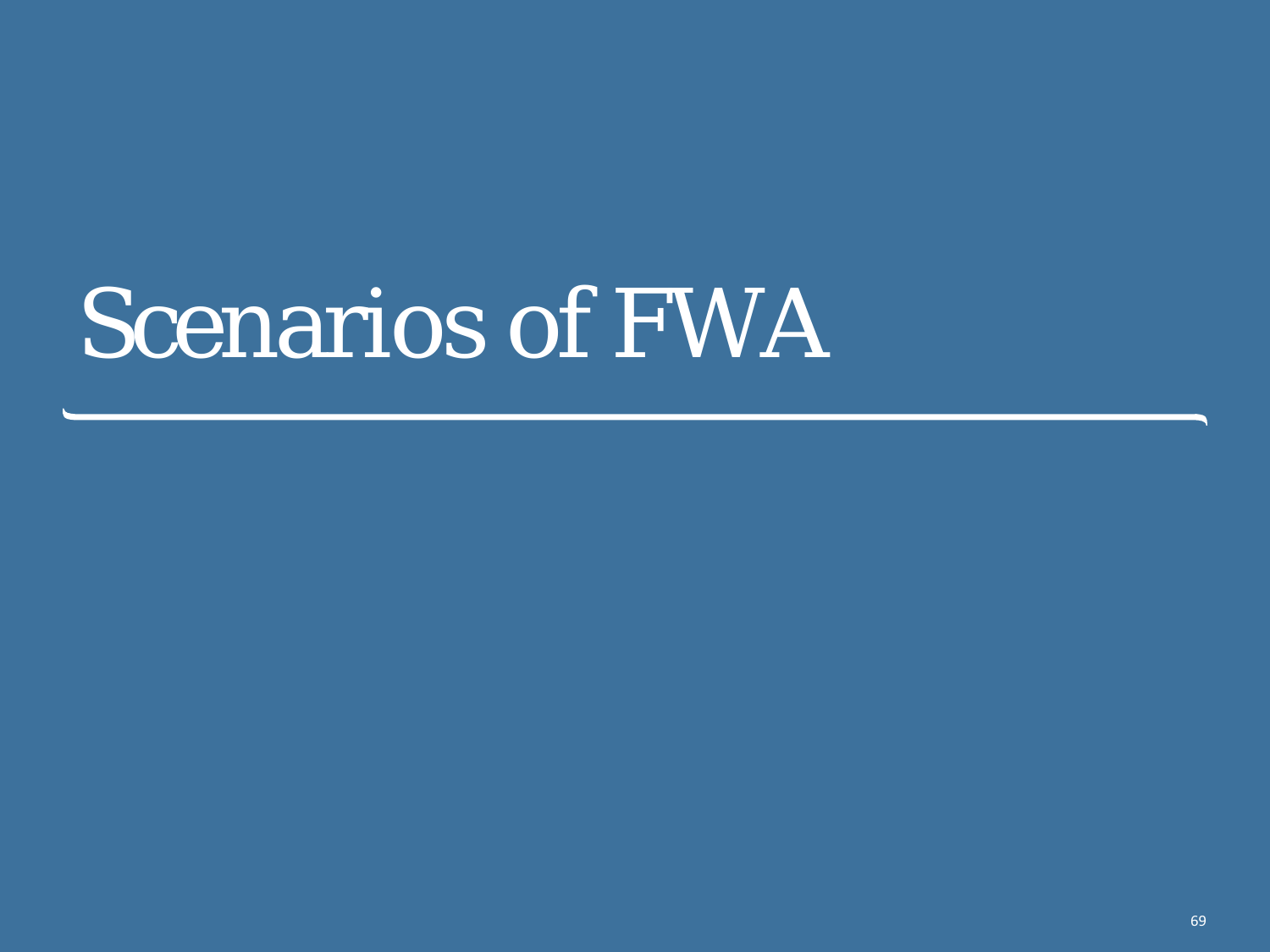# Scenarios of FWA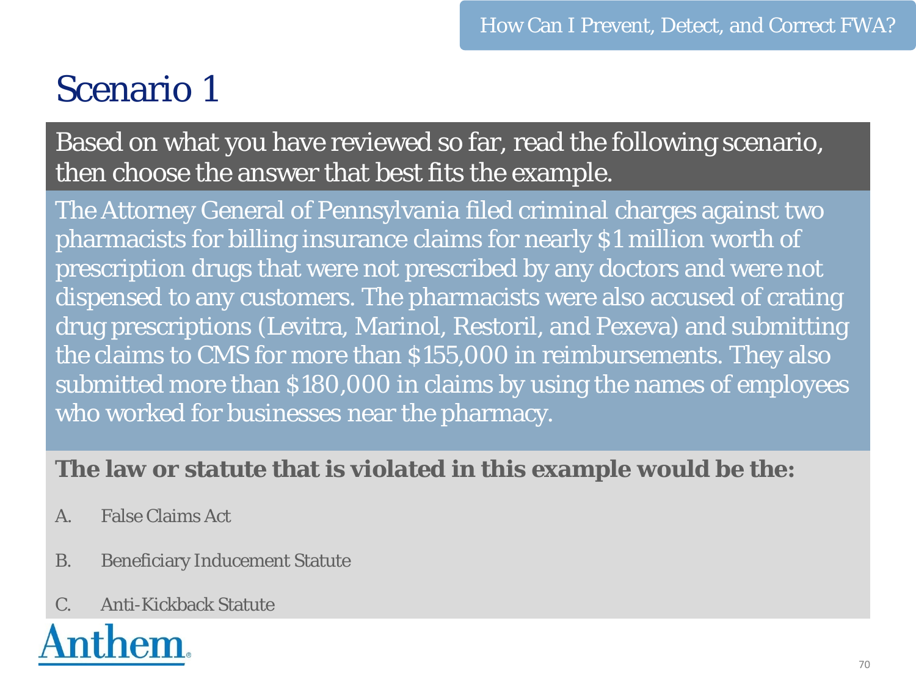# Scenario 1

Based on what you have reviewed so far, read the following scenario, then choose the answer that best fits the example.

The Attorney General of Pennsylvania filed criminal charges against two pharmacists for billing insurance claims for nearly $1 million worth of prescription drugs that were not prescribed by any doctors and were not dispensed to any customers. The pharmacists were also accused of crating drug prescriptions (Levitra, Marinol, Restoril, and Pexeva) and submitting the claims to CMS for more than $155,000 in reimbursements. They also submitted more than $180,000 in claims by using the names of employees who worked for businesses near the pharmacy.

**The law or statute that is violated in this example would be the:**

A. False Claims Act

B. Beneficiary Inducement Statute

C. Anti-Kickback Statute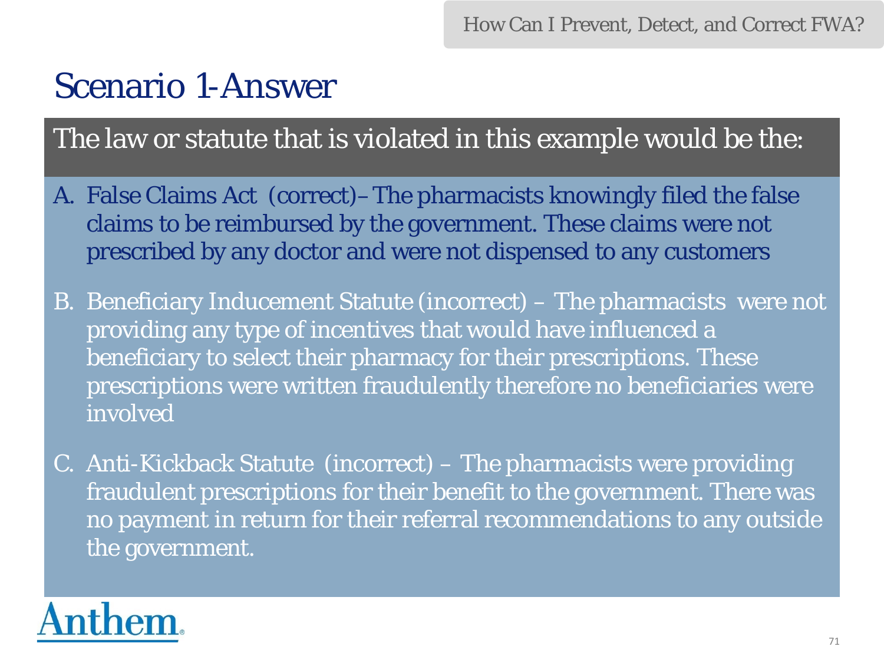# Scenario 1-Answer

The law or statute that is violated in this example would be the:

A. False Claims Act (correct)– The pharmacists knowingly filed the false claims to be reimbursed by the government. These claims were not prescribed by any doctor and were not dispensed to any customers

B. Beneficiary Inducement Statute (incorrect) – The pharmacists were not providing any type of incentives that would have influenced a beneficiary to select their pharmacy for their prescriptions. These prescriptions were written fraudulently therefore no beneficiaries were involved

C. Anti-Kickback Statute (incorrect) – The pharmacists were providing fraudulent prescriptions for their benefit to the government. There was no payment in return for their referral recommendations to any outside the government.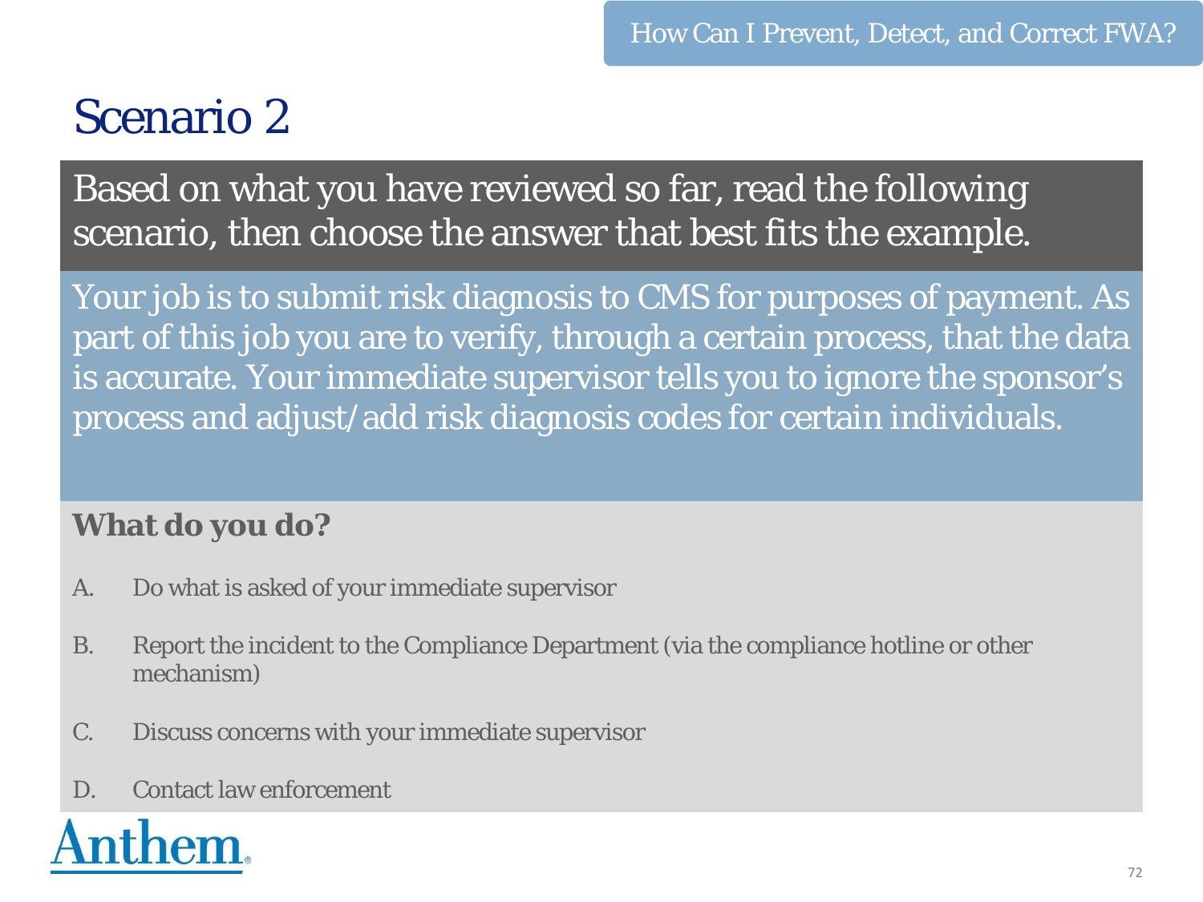# Scenario 2

Based on what you have reviewed so far, read the following scenario, then choose the answer that best fits the example.

Your job is to submit risk diagnosis to CMS for purposes of payment. As part of this job you are to verify, through a certain process, that the data is accurate. Your immediate supervisor tells you to ignore the sponsor's process and adjust/add risk diagnosis codes for certain individuals.

**What do you do?**

A. Do what is asked of your immediate supervisor

B. Report the incident to the Compliance Department (via the compliance hotline or other mechanism)

C. Discuss concerns with your immediate supervisor

D. Contact law enforcement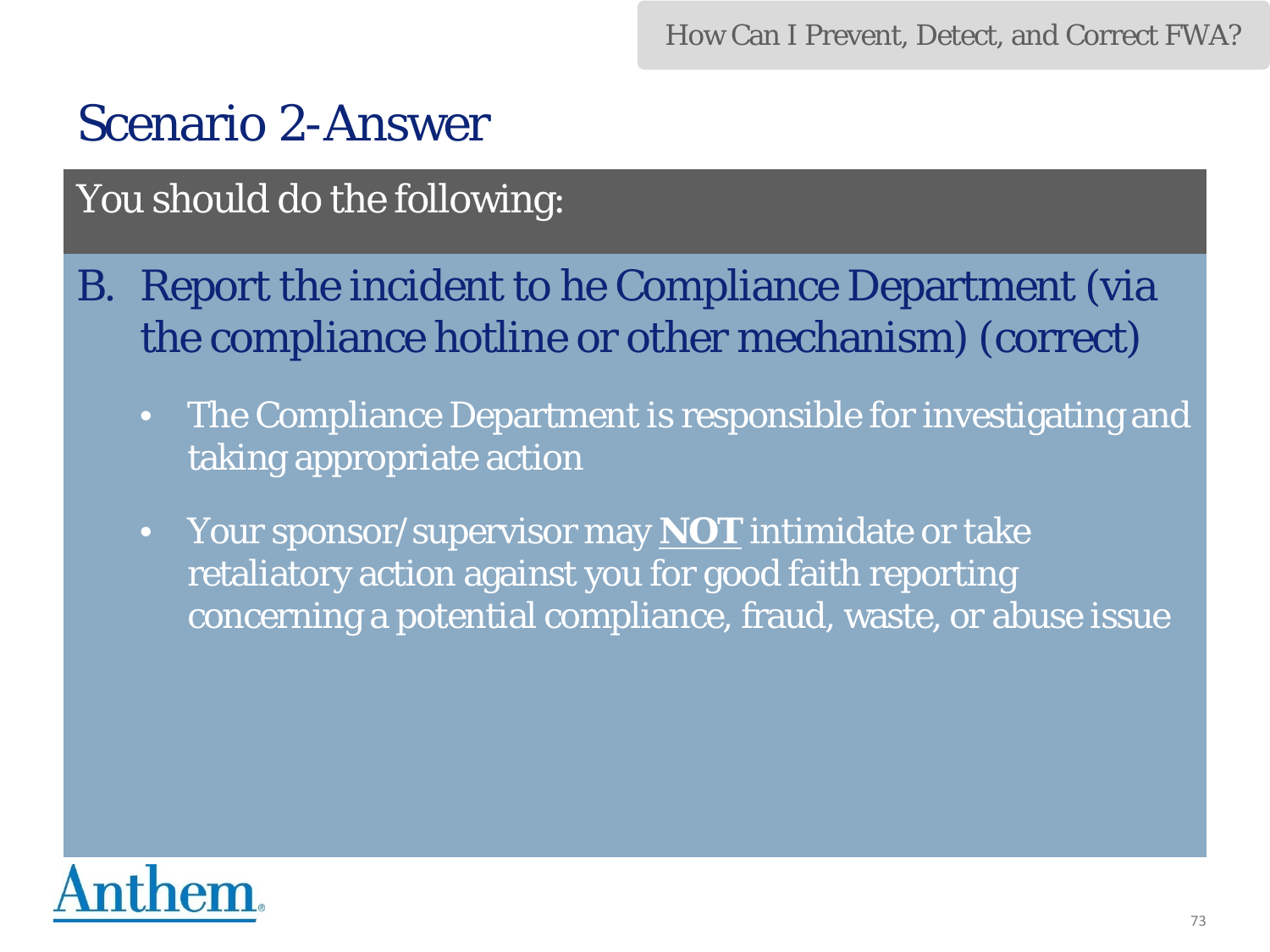# Scenario 2-Answer

You should do the following:

B. Report the incident to he Compliance Department (via the compliance hotline or other mechanism) (correct)

- The Compliance Department is responsible for investigating and taking appropriate action
- Your sponsor/supervisor may **NOT** intimidate or take retaliatory action against you for good faith reporting concerning a potential compliance, fraud, waste, or abuse issue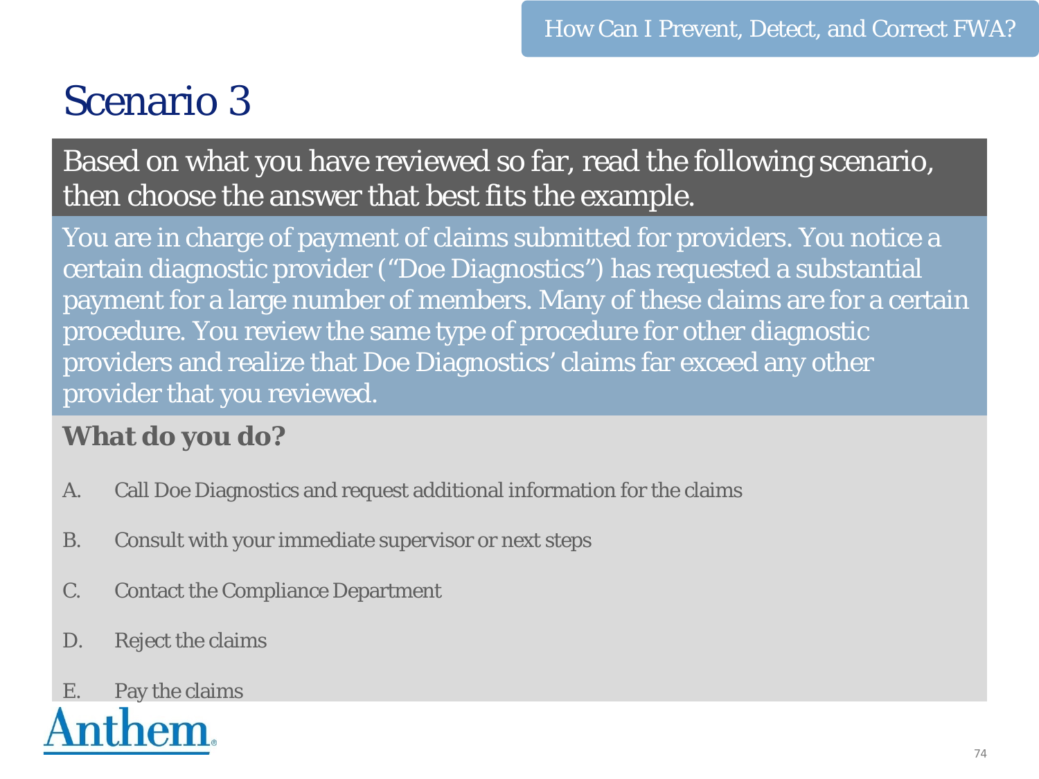# Scenario 3

Based on what you have reviewed so far, read the following scenario, then choose the answer that best fits the example.

You are in charge of payment of claims submitted for providers. You notice a certain diagnostic provider ("Doe Diagnostics") has requested a substantial payment for a large number of members. Many of these claims are for a certain procedure. You review the same type of procedure for other diagnostic providers and realize that Doe Diagnostics' claims far exceed any other provider that you reviewed.

**What do you do?**

A. Call Doe Diagnostics and request additional information for the claims

B. Consult with your immediate supervisor or next steps

C. Contact the Compliance Department

D. Reject the claims

E. Pay the claims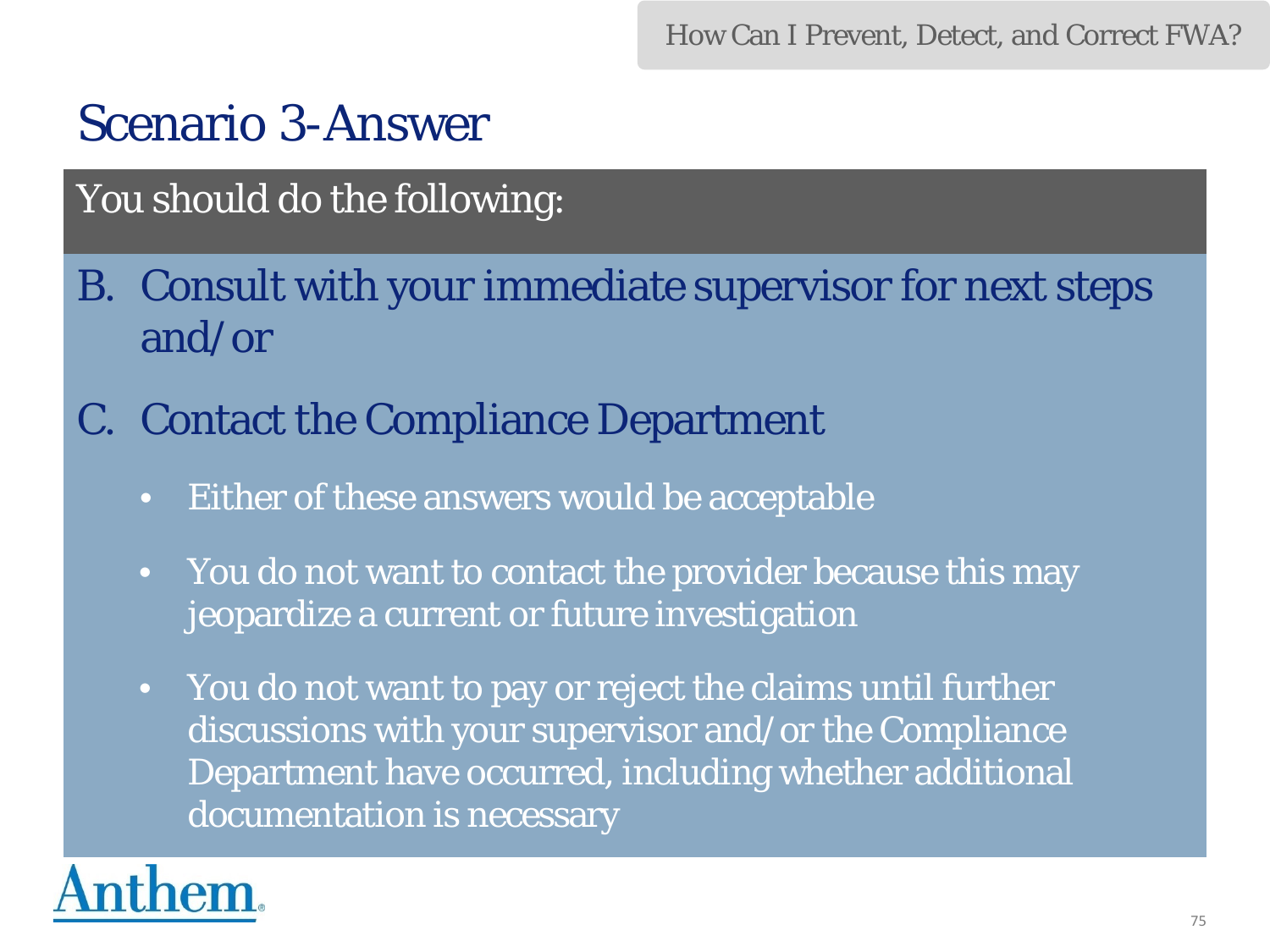# Scenario 3-Answer

You should do the following:

B. Consult with your immediate supervisor for next steps and/or

C. Contact the Compliance Department

- Either of these answers would be acceptable
- You do not want to contact the provider because this may jeopardize a current or future investigation
- You do not want to pay or reject the claims until further discussions with your supervisor and/or the Compliance Department have occurred, including whether additional documentation is necessary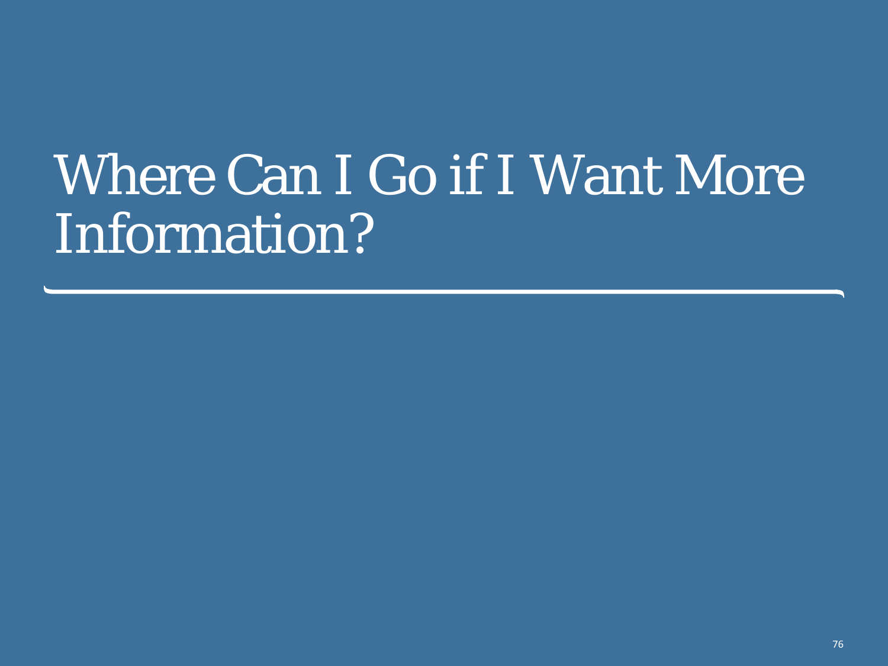# Where Can I Go if I Want More Information?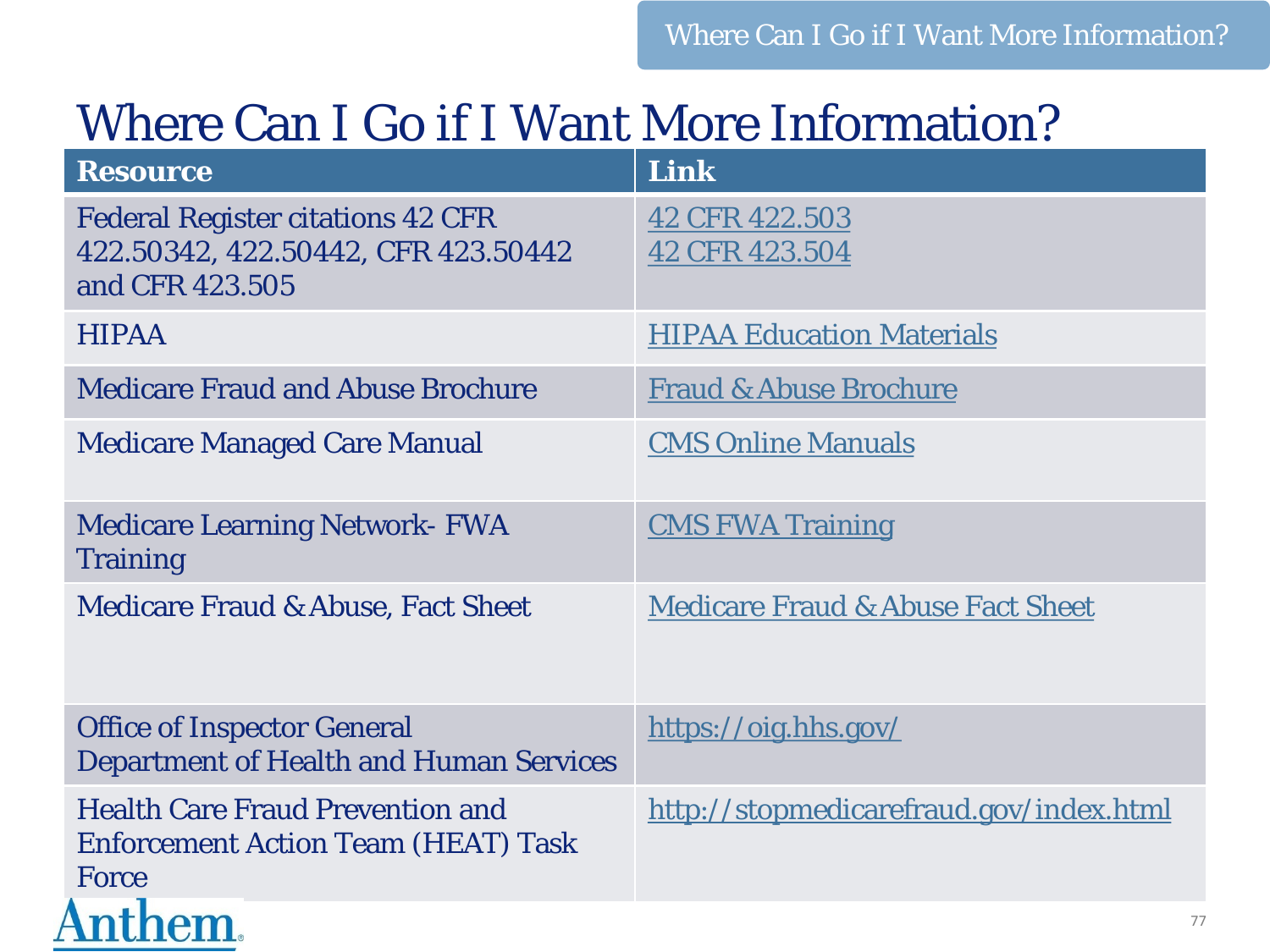# Where Can I Go if I Want More Information?

| Resource | Link |
|---|---|
| Federal Register citations 42 CFR 422.50342, 422.50442, CFR 423.50442 and CFR 423.505 | 42 CFR 422.503<br>42 CFR 423.504 |
| HIPAA | HIPAA Education Materials |
| Medicare Fraud and Abuse Brochure | Fraud & Abuse Brochure |
| Medicare Managed Care Manual | CMS Online Manuals |
| Medicare Learning Network- FWA Training | CMS FWA Training |
| Medicare Fraud & Abuse, Fact Sheet | Medicare Fraud & Abuse Fact Sheet |
| Office of Inspector General<br>Department of Health and Human Services | https://oig.hhs.gov/ |
| Health Care Fraud Prevention and Enforcement Action Team (HEAT) Task Force | http://stopmedicarefraud.gov/index.html |

Anthem.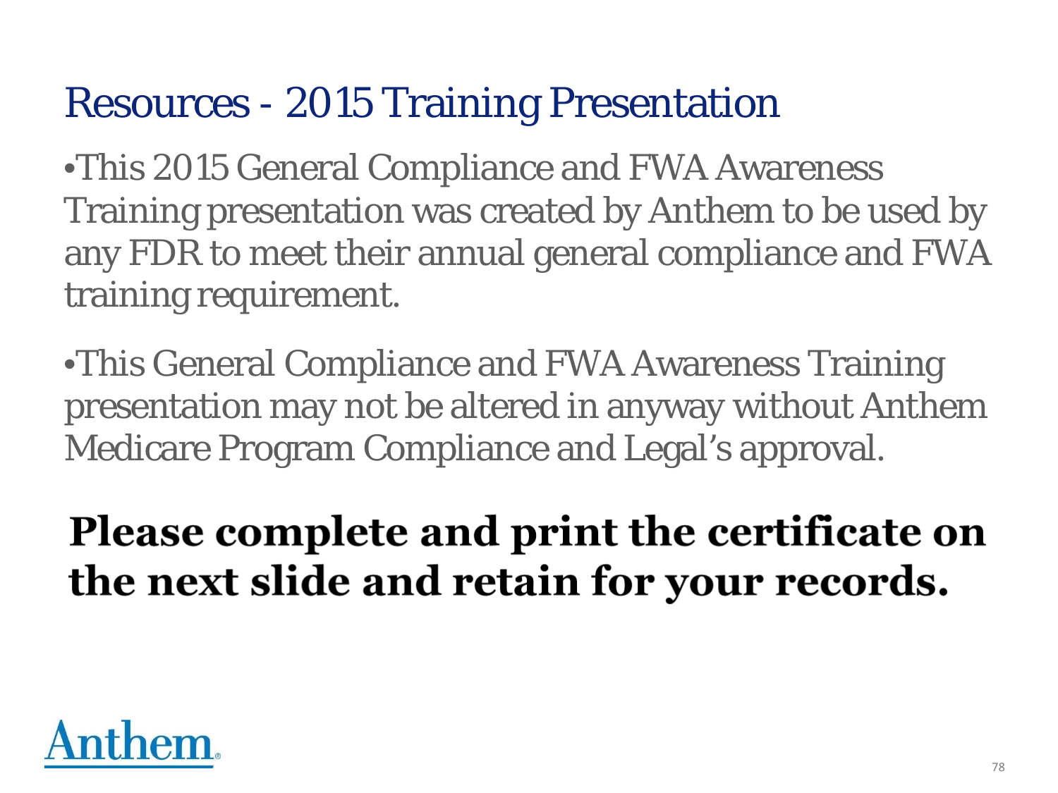# Resources - 2015 Training Presentation

- This 2015 General Compliance and FWA Awareness Training presentation was created by Anthem to be used by any FDR to meet their annual general compliance and FWA training requirement.
- This General Compliance and FWA Awareness Training presentation may not be altered in anyway without Anthem Medicare Program Compliance and Legal's approval.

**Please complete and print the certificate on the next slide and retain for your records.**

Anthem.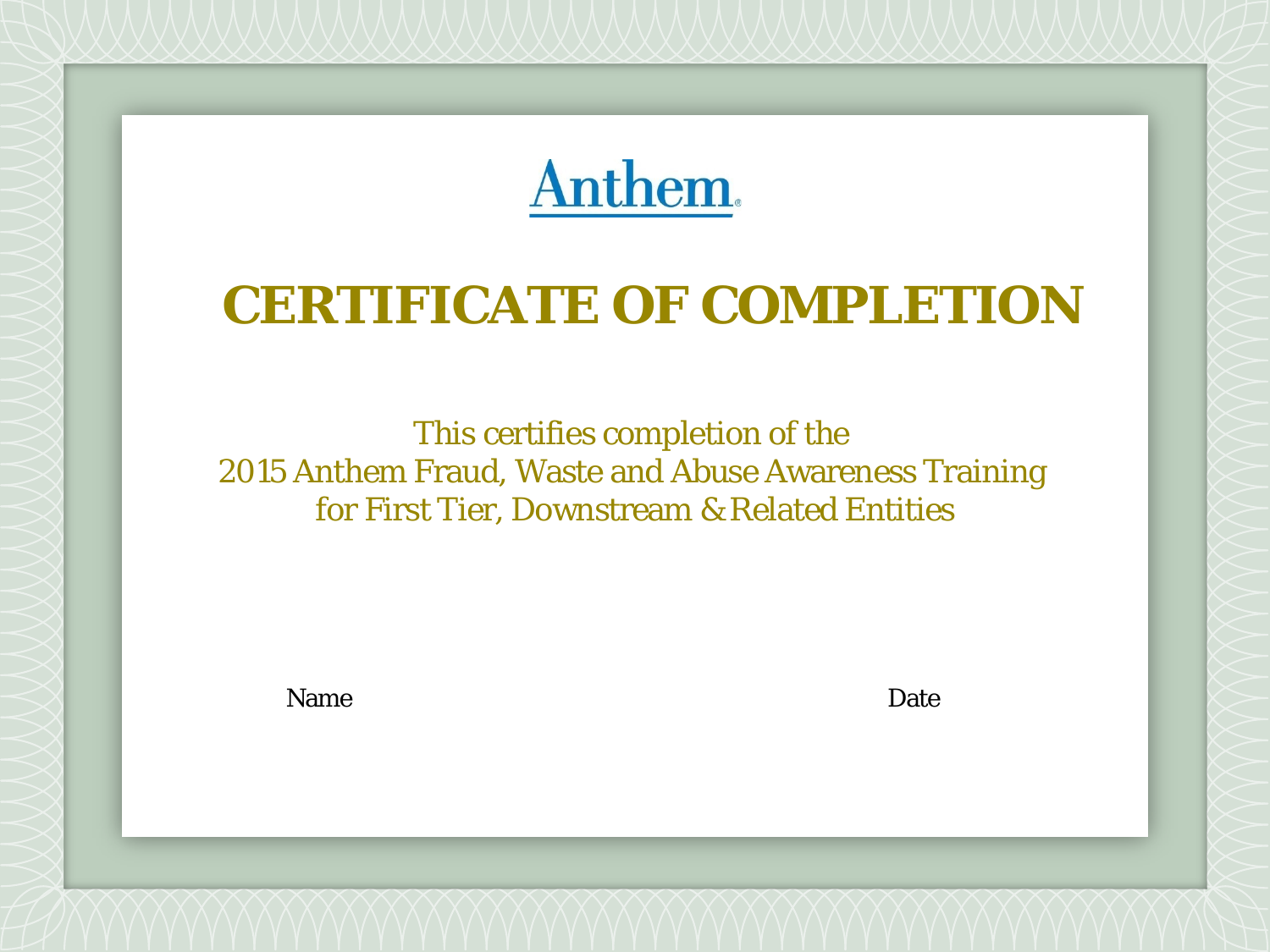Anthem

# CERTIFICATE OF COMPLETION

This certifies completion of the
2015 Anthem Fraud, Waste and Abuse Awareness Training
for First Tier, Downstream & Related Entities

Name

Date